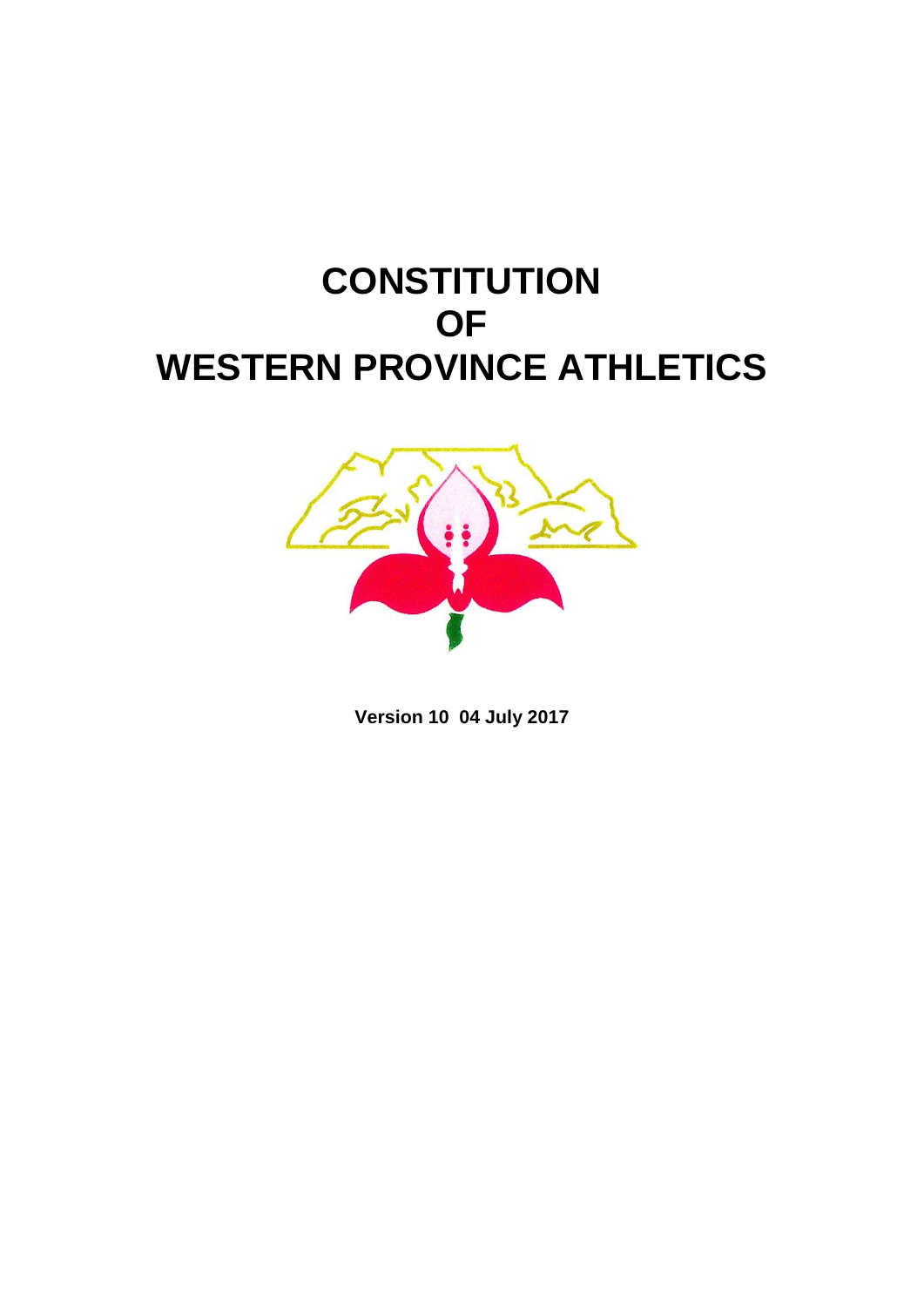# CONSTITUTION
# OF
# WESTERN PROVINCE ATHLETICS

**Version 10 04 July 2017**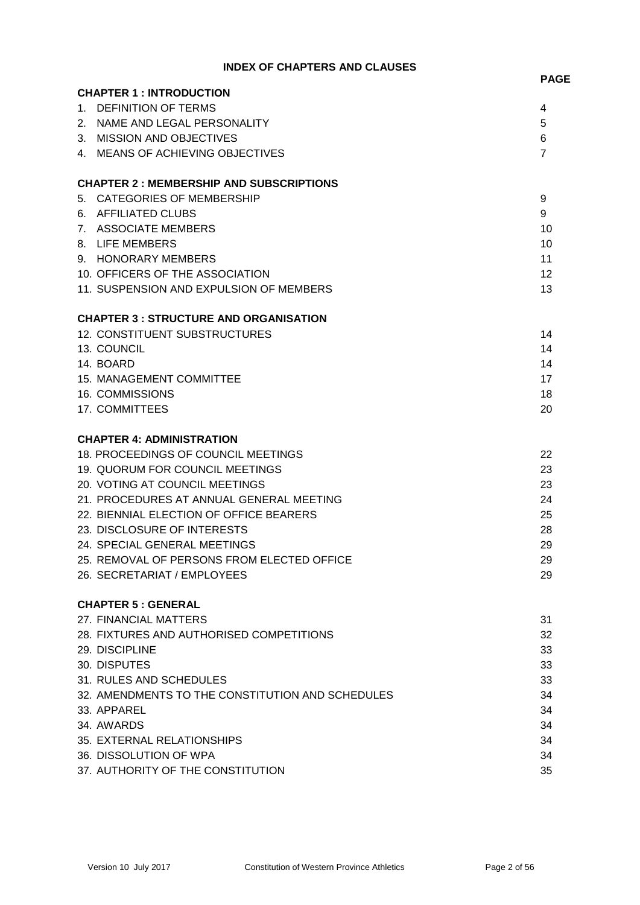# INDEX OF CHAPTERS AND CLAUSES

| | PAGE |
|---|---|
| **CHAPTER 1 : INTRODUCTION** | |
| 1. DEFINITION OF TERMS | 4 |
| 2. NAME AND LEGAL PERSONALITY | 5 |
| 3. MISSION AND OBJECTIVES | 6 |
| 4. MEANS OF ACHIEVING OBJECTIVES | 7 |
| **CHAPTER 2 : MEMBERSHIP AND SUBSCRIPTIONS** | |
| 5. CATEGORIES OF MEMBERSHIP | 9 |
| 6. AFFILIATED CLUBS | 9 |
| 7. ASSOCIATE MEMBERS | 10 |
| 8. LIFE MEMBERS | 10 |
| 9. HONORARY MEMBERS | 11 |
| 10. OFFICERS OF THE ASSOCIATION | 12 |
| 11. SUSPENSION AND EXPULSION OF MEMBERS | 13 |
| **CHAPTER 3 : STRUCTURE AND ORGANISATION** | |
| 12. CONSTITUENT SUBSTRUCTURES | 14 |
| 13. COUNCIL | 14 |
| 14. BOARD | 14 |
| 15. MANAGEMENT COMMITTEE | 17 |
| 16. COMMISSIONS | 18 |
| 17. COMMITTEES | 20 |
| **CHAPTER 4: ADMINISTRATION** | |
| 18. PROCEEDINGS OF COUNCIL MEETINGS | 22 |
| 19. QUORUM FOR COUNCIL MEETINGS | 23 |
| 20. VOTING AT COUNCIL MEETINGS | 23 |
| 21. PROCEDURES AT ANNUAL GENERAL MEETING | 24 |
| 22. BIENNIAL ELECTION OF OFFICE BEARERS | 25 |
| 23. DISCLOSURE OF INTERESTS | 28 |
| 24. SPECIAL GENERAL MEETINGS | 29 |
| 25. REMOVAL OF PERSONS FROM ELECTED OFFICE | 29 |
| 26. SECRETARIAT / EMPLOYEES | 29 |
| **CHAPTER 5 : GENERAL** | |
| 27. FINANCIAL MATTERS | 31 |
| 28. FIXTURES AND AUTHORISED COMPETITIONS | 32 |
| 29. DISCIPLINE | 33 |
| 30. DISPUTES | 33 |
| 31. RULES AND SCHEDULES | 33 |
| 32. AMENDMENTS TO THE CONSTITUTION AND SCHEDULES | 34 |
| 33. APPAREL | 34 |
| 34. AWARDS | 34 |
| 35. EXTERNAL RELATIONSHIPS | 34 |
| 36. DISSOLUTION OF WPA | 34 |
| 37. AUTHORITY OF THE CONSTITUTION | 35 |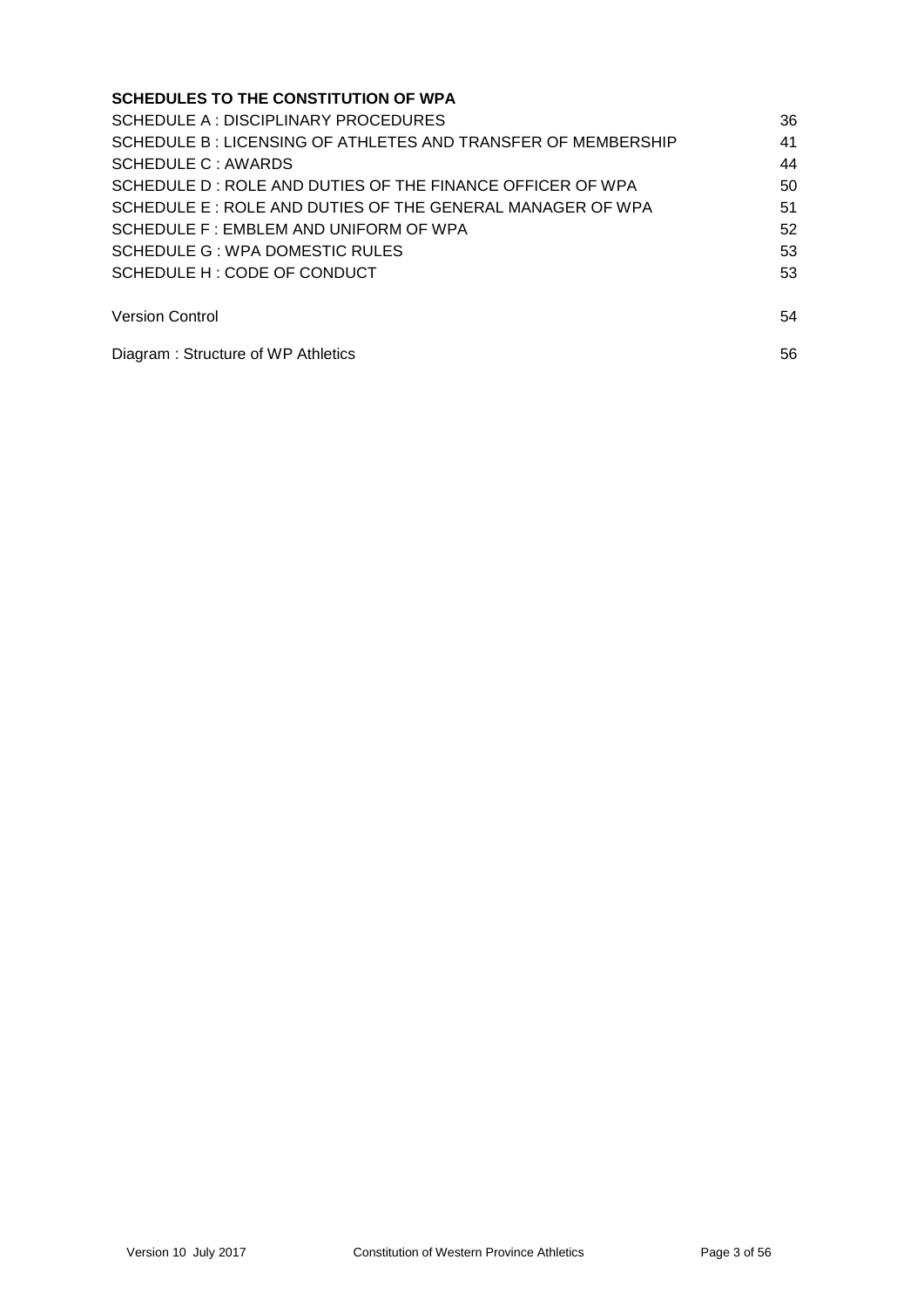**SCHEDULES TO THE CONSTITUTION OF WPA**

| | |
|---|---|
| SCHEDULE A : DISCIPLINARY PROCEDURES | 36 |
| SCHEDULE B : LICENSING OF ATHLETES AND TRANSFER OF MEMBERSHIP | 41 |
| SCHEDULE C : AWARDS | 44 |
| SCHEDULE D : ROLE AND DUTIES OF THE FINANCE OFFICER OF WPA | 50 |
| SCHEDULE E : ROLE AND DUTIES OF THE GENERAL MANAGER OF WPA | 51 |
| SCHEDULE F : EMBLEM AND UNIFORM OF WPA | 52 |
| SCHEDULE G : WPA DOMESTIC RULES | 53 |
| SCHEDULE H : CODE OF CONDUCT | 53 |
| Version Control | 54 |
| Diagram : Structure of WP Athletics | 56 |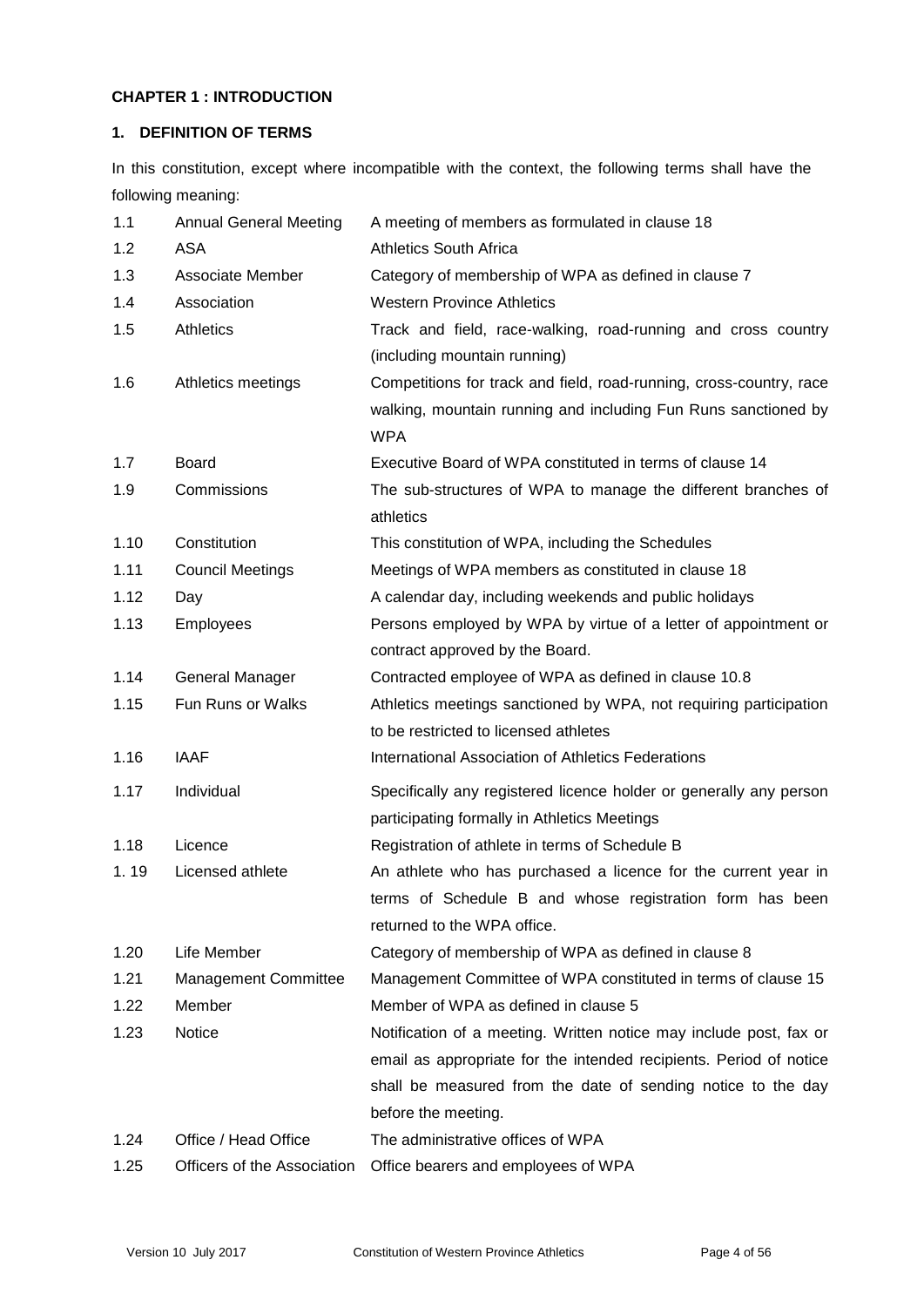**CHAPTER 1 : INTRODUCTION**

**1. DEFINITION OF TERMS**

In this constitution, except where incompatible with the context, the following terms shall have the following meaning:

| | | |
|---|---|---|
| 1.1 | Annual General Meeting | A meeting of members as formulated in clause 18 |
| 1.2 | ASA | Athletics South Africa |
| 1.3 | Associate Member | Category of membership of WPA as defined in clause 7 |
| 1.4 | Association | Western Province Athletics |
| 1.5 | Athletics | Track and field, race-walking, road-running and cross country (including mountain running) |
| 1.6 | Athletics meetings | Competitions for track and field, road-running, cross-country, race walking, mountain running and including Fun Runs sanctioned by WPA |
| 1.7 | Board | Executive Board of WPA constituted in terms of clause 14 |
| 1.9 | Commissions | The sub-structures of WPA to manage the different branches of athletics |
| 1.10 | Constitution | This constitution of WPA, including the Schedules |
| 1.11 | Council Meetings | Meetings of WPA members as constituted in clause 18 |
| 1.12 | Day | A calendar day, including weekends and public holidays |
| 1.13 | Employees | Persons employed by WPA by virtue of a letter of appointment or contract approved by the Board. |
| 1.14 | General Manager | Contracted employee of WPA as defined in clause 10.8 |
| 1.15 | Fun Runs or Walks | Athletics meetings sanctioned by WPA, not requiring participation to be restricted to licensed athletes |
| 1.16 | IAAF | International Association of Athletics Federations |
| 1.17 | Individual | Specifically any registered licence holder or generally any person participating formally in Athletics Meetings |
| 1.18 | Licence | Registration of athlete in terms of Schedule B |
| 1. 19 | Licensed athlete | An athlete who has purchased a licence for the current year in terms of Schedule B and whose registration form has been returned to the WPA office. |
| 1.20 | Life Member | Category of membership of WPA as defined in clause 8 |
| 1.21 | Management Committee | Management Committee of WPA constituted in terms of clause 15 |
| 1.22 | Member | Member of WPA as defined in clause 5 |
| 1.23 | Notice | Notification of a meeting. Written notice may include post, fax or email as appropriate for the intended recipients. Period of notice shall be measured from the date of sending notice to the day before the meeting. |
| 1.24 | Office / Head Office | The administrative offices of WPA |
| 1.25 | Officers of the Association | Office bearers and employees of WPA |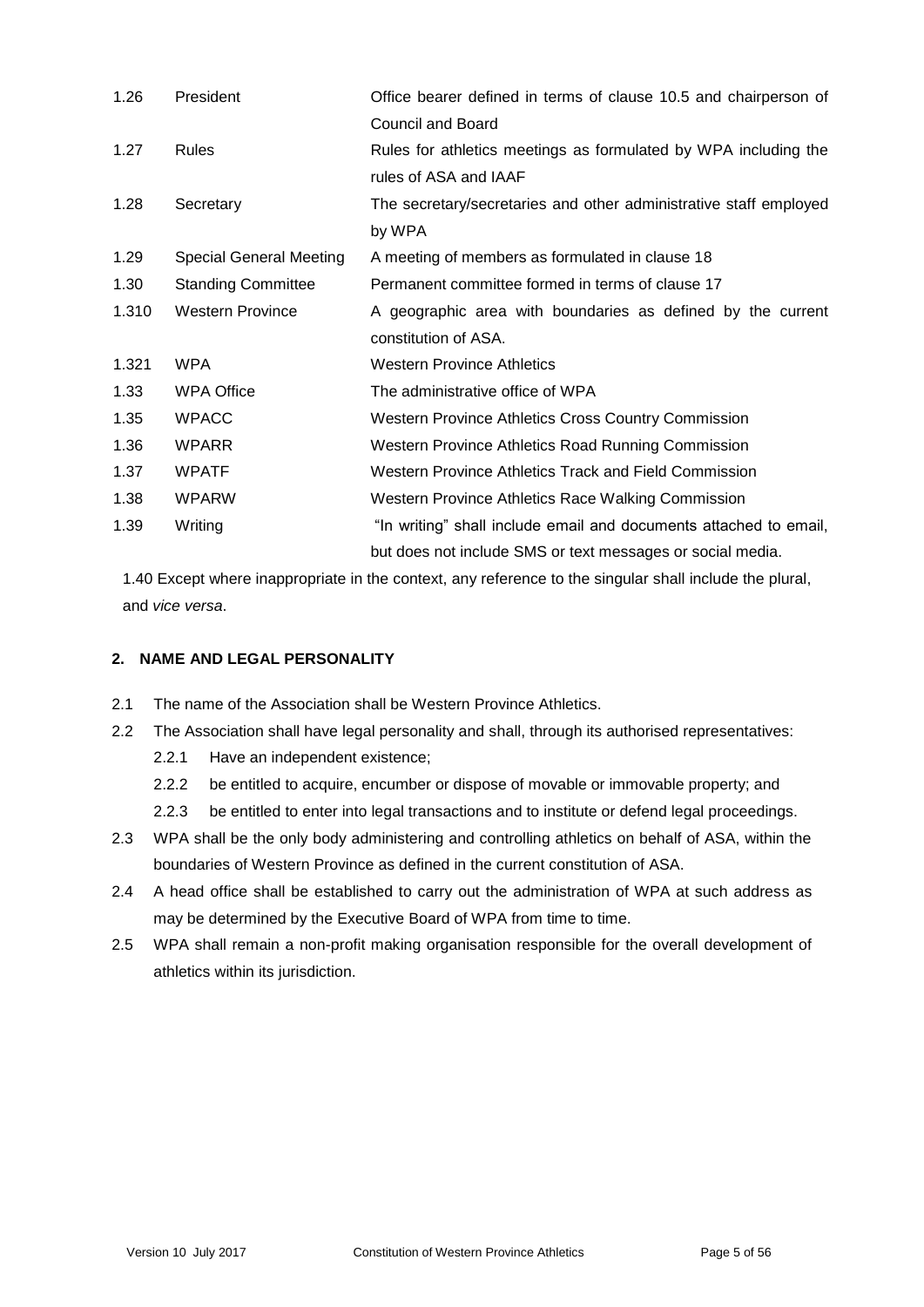| | | |
|---|---|---|
| 1.26 | President | Office bearer defined in terms of clause 10.5 and chairperson of Council and Board |
| 1.27 | Rules | Rules for athletics meetings as formulated by WPA including the rules of ASA and IAAF |
| 1.28 | Secretary | The secretary/secretaries and other administrative staff employed by WPA |
| 1.29 | Special General Meeting | A meeting of members as formulated in clause 18 |
| 1.30 | Standing Committee | Permanent committee formed in terms of clause 17 |
| 1.310 | Western Province | A geographic area with boundaries as defined by the current constitution of ASA. |
| 1.321 | WPA | Western Province Athletics |
| 1.33 | WPA Office | The administrative office of WPA |
| 1.35 | WPACC | Western Province Athletics Cross Country Commission |
| 1.36 | WPARR | Western Province Athletics Road Running Commission |
| 1.37 | WPATF | Western Province Athletics Track and Field Commission |
| 1.38 | WPARW | Western Province Athletics Race Walking Commission |
| 1.39 | Writing | "In writing" shall include email and documents attached to email, but does not include SMS or text messages or social media. |

1.40 Except where inappropriate in the context, any reference to the singular shall include the plural, and *vice versa*.

## 2. NAME AND LEGAL PERSONALITY

2.1 The name of the Association shall be Western Province Athletics.

2.2 The Association shall have legal personality and shall, through its authorised representatives:

- 2.2.1 Have an independent existence;
- 2.2.2 be entitled to acquire, encumber or dispose of movable or immovable property; and
- 2.2.3 be entitled to enter into legal transactions and to institute or defend legal proceedings.

2.3 WPA shall be the only body administering and controlling athletics on behalf of ASA, within the boundaries of Western Province as defined in the current constitution of ASA.

2.4 A head office shall be established to carry out the administration of WPA at such address as may be determined by the Executive Board of WPA from time to time.

2.5 WPA shall remain a non-profit making organisation responsible for the overall development of athletics within its jurisdiction.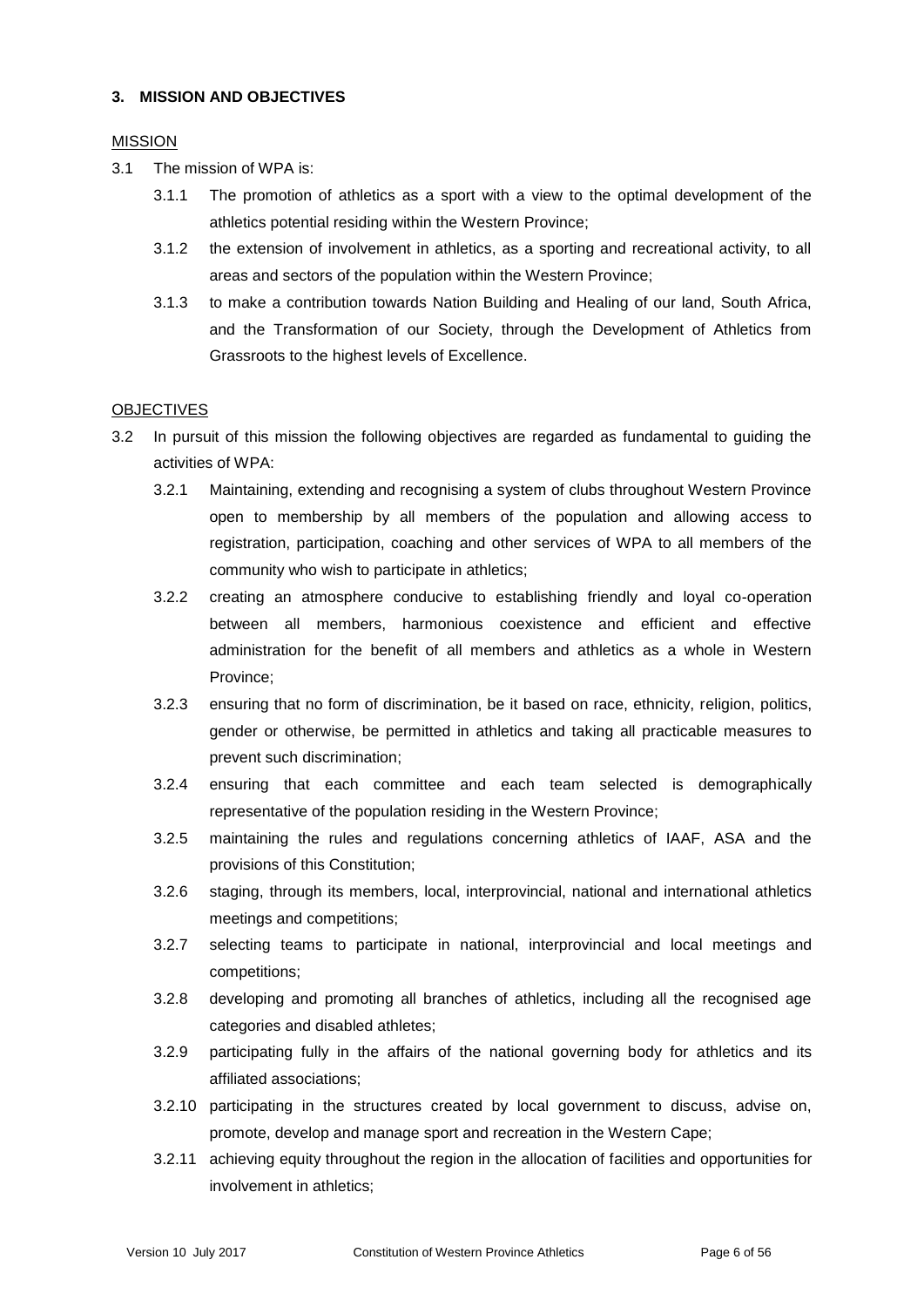## 3. MISSION AND OBJECTIVES

MISSION

3.1 The mission of WPA is:

3.1.1 The promotion of athletics as a sport with a view to the optimal development of the athletics potential residing within the Western Province;

3.1.2 the extension of involvement in athletics, as a sporting and recreational activity, to all areas and sectors of the population within the Western Province;

3.1.3 to make a contribution towards Nation Building and Healing of our land, South Africa, and the Transformation of our Society, through the Development of Athletics from Grassroots to the highest levels of Excellence.

OBJECTIVES

3.2 In pursuit of this mission the following objectives are regarded as fundamental to guiding the activities of WPA:

3.2.1 Maintaining, extending and recognising a system of clubs throughout Western Province open to membership by all members of the population and allowing access to registration, participation, coaching and other services of WPA to all members of the community who wish to participate in athletics;

3.2.2 creating an atmosphere conducive to establishing friendly and loyal co-operation between all members, harmonious coexistence and efficient and effective administration for the benefit of all members and athletics as a whole in Western Province;

3.2.3 ensuring that no form of discrimination, be it based on race, ethnicity, religion, politics, gender or otherwise, be permitted in athletics and taking all practicable measures to prevent such discrimination;

3.2.4 ensuring that each committee and each team selected is demographically representative of the population residing in the Western Province;

3.2.5 maintaining the rules and regulations concerning athletics of IAAF, ASA and the provisions of this Constitution;

3.2.6 staging, through its members, local, interprovincial, national and international athletics meetings and competitions;

3.2.7 selecting teams to participate in national, interprovincial and local meetings and competitions;

3.2.8 developing and promoting all branches of athletics, including all the recognised age categories and disabled athletes;

3.2.9 participating fully in the affairs of the national governing body for athletics and its affiliated associations;

3.2.10 participating in the structures created by local government to discuss, advise on, promote, develop and manage sport and recreation in the Western Cape;

3.2.11 achieving equity throughout the region in the allocation of facilities and opportunities for involvement in athletics;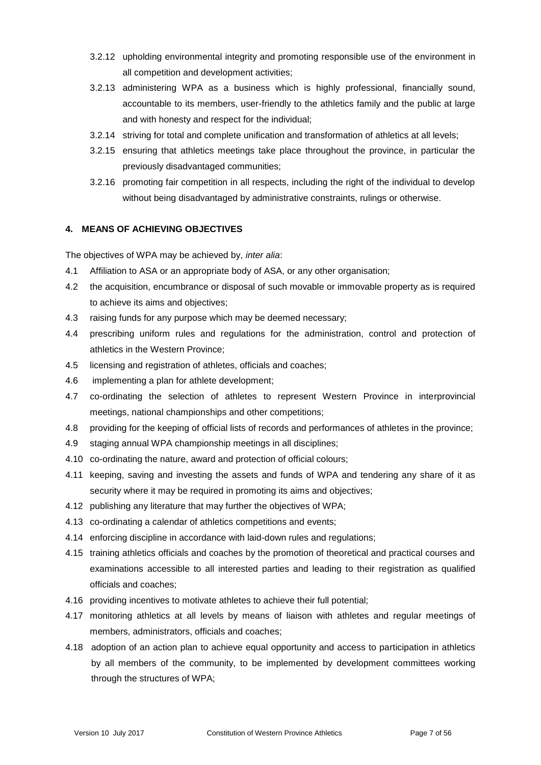3.2.12 upholding environmental integrity and promoting responsible use of the environment in all competition and development activities;

3.2.13 administering WPA as a business which is highly professional, financially sound, accountable to its members, user-friendly to the athletics family and the public at large and with honesty and respect for the individual;

3.2.14 striving for total and complete unification and transformation of athletics at all levels;

3.2.15 ensuring that athletics meetings take place throughout the province, in particular the previously disadvantaged communities;

3.2.16 promoting fair competition in all respects, including the right of the individual to develop without being disadvantaged by administrative constraints, rulings or otherwise.

#### 4. MEANS OF ACHIEVING OBJECTIVES

The objectives of WPA may be achieved by, *inter alia*:

4.1 Affiliation to ASA or an appropriate body of ASA, or any other organisation;

4.2 the acquisition, encumbrance or disposal of such movable or immovable property as is required to achieve its aims and objectives;

4.3 raising funds for any purpose which may be deemed necessary;

4.4 prescribing uniform rules and regulations for the administration, control and protection of athletics in the Western Province;

4.5 licensing and registration of athletes, officials and coaches;

4.6 implementing a plan for athlete development;

4.7 co-ordinating the selection of athletes to represent Western Province in interprovincial meetings, national championships and other competitions;

4.8 providing for the keeping of official lists of records and performances of athletes in the province;

4.9 staging annual WPA championship meetings in all disciplines;

4.10 co-ordinating the nature, award and protection of official colours;

4.11 keeping, saving and investing the assets and funds of WPA and tendering any share of it as security where it may be required in promoting its aims and objectives;

4.12 publishing any literature that may further the objectives of WPA;

4.13 co-ordinating a calendar of athletics competitions and events;

4.14 enforcing discipline in accordance with laid-down rules and regulations;

4.15 training athletics officials and coaches by the promotion of theoretical and practical courses and examinations accessible to all interested parties and leading to their registration as qualified officials and coaches;

4.16 providing incentives to motivate athletes to achieve their full potential;

4.17 monitoring athletics at all levels by means of liaison with athletes and regular meetings of members, administrators, officials and coaches;

4.18 adoption of an action plan to achieve equal opportunity and access to participation in athletics by all members of the community, to be implemented by development committees working through the structures of WPA;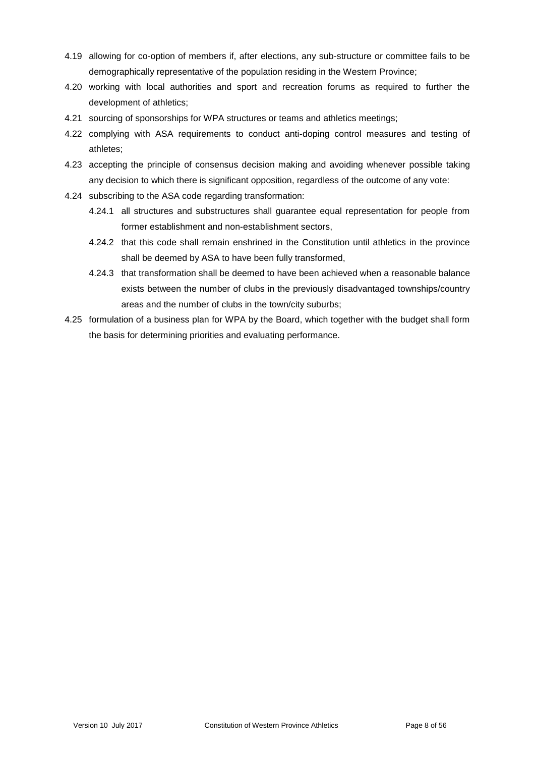4.19 allowing for co-option of members if, after elections, any sub-structure or committee fails to be demographically representative of the population residing in the Western Province;

4.20 working with local authorities and sport and recreation forums as required to further the development of athletics;

4.21 sourcing of sponsorships for WPA structures or teams and athletics meetings;

4.22 complying with ASA requirements to conduct anti-doping control measures and testing of athletes;

4.23 accepting the principle of consensus decision making and avoiding whenever possible taking any decision to which there is significant opposition, regardless of the outcome of any vote:

4.24 subscribing to the ASA code regarding transformation:

   4.24.1 all structures and substructures shall guarantee equal representation for people from former establishment and non-establishment sectors,

   4.24.2 that this code shall remain enshrined in the Constitution until athletics in the province shall be deemed by ASA to have been fully transformed,

   4.24.3 that transformation shall be deemed to have been achieved when a reasonable balance exists between the number of clubs in the previously disadvantaged townships/country areas and the number of clubs in the town/city suburbs;

4.25 formulation of a business plan for WPA by the Board, which together with the budget shall form the basis for determining priorities and evaluating performance.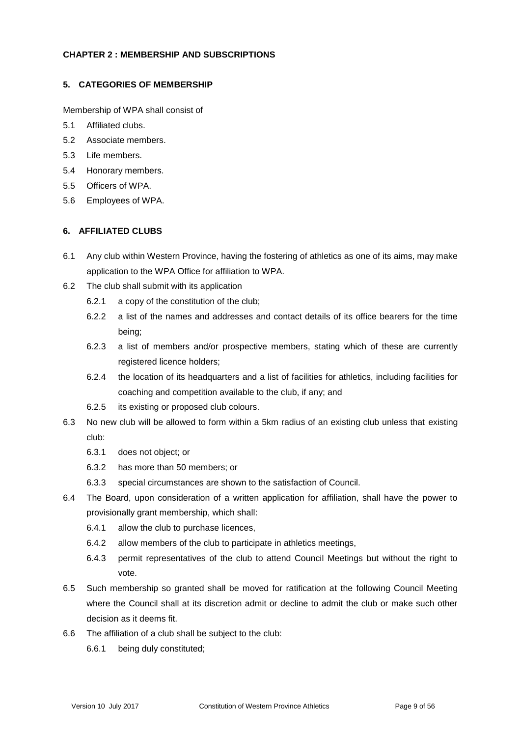## CHAPTER 2 : MEMBERSHIP AND SUBSCRIPTIONS

### 5. CATEGORIES OF MEMBERSHIP

Membership of WPA shall consist of

5.1 Affiliated clubs.

5.2 Associate members.

5.3 Life members.

5.4 Honorary members.

5.5 Officers of WPA.

5.6 Employees of WPA.

### 6. AFFILIATED CLUBS

6.1 Any club within Western Province, having the fostering of athletics as one of its aims, may make application to the WPA Office for affiliation to WPA.

6.2 The club shall submit with its application

- 6.2.1 a copy of the constitution of the club;
- 6.2.2 a list of the names and addresses and contact details of its office bearers for the time being;
- 6.2.3 a list of members and/or prospective members, stating which of these are currently registered licence holders;
- 6.2.4 the location of its headquarters and a list of facilities for athletics, including facilities for coaching and competition available to the club, if any; and
- 6.2.5 its existing or proposed club colours.

6.3 No new club will be allowed to form within a 5km radius of an existing club unless that existing club:

- 6.3.1 does not object; or
- 6.3.2 has more than 50 members; or
- 6.3.3 special circumstances are shown to the satisfaction of Council.

6.4 The Board, upon consideration of a written application for affiliation, shall have the power to provisionally grant membership, which shall:

- 6.4.1 allow the club to purchase licences,
- 6.4.2 allow members of the club to participate in athletics meetings,
- 6.4.3 permit representatives of the club to attend Council Meetings but without the right to vote.

6.5 Such membership so granted shall be moved for ratification at the following Council Meeting where the Council shall at its discretion admit or decline to admit the club or make such other decision as it deems fit.

6.6 The affiliation of a club shall be subject to the club:

- 6.6.1 being duly constituted;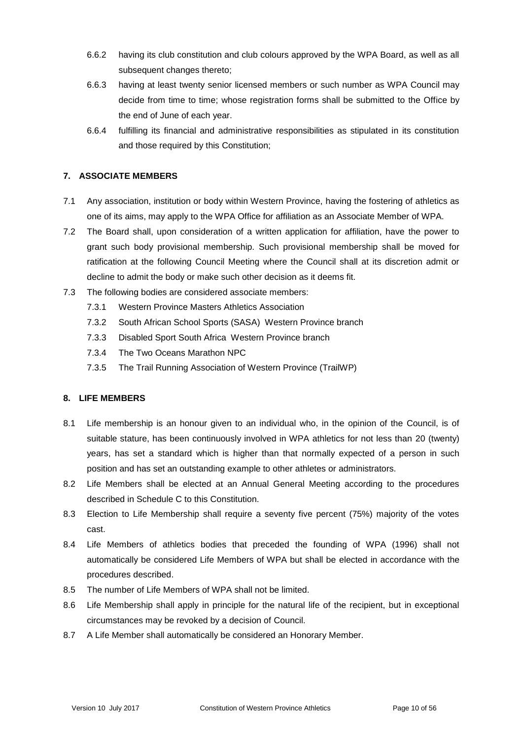6.6.2 having its club constitution and club colours approved by the WPA Board, as well as all subsequent changes thereto;

6.6.3 having at least twenty senior licensed members or such number as WPA Council may decide from time to time; whose registration forms shall be submitted to the Office by the end of June of each year.

6.6.4 fulfilling its financial and administrative responsibilities as stipulated in its constitution and those required by this Constitution;

## 7. ASSOCIATE MEMBERS

7.1 Any association, institution or body within Western Province, having the fostering of athletics as one of its aims, may apply to the WPA Office for affiliation as an Associate Member of WPA.

7.2 The Board shall, upon consideration of a written application for affiliation, have the power to grant such body provisional membership. Such provisional membership shall be moved for ratification at the following Council Meeting where the Council shall at its discretion admit or decline to admit the body or make such other decision as it deems fit.

7.3 The following bodies are considered associate members:

- 7.3.1 Western Province Masters Athletics Association
- 7.3.2 South African School Sports (SASA) Western Province branch
- 7.3.3 Disabled Sport South Africa Western Province branch
- 7.3.4 The Two Oceans Marathon NPC
- 7.3.5 The Trail Running Association of Western Province (TrailWP)

## 8. LIFE MEMBERS

8.1 Life membership is an honour given to an individual who, in the opinion of the Council, is of suitable stature, has been continuously involved in WPA athletics for not less than 20 (twenty) years, has set a standard which is higher than that normally expected of a person in such position and has set an outstanding example to other athletes or administrators.

8.2 Life Members shall be elected at an Annual General Meeting according to the procedures described in Schedule C to this Constitution.

8.3 Election to Life Membership shall require a seventy five percent (75%) majority of the votes cast.

8.4 Life Members of athletics bodies that preceded the founding of WPA (1996) shall not automatically be considered Life Members of WPA but shall be elected in accordance with the procedures described.

8.5 The number of Life Members of WPA shall not be limited.

8.6 Life Membership shall apply in principle for the natural life of the recipient, but in exceptional circumstances may be revoked by a decision of Council.

8.7 A Life Member shall automatically be considered an Honorary Member.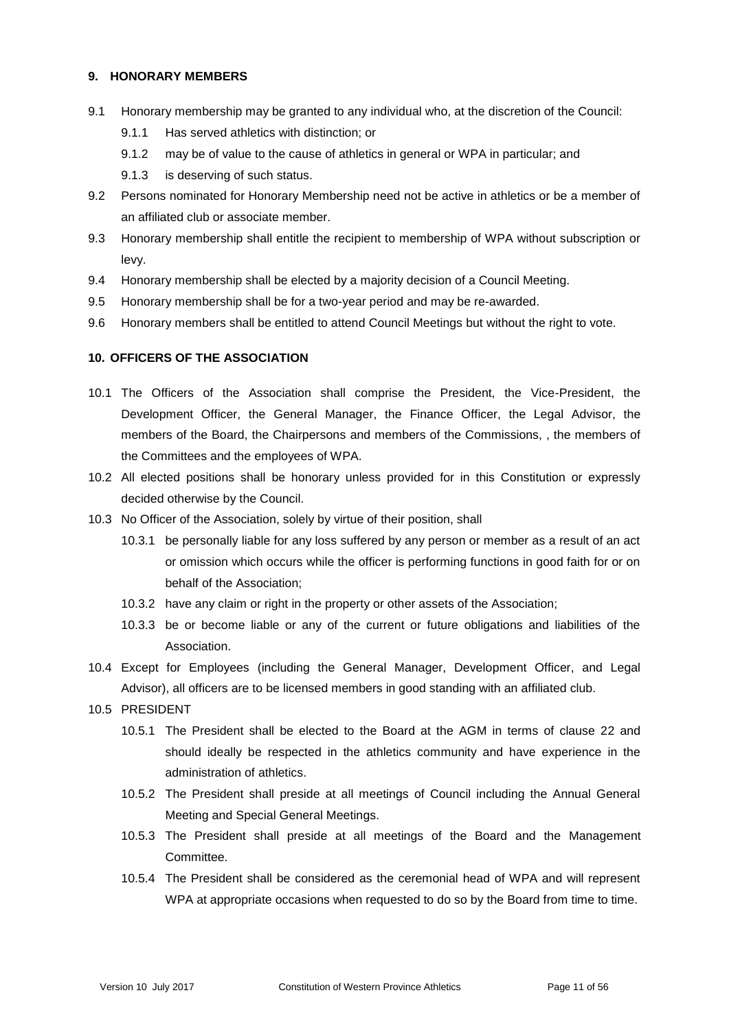## 9. HONORARY MEMBERS

9.1 Honorary membership may be granted to any individual who, at the discretion of the Council:

- 9.1.1 Has served athletics with distinction; or
- 9.1.2 may be of value to the cause of athletics in general or WPA in particular; and
- 9.1.3 is deserving of such status.

9.2 Persons nominated for Honorary Membership need not be active in athletics or be a member of an affiliated club or associate member.

9.3 Honorary membership shall entitle the recipient to membership of WPA without subscription or levy.

9.4 Honorary membership shall be elected by a majority decision of a Council Meeting.

9.5 Honorary membership shall be for a two-year period and may be re-awarded.

9.6 Honorary members shall be entitled to attend Council Meetings but without the right to vote.

## 10. OFFICERS OF THE ASSOCIATION

10.1 The Officers of the Association shall comprise the President, the Vice-President, the Development Officer, the General Manager, the Finance Officer, the Legal Advisor, the members of the Board, the Chairpersons and members of the Commissions, , the members of the Committees and the employees of WPA.

10.2 All elected positions shall be honorary unless provided for in this Constitution or expressly decided otherwise by the Council.

10.3 No Officer of the Association, solely by virtue of their position, shall

- 10.3.1 be personally liable for any loss suffered by any person or member as a result of an act or omission which occurs while the officer is performing functions in good faith for or on behalf of the Association;
- 10.3.2 have any claim or right in the property or other assets of the Association;
- 10.3.3 be or become liable or any of the current or future obligations and liabilities of the Association.

10.4 Except for Employees (including the General Manager, Development Officer, and Legal Advisor), all officers are to be licensed members in good standing with an affiliated club.

10.5 PRESIDENT

- 10.5.1 The President shall be elected to the Board at the AGM in terms of clause 22 and should ideally be respected in the athletics community and have experience in the administration of athletics.
- 10.5.2 The President shall preside at all meetings of Council including the Annual General Meeting and Special General Meetings.
- 10.5.3 The President shall preside at all meetings of the Board and the Management Committee.
- 10.5.4 The President shall be considered as the ceremonial head of WPA and will represent WPA at appropriate occasions when requested to do so by the Board from time to time.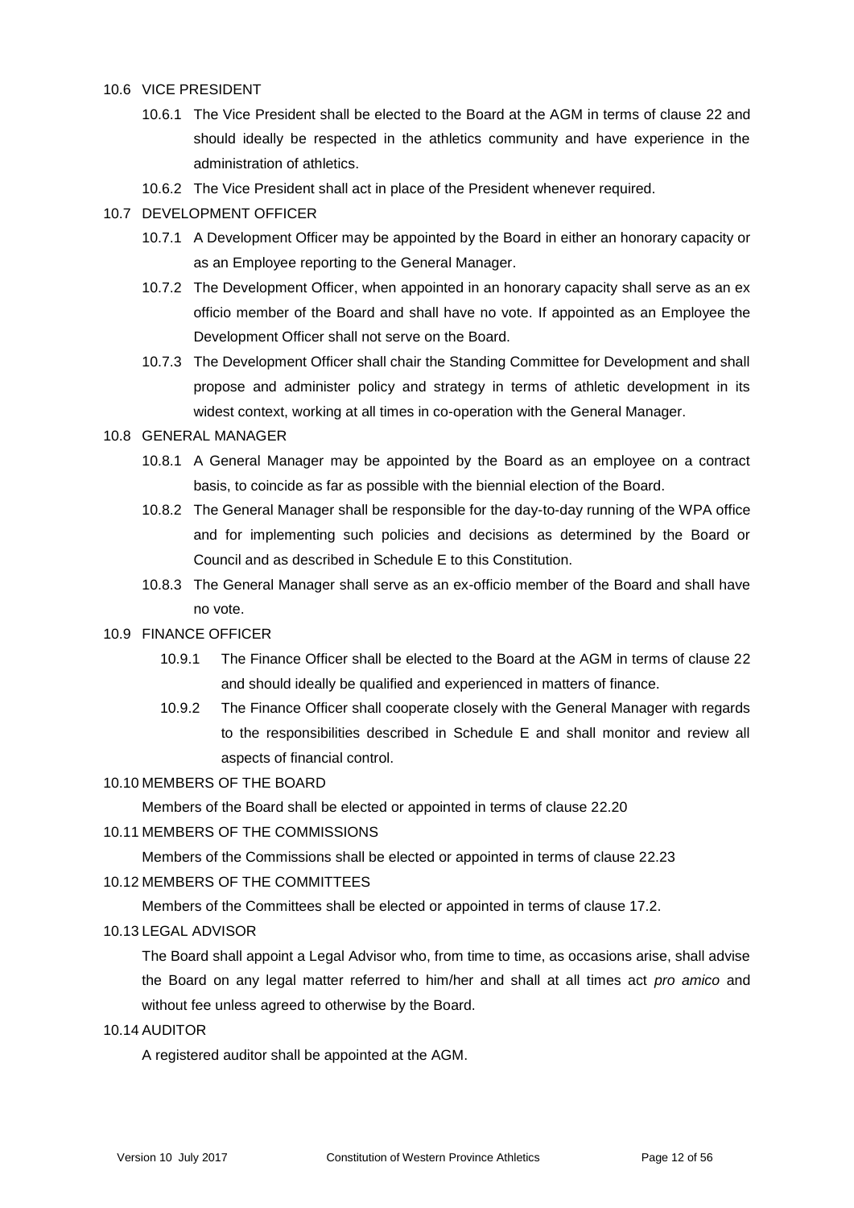10.6 VICE PRESIDENT

10.6.1 The Vice President shall be elected to the Board at the AGM in terms of clause 22 and should ideally be respected in the athletics community and have experience in the administration of athletics.

10.6.2 The Vice President shall act in place of the President whenever required.

10.7 DEVELOPMENT OFFICER

10.7.1 A Development Officer may be appointed by the Board in either an honorary capacity or as an Employee reporting to the General Manager.

10.7.2 The Development Officer, when appointed in an honorary capacity shall serve as an ex officio member of the Board and shall have no vote. If appointed as an Employee the Development Officer shall not serve on the Board.

10.7.3 The Development Officer shall chair the Standing Committee for Development and shall propose and administer policy and strategy in terms of athletic development in its widest context, working at all times in co-operation with the General Manager.

10.8 GENERAL MANAGER

10.8.1 A General Manager may be appointed by the Board as an employee on a contract basis, to coincide as far as possible with the biennial election of the Board.

10.8.2 The General Manager shall be responsible for the day-to-day running of the WPA office and for implementing such policies and decisions as determined by the Board or Council and as described in Schedule E to this Constitution.

10.8.3 The General Manager shall serve as an ex-officio member of the Board and shall have no vote.

10.9 FINANCE OFFICER

10.9.1 The Finance Officer shall be elected to the Board at the AGM in terms of clause 22 and should ideally be qualified and experienced in matters of finance.

10.9.2 The Finance Officer shall cooperate closely with the General Manager with regards to the responsibilities described in Schedule E and shall monitor and review all aspects of financial control.

10.10 MEMBERS OF THE BOARD

Members of the Board shall be elected or appointed in terms of clause 22.20

10.11 MEMBERS OF THE COMMISSIONS

Members of the Commissions shall be elected or appointed in terms of clause 22.23

10.12 MEMBERS OF THE COMMITTEES

Members of the Committees shall be elected or appointed in terms of clause 17.2.

10.13 LEGAL ADVISOR

The Board shall appoint a Legal Advisor who, from time to time, as occasions arise, shall advise the Board on any legal matter referred to him/her and shall at all times act *pro amico* and without fee unless agreed to otherwise by the Board.

10.14 AUDITOR

A registered auditor shall be appointed at the AGM.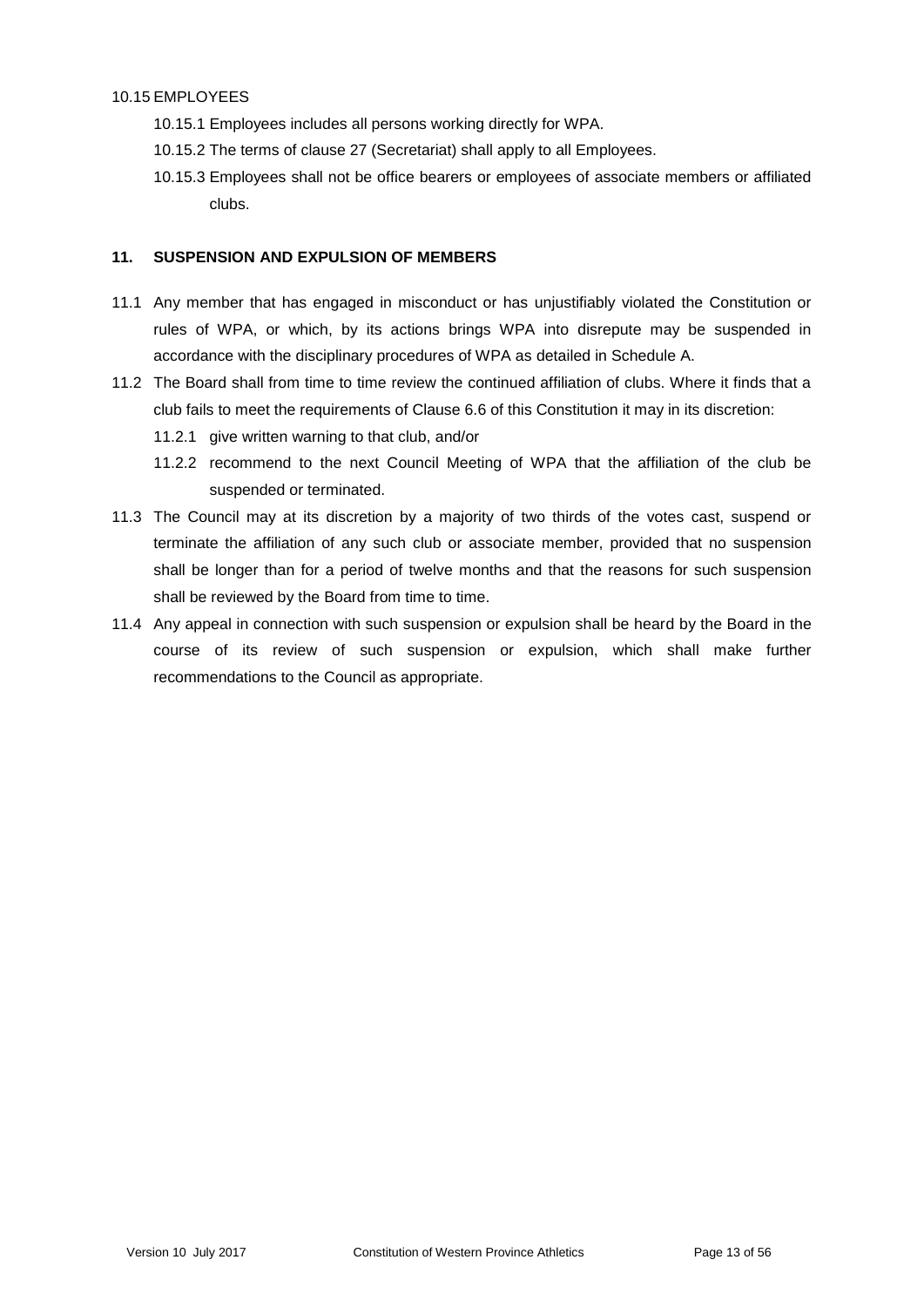10.15 EMPLOYEES

- 10.15.1 Employees includes all persons working directly for WPA.
- 10.15.2 The terms of clause 27 (Secretariat) shall apply to all Employees.
- 10.15.3 Employees shall not be office bearers or employees of associate members or affiliated clubs.

## 11. SUSPENSION AND EXPULSION OF MEMBERS

11.1 Any member that has engaged in misconduct or has unjustifiably violated the Constitution or rules of WPA, or which, by its actions brings WPA into disrepute may be suspended in accordance with the disciplinary procedures of WPA as detailed in Schedule A.

11.2 The Board shall from time to time review the continued affiliation of clubs. Where it finds that a club fails to meet the requirements of Clause 6.6 of this Constitution it may in its discretion:

- 11.2.1 give written warning to that club, and/or
- 11.2.2 recommend to the next Council Meeting of WPA that the affiliation of the club be suspended or terminated.

11.3 The Council may at its discretion by a majority of two thirds of the votes cast, suspend or terminate the affiliation of any such club or associate member, provided that no suspension shall be longer than for a period of twelve months and that the reasons for such suspension shall be reviewed by the Board from time to time.

11.4 Any appeal in connection with such suspension or expulsion shall be heard by the Board in the course of its review of such suspension or expulsion, which shall make further recommendations to the Council as appropriate.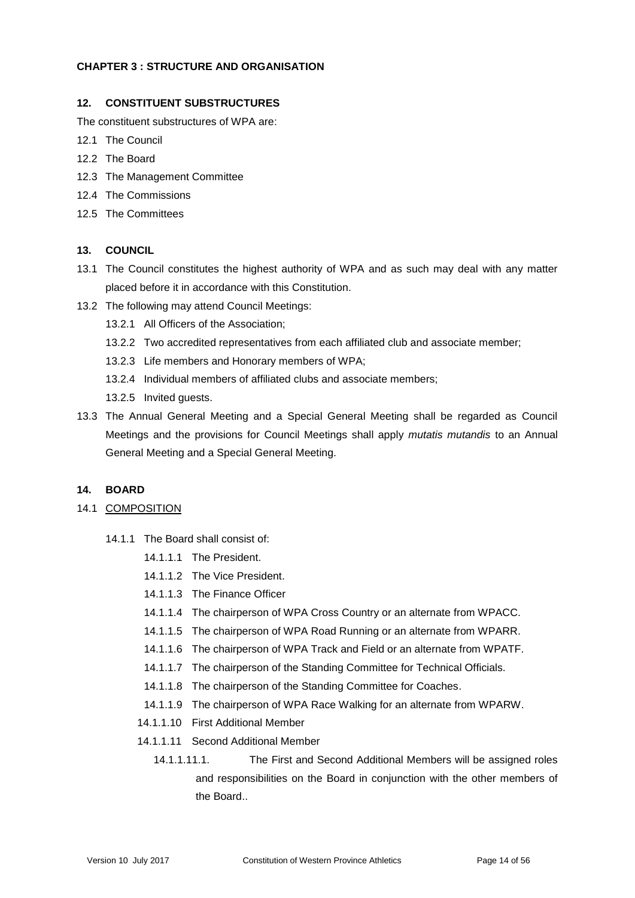**CHAPTER 3 : STRUCTURE AND ORGANISATION**

**12. CONSTITUENT SUBSTRUCTURES**

The constituent substructures of WPA are:

12.1 The Council

12.2 The Board

12.3 The Management Committee

12.4 The Commissions

12.5 The Committees

**13. COUNCIL**

13.1 The Council constitutes the highest authority of WPA and as such may deal with any matter placed before it in accordance with this Constitution.

13.2 The following may attend Council Meetings:

13.2.1 All Officers of the Association;

13.2.2 Two accredited representatives from each affiliated club and associate member;

13.2.3 Life members and Honorary members of WPA;

13.2.4 Individual members of affiliated clubs and associate members;

13.2.5 Invited guests.

13.3 The Annual General Meeting and a Special General Meeting shall be regarded as Council Meetings and the provisions for Council Meetings shall apply *mutatis mutandis* to an Annual General Meeting and a Special General Meeting.

**14. BOARD**

14.1 COMPOSITION

14.1.1 The Board shall consist of:

14.1.1.1 The President.

14.1.1.2 The Vice President.

14.1.1.3 The Finance Officer

14.1.1.4 The chairperson of WPA Cross Country or an alternate from WPACC.

14.1.1.5 The chairperson of WPA Road Running or an alternate from WPARR.

14.1.1.6 The chairperson of WPA Track and Field or an alternate from WPATF.

14.1.1.7 The chairperson of the Standing Committee for Technical Officials.

14.1.1.8 The chairperson of the Standing Committee for Coaches.

14.1.1.9 The chairperson of WPA Race Walking for an alternate from WPARW.

14.1.1.10 First Additional Member

14.1.1.11 Second Additional Member

14.1.1.11.1. The First and Second Additional Members will be assigned roles and responsibilities on the Board in conjunction with the other members of the Board..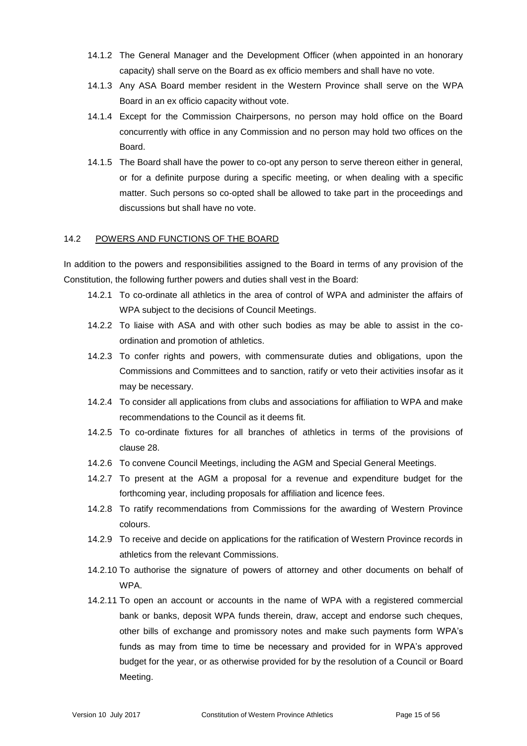14.1.2 The General Manager and the Development Officer (when appointed in an honorary capacity) shall serve on the Board as ex officio members and shall have no vote.

14.1.3 Any ASA Board member resident in the Western Province shall serve on the WPA Board in an ex officio capacity without vote.

14.1.4 Except for the Commission Chairpersons, no person may hold office on the Board concurrently with office in any Commission and no person may hold two offices on the Board.

14.1.5 The Board shall have the power to co-opt any person to serve thereon either in general, or for a definite purpose during a specific meeting, or when dealing with a specific matter. Such persons so co-opted shall be allowed to take part in the proceedings and discussions but shall have no vote.

14.2 POWERS AND FUNCTIONS OF THE BOARD

In addition to the powers and responsibilities assigned to the Board in terms of any provision of the Constitution, the following further powers and duties shall vest in the Board:

14.2.1 To co-ordinate all athletics in the area of control of WPA and administer the affairs of WPA subject to the decisions of Council Meetings.

14.2.2 To liaise with ASA and with other such bodies as may be able to assist in the co-ordination and promotion of athletics.

14.2.3 To confer rights and powers, with commensurate duties and obligations, upon the Commissions and Committees and to sanction, ratify or veto their activities insofar as it may be necessary.

14.2.4 To consider all applications from clubs and associations for affiliation to WPA and make recommendations to the Council as it deems fit.

14.2.5 To co-ordinate fixtures for all branches of athletics in terms of the provisions of clause 28.

14.2.6 To convene Council Meetings, including the AGM and Special General Meetings.

14.2.7 To present at the AGM a proposal for a revenue and expenditure budget for the forthcoming year, including proposals for affiliation and licence fees.

14.2.8 To ratify recommendations from Commissions for the awarding of Western Province colours.

14.2.9 To receive and decide on applications for the ratification of Western Province records in athletics from the relevant Commissions.

14.2.10 To authorise the signature of powers of attorney and other documents on behalf of WPA.

14.2.11 To open an account or accounts in the name of WPA with a registered commercial bank or banks, deposit WPA funds therein, draw, accept and endorse such cheques, other bills of exchange and promissory notes and make such payments form WPA's funds as may from time to time be necessary and provided for in WPA's approved budget for the year, or as otherwise provided for by the resolution of a Council or Board Meeting.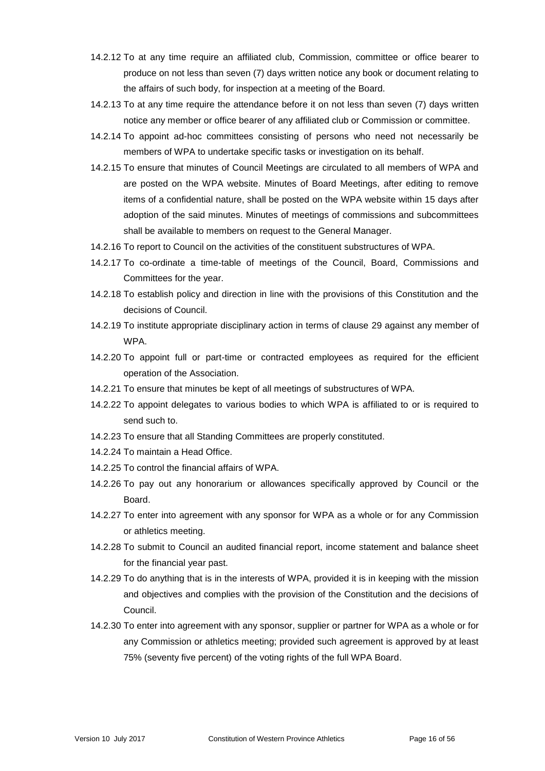14.2.12 To at any time require an affiliated club, Commission, committee or office bearer to produce on not less than seven (7) days written notice any book or document relating to the affairs of such body, for inspection at a meeting of the Board.

14.2.13 To at any time require the attendance before it on not less than seven (7) days written notice any member or office bearer of any affiliated club or Commission or committee.

14.2.14 To appoint ad-hoc committees consisting of persons who need not necessarily be members of WPA to undertake specific tasks or investigation on its behalf.

14.2.15 To ensure that minutes of Council Meetings are circulated to all members of WPA and are posted on the WPA website. Minutes of Board Meetings, after editing to remove items of a confidential nature, shall be posted on the WPA website within 15 days after adoption of the said minutes. Minutes of meetings of commissions and subcommittees shall be available to members on request to the General Manager.

14.2.16 To report to Council on the activities of the constituent substructures of WPA.

14.2.17 To co-ordinate a time-table of meetings of the Council, Board, Commissions and Committees for the year.

14.2.18 To establish policy and direction in line with the provisions of this Constitution and the decisions of Council.

14.2.19 To institute appropriate disciplinary action in terms of clause 29 against any member of WPA.

14.2.20 To appoint full or part-time or contracted employees as required for the efficient operation of the Association.

14.2.21 To ensure that minutes be kept of all meetings of substructures of WPA.

14.2.22 To appoint delegates to various bodies to which WPA is affiliated to or is required to send such to.

14.2.23 To ensure that all Standing Committees are properly constituted.

14.2.24 To maintain a Head Office.

14.2.25 To control the financial affairs of WPA.

14.2.26 To pay out any honorarium or allowances specifically approved by Council or the Board.

14.2.27 To enter into agreement with any sponsor for WPA as a whole or for any Commission or athletics meeting.

14.2.28 To submit to Council an audited financial report, income statement and balance sheet for the financial year past.

14.2.29 To do anything that is in the interests of WPA, provided it is in keeping with the mission and objectives and complies with the provision of the Constitution and the decisions of Council.

14.2.30 To enter into agreement with any sponsor, supplier or partner for WPA as a whole or for any Commission or athletics meeting; provided such agreement is approved by at least 75% (seventy five percent) of the voting rights of the full WPA Board.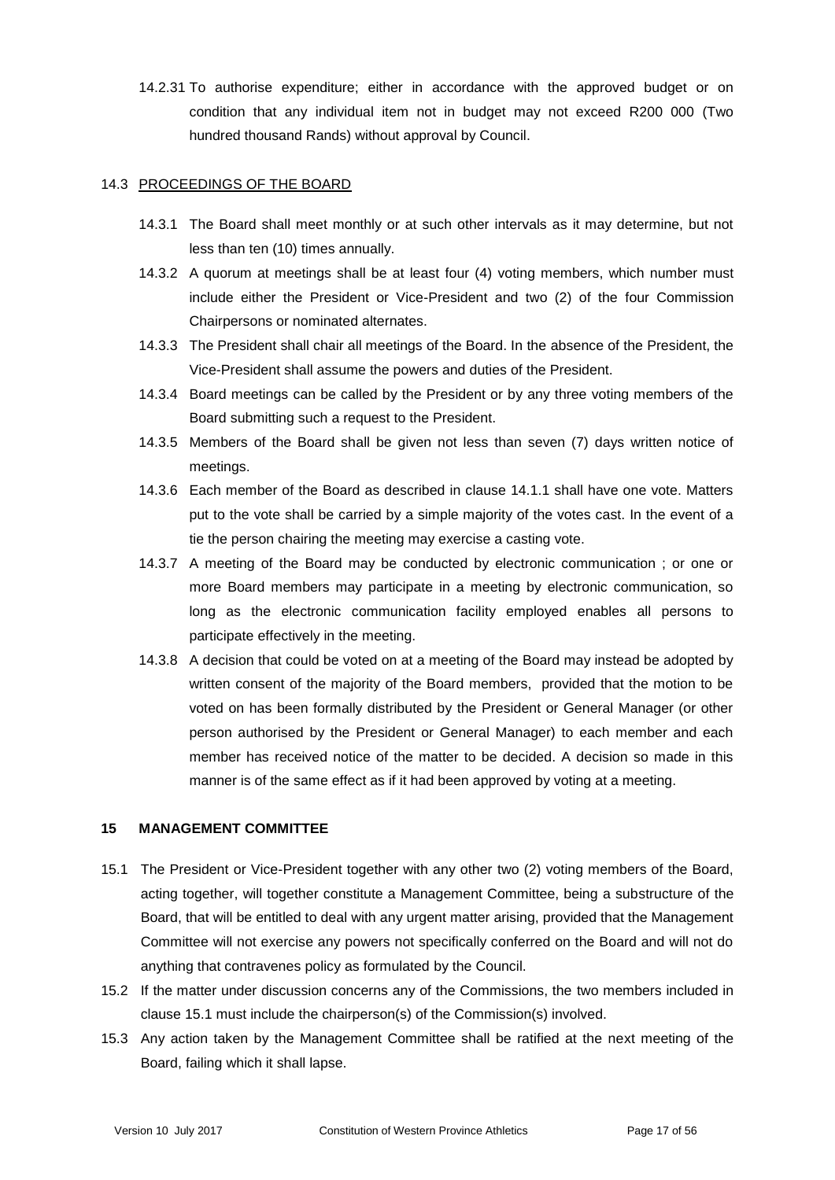14.2.31 To authorise expenditure; either in accordance with the approved budget or on condition that any individual item not in budget may not exceed R200 000 (Two hundred thousand Rands) without approval by Council.

14.3 PROCEEDINGS OF THE BOARD

14.3.1 The Board shall meet monthly or at such other intervals as it may determine, but not less than ten (10) times annually.

14.3.2 A quorum at meetings shall be at least four (4) voting members, which number must include either the President or Vice-President and two (2) of the four Commission Chairpersons or nominated alternates.

14.3.3 The President shall chair all meetings of the Board. In the absence of the President, the Vice-President shall assume the powers and duties of the President.

14.3.4 Board meetings can be called by the President or by any three voting members of the Board submitting such a request to the President.

14.3.5 Members of the Board shall be given not less than seven (7) days written notice of meetings.

14.3.6 Each member of the Board as described in clause 14.1.1 shall have one vote. Matters put to the vote shall be carried by a simple majority of the votes cast. In the event of a tie the person chairing the meeting may exercise a casting vote.

14.3.7 A meeting of the Board may be conducted by electronic communication ; or one or more Board members may participate in a meeting by electronic communication, so long as the electronic communication facility employed enables all persons to participate effectively in the meeting.

14.3.8 A decision that could be voted on at a meeting of the Board may instead be adopted by written consent of the majority of the Board members, provided that the motion to be voted on has been formally distributed by the President or General Manager (or other person authorised by the President or General Manager) to each member and each member has received notice of the matter to be decided. A decision so made in this manner is of the same effect as if it had been approved by voting at a meeting.

## 15 MANAGEMENT COMMITTEE

15.1 The President or Vice-President together with any other two (2) voting members of the Board, acting together, will together constitute a Management Committee, being a substructure of the Board, that will be entitled to deal with any urgent matter arising, provided that the Management Committee will not exercise any powers not specifically conferred on the Board and will not do anything that contravenes policy as formulated by the Council.

15.2 If the matter under discussion concerns any of the Commissions, the two members included in clause 15.1 must include the chairperson(s) of the Commission(s) involved.

15.3 Any action taken by the Management Committee shall be ratified at the next meeting of the Board, failing which it shall lapse.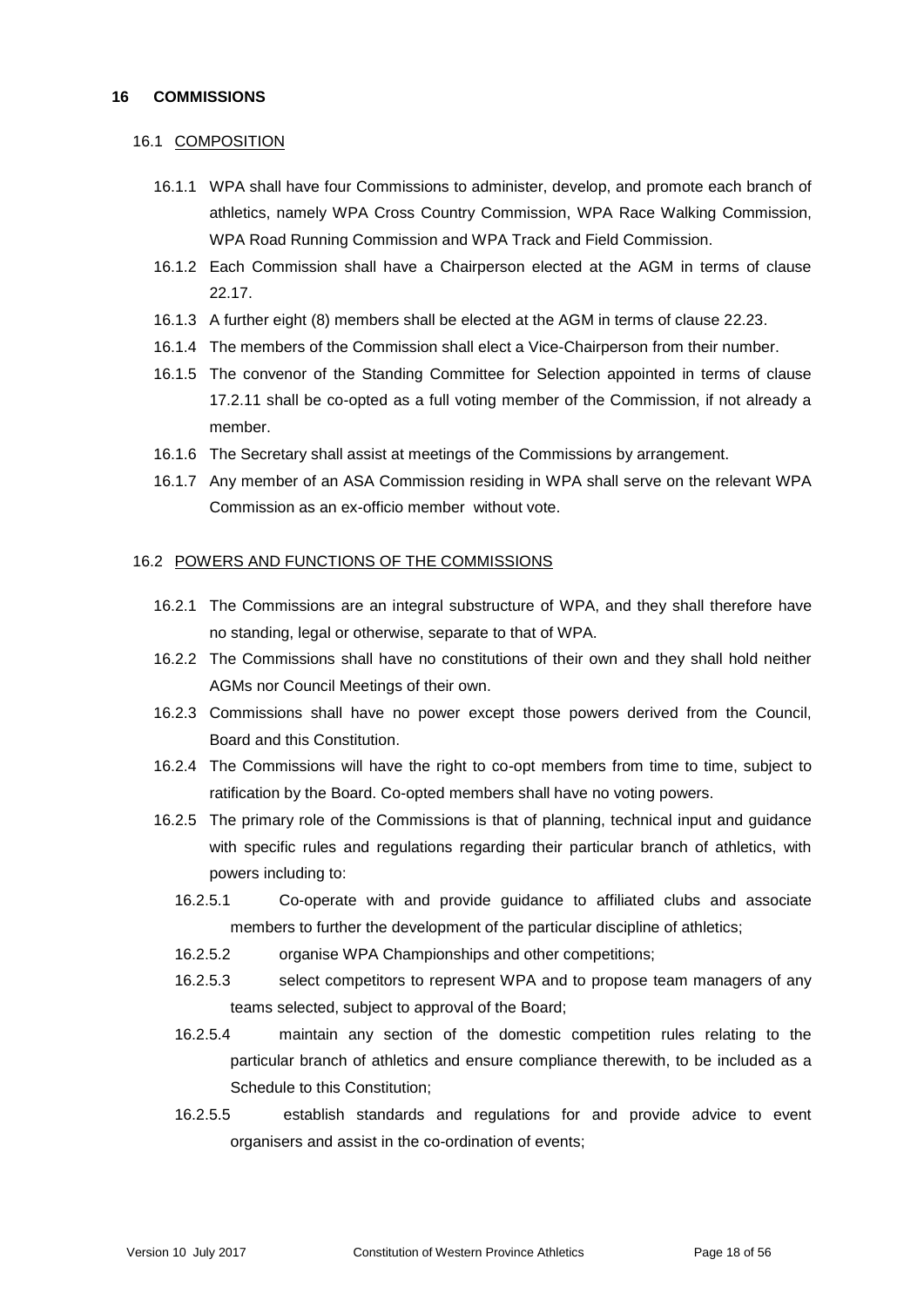## 16 COMMISSIONS

### 16.1 COMPOSITION

16.1.1 WPA shall have four Commissions to administer, develop, and promote each branch of athletics, namely WPA Cross Country Commission, WPA Race Walking Commission, WPA Road Running Commission and WPA Track and Field Commission.

16.1.2 Each Commission shall have a Chairperson elected at the AGM in terms of clause 22.17.

16.1.3 A further eight (8) members shall be elected at the AGM in terms of clause 22.23.

16.1.4 The members of the Commission shall elect a Vice-Chairperson from their number.

16.1.5 The convenor of the Standing Committee for Selection appointed in terms of clause 17.2.11 shall be co-opted as a full voting member of the Commission, if not already a member.

16.1.6 The Secretary shall assist at meetings of the Commissions by arrangement.

16.1.7 Any member of an ASA Commission residing in WPA shall serve on the relevant WPA Commission as an ex-officio member without vote.

### 16.2 POWERS AND FUNCTIONS OF THE COMMISSIONS

16.2.1 The Commissions are an integral substructure of WPA, and they shall therefore have no standing, legal or otherwise, separate to that of WPA.

16.2.2 The Commissions shall have no constitutions of their own and they shall hold neither AGMs nor Council Meetings of their own.

16.2.3 Commissions shall have no power except those powers derived from the Council, Board and this Constitution.

16.2.4 The Commissions will have the right to co-opt members from time to time, subject to ratification by the Board. Co-opted members shall have no voting powers.

16.2.5 The primary role of the Commissions is that of planning, technical input and guidance with specific rules and regulations regarding their particular branch of athletics, with powers including to:

16.2.5.1 Co-operate with and provide guidance to affiliated clubs and associate members to further the development of the particular discipline of athletics;

16.2.5.2 organise WPA Championships and other competitions;

16.2.5.3 select competitors to represent WPA and to propose team managers of any teams selected, subject to approval of the Board;

16.2.5.4 maintain any section of the domestic competition rules relating to the particular branch of athletics and ensure compliance therewith, to be included as a Schedule to this Constitution;

16.2.5.5 establish standards and regulations for and provide advice to event organisers and assist in the co-ordination of events;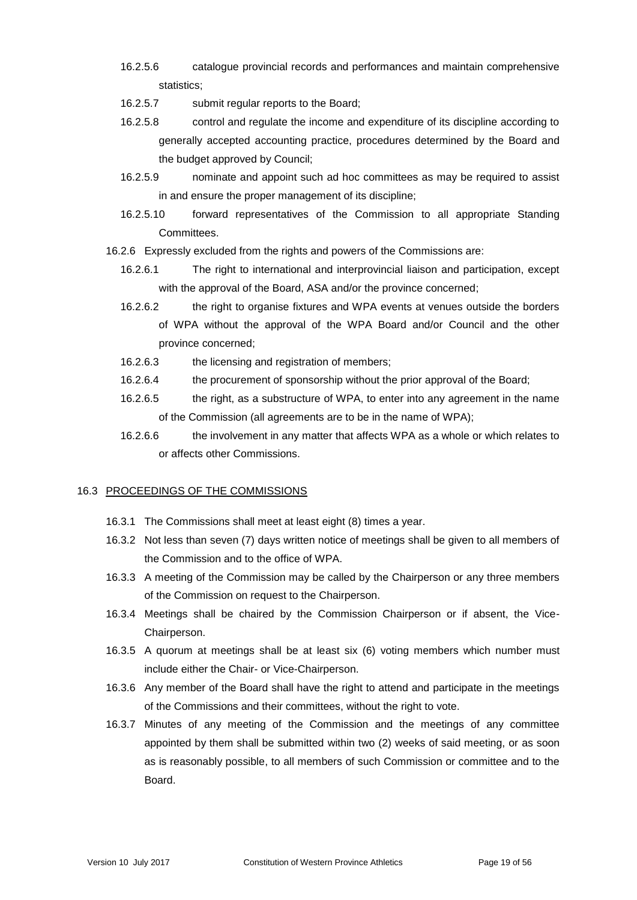16.2.5.6 catalogue provincial records and performances and maintain comprehensive statistics;

16.2.5.7 submit regular reports to the Board;

16.2.5.8 control and regulate the income and expenditure of its discipline according to generally accepted accounting practice, procedures determined by the Board and the budget approved by Council;

16.2.5.9 nominate and appoint such ad hoc committees as may be required to assist in and ensure the proper management of its discipline;

16.2.5.10 forward representatives of the Commission to all appropriate Standing Committees.

16.2.6 Expressly excluded from the rights and powers of the Commissions are:

16.2.6.1 The right to international and interprovincial liaison and participation, except with the approval of the Board, ASA and/or the province concerned;

16.2.6.2 the right to organise fixtures and WPA events at venues outside the borders of WPA without the approval of the WPA Board and/or Council and the other province concerned;

16.2.6.3 the licensing and registration of members;

16.2.6.4 the procurement of sponsorship without the prior approval of the Board;

16.2.6.5 the right, as a substructure of WPA, to enter into any agreement in the name of the Commission (all agreements are to be in the name of WPA);

16.2.6.6 the involvement in any matter that affects WPA as a whole or which relates to or affects other Commissions.

16.3 PROCEEDINGS OF THE COMMISSIONS

16.3.1 The Commissions shall meet at least eight (8) times a year.

16.3.2 Not less than seven (7) days written notice of meetings shall be given to all members of the Commission and to the office of WPA.

16.3.3 A meeting of the Commission may be called by the Chairperson or any three members of the Commission on request to the Chairperson.

16.3.4 Meetings shall be chaired by the Commission Chairperson or if absent, the Vice-Chairperson.

16.3.5 A quorum at meetings shall be at least six (6) voting members which number must include either the Chair- or Vice-Chairperson.

16.3.6 Any member of the Board shall have the right to attend and participate in the meetings of the Commissions and their committees, without the right to vote.

16.3.7 Minutes of any meeting of the Commission and the meetings of any committee appointed by them shall be submitted within two (2) weeks of said meeting, or as soon as is reasonably possible, to all members of such Commission or committee and to the Board.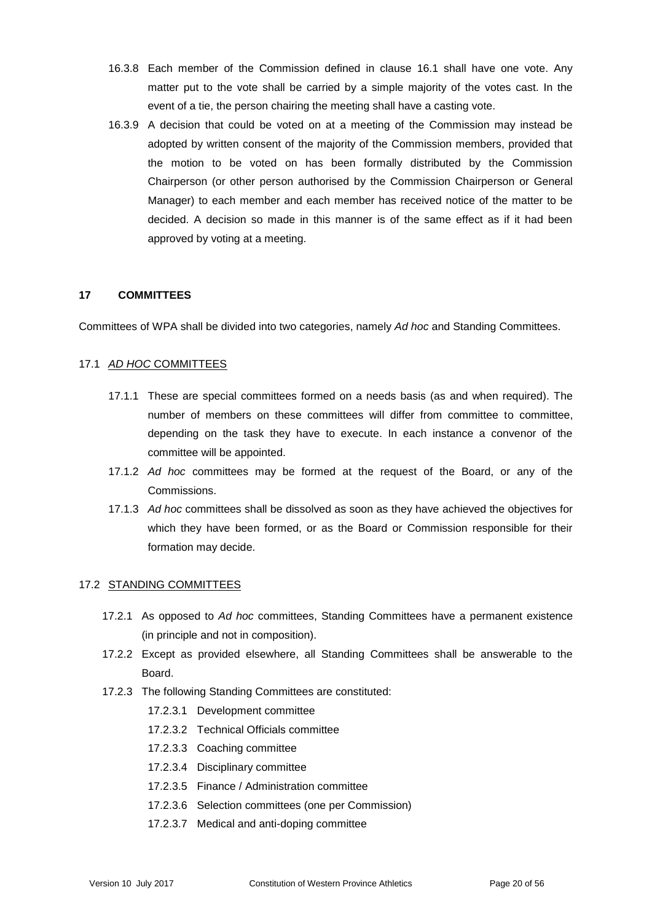16.3.8 Each member of the Commission defined in clause 16.1 shall have one vote. Any matter put to the vote shall be carried by a simple majority of the votes cast. In the event of a tie, the person chairing the meeting shall have a casting vote.

16.3.9 A decision that could be voted on at a meeting of the Commission may instead be adopted by written consent of the majority of the Commission members, provided that the motion to be voted on has been formally distributed by the Commission Chairperson (or other person authorised by the Commission Chairperson or General Manager) to each member and each member has received notice of the matter to be decided. A decision so made in this manner is of the same effect as if it had been approved by voting at a meeting.

## 17 COMMITTEES

Committees of WPA shall be divided into two categories, namely *Ad hoc* and Standing Committees.

### 17.1 *AD HOC* COMMITTEES

17.1.1 These are special committees formed on a needs basis (as and when required). The number of members on these committees will differ from committee to committee, depending on the task they have to execute. In each instance a convenor of the committee will be appointed.

17.1.2 *Ad hoc* committees may be formed at the request of the Board, or any of the Commissions.

17.1.3 *Ad hoc* committees shall be dissolved as soon as they have achieved the objectives for which they have been formed, or as the Board or Commission responsible for their formation may decide.

### 17.2 STANDING COMMITTEES

17.2.1 As opposed to *Ad hoc* committees, Standing Committees have a permanent existence (in principle and not in composition).

17.2.2 Except as provided elsewhere, all Standing Committees shall be answerable to the Board.

17.2.3 The following Standing Committees are constituted:

- 17.2.3.1 Development committee
- 17.2.3.2 Technical Officials committee
- 17.2.3.3 Coaching committee
- 17.2.3.4 Disciplinary committee
- 17.2.3.5 Finance / Administration committee
- 17.2.3.6 Selection committees (one per Commission)
- 17.2.3.7 Medical and anti-doping committee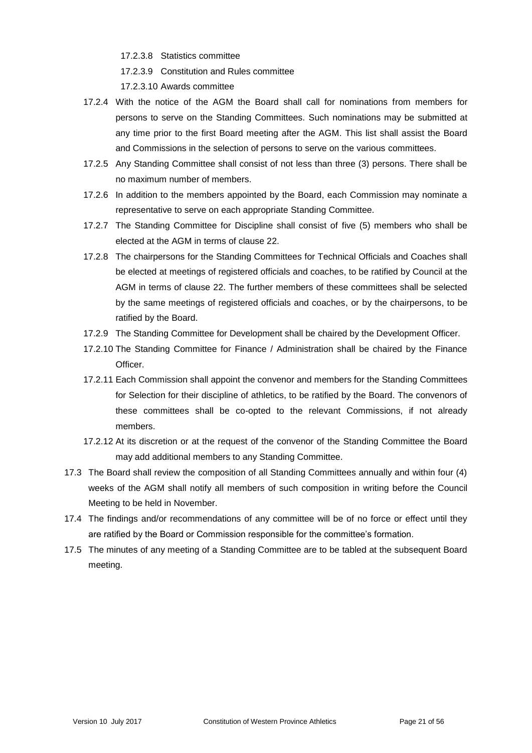17.2.3.8 Statistics committee

17.2.3.9 Constitution and Rules committee

17.2.3.10 Awards committee

17.2.4 With the notice of the AGM the Board shall call for nominations from members for persons to serve on the Standing Committees. Such nominations may be submitted at any time prior to the first Board meeting after the AGM. This list shall assist the Board and Commissions in the selection of persons to serve on the various committees.

17.2.5 Any Standing Committee shall consist of not less than three (3) persons. There shall be no maximum number of members.

17.2.6 In addition to the members appointed by the Board, each Commission may nominate a representative to serve on each appropriate Standing Committee.

17.2.7 The Standing Committee for Discipline shall consist of five (5) members who shall be elected at the AGM in terms of clause 22.

17.2.8 The chairpersons for the Standing Committees for Technical Officials and Coaches shall be elected at meetings of registered officials and coaches, to be ratified by Council at the AGM in terms of clause 22. The further members of these committees shall be selected by the same meetings of registered officials and coaches, or by the chairpersons, to be ratified by the Board.

17.2.9 The Standing Committee for Development shall be chaired by the Development Officer.

17.2.10 The Standing Committee for Finance / Administration shall be chaired by the Finance Officer.

17.2.11 Each Commission shall appoint the convenor and members for the Standing Committees for Selection for their discipline of athletics, to be ratified by the Board. The convenors of these committees shall be co-opted to the relevant Commissions, if not already members.

17.2.12 At its discretion or at the request of the convenor of the Standing Committee the Board may add additional members to any Standing Committee.

17.3 The Board shall review the composition of all Standing Committees annually and within four (4) weeks of the AGM shall notify all members of such composition in writing before the Council Meeting to be held in November.

17.4 The findings and/or recommendations of any committee will be of no force or effect until they are ratified by the Board or Commission responsible for the committee's formation.

17.5 The minutes of any meeting of a Standing Committee are to be tabled at the subsequent Board meeting.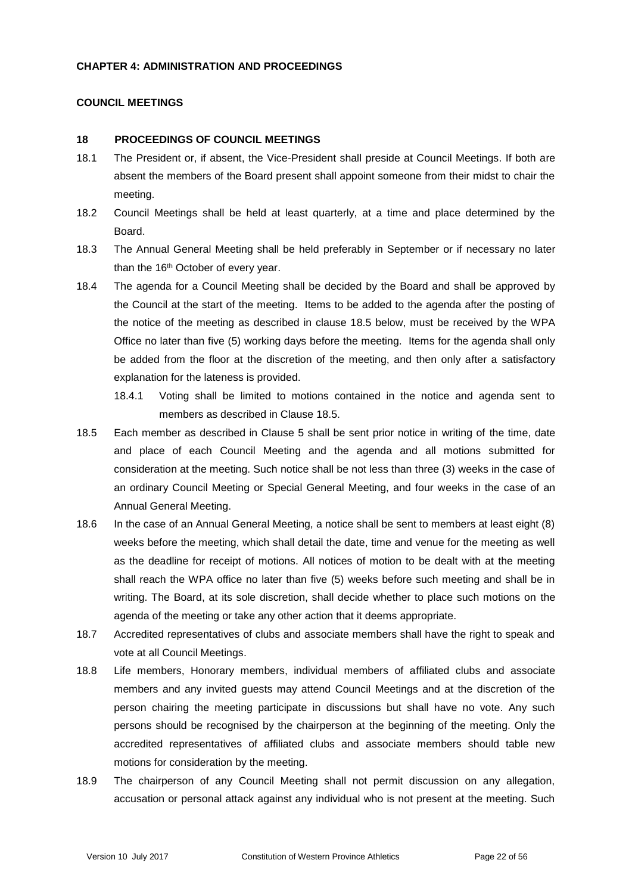## CHAPTER 4: ADMINISTRATION AND PROCEEDINGS

### COUNCIL MEETINGS

#### 18 PROCEEDINGS OF COUNCIL MEETINGS

18.1 The President or, if absent, the Vice-President shall preside at Council Meetings. If both are absent the members of the Board present shall appoint someone from their midst to chair the meeting.

18.2 Council Meetings shall be held at least quarterly, at a time and place determined by the Board.

18.3 The Annual General Meeting shall be held preferably in September or if necessary no later than the 16th October of every year.

18.4 The agenda for a Council Meeting shall be decided by the Board and shall be approved by the Council at the start of the meeting. Items to be added to the agenda after the posting of the notice of the meeting as described in clause 18.5 below, must be received by the WPA Office no later than five (5) working days before the meeting. Items for the agenda shall only be added from the floor at the discretion of the meeting, and then only after a satisfactory explanation for the lateness is provided.

> 18.4.1 Voting shall be limited to motions contained in the notice and agenda sent to members as described in Clause 18.5.

18.5 Each member as described in Clause 5 shall be sent prior notice in writing of the time, date and place of each Council Meeting and the agenda and all motions submitted for consideration at the meeting. Such notice shall be not less than three (3) weeks in the case of an ordinary Council Meeting or Special General Meeting, and four weeks in the case of an Annual General Meeting.

18.6 In the case of an Annual General Meeting, a notice shall be sent to members at least eight (8) weeks before the meeting, which shall detail the date, time and venue for the meeting as well as the deadline for receipt of motions. All notices of motion to be dealt with at the meeting shall reach the WPA office no later than five (5) weeks before such meeting and shall be in writing. The Board, at its sole discretion, shall decide whether to place such motions on the agenda of the meeting or take any other action that it deems appropriate.

18.7 Accredited representatives of clubs and associate members shall have the right to speak and vote at all Council Meetings.

18.8 Life members, Honorary members, individual members of affiliated clubs and associate members and any invited guests may attend Council Meetings and at the discretion of the person chairing the meeting participate in discussions but shall have no vote. Any such persons should be recognised by the chairperson at the beginning of the meeting. Only the accredited representatives of affiliated clubs and associate members should table new motions for consideration by the meeting.

18.9 The chairperson of any Council Meeting shall not permit discussion on any allegation, accusation or personal attack against any individual who is not present at the meeting. Such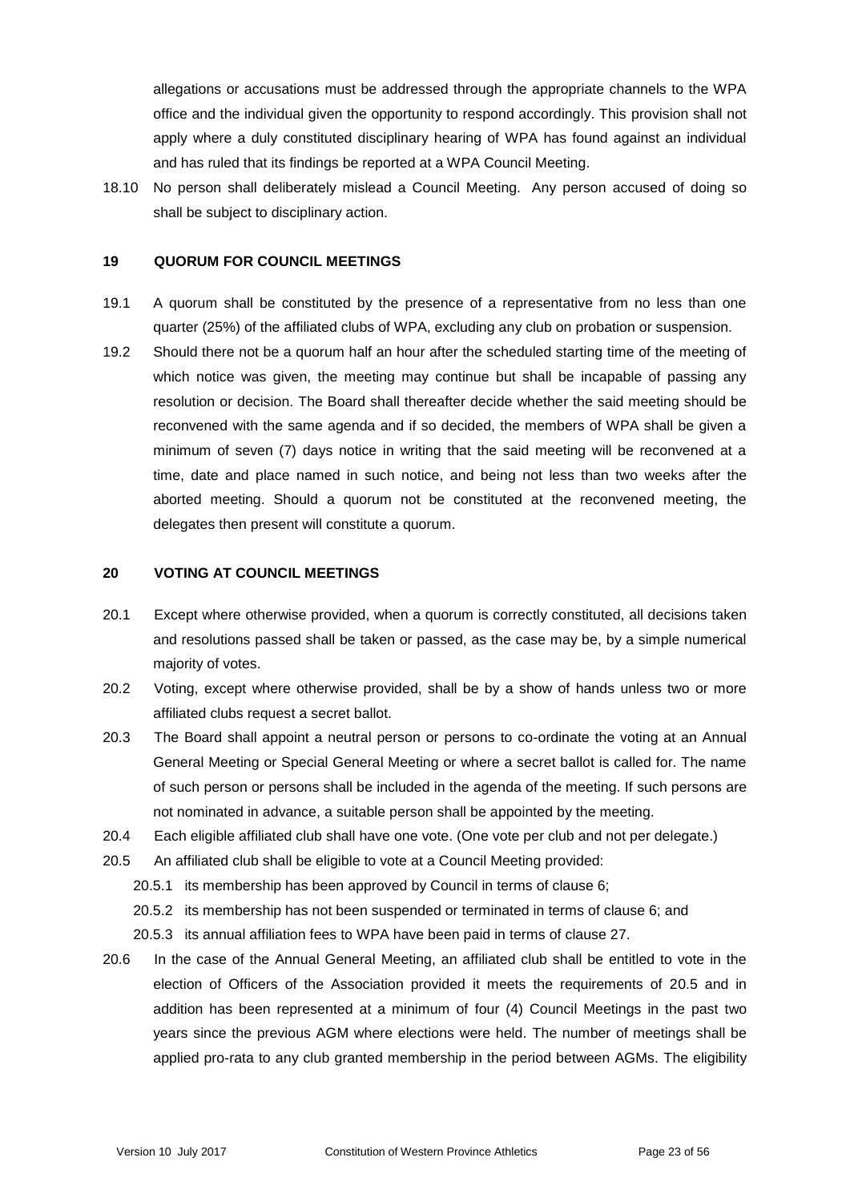allegations or accusations must be addressed through the appropriate channels to the WPA office and the individual given the opportunity to respond accordingly. This provision shall not apply where a duly constituted disciplinary hearing of WPA has found against an individual and has ruled that its findings be reported at a WPA Council Meeting.

18.10 No person shall deliberately mislead a Council Meeting. Any person accused of doing so shall be subject to disciplinary action.

## 19 QUORUM FOR COUNCIL MEETINGS

19.1 A quorum shall be constituted by the presence of a representative from no less than one quarter (25%) of the affiliated clubs of WPA, excluding any club on probation or suspension.

19.2 Should there not be a quorum half an hour after the scheduled starting time of the meeting of which notice was given, the meeting may continue but shall be incapable of passing any resolution or decision. The Board shall thereafter decide whether the said meeting should be reconvened with the same agenda and if so decided, the members of WPA shall be given a minimum of seven (7) days notice in writing that the said meeting will be reconvened at a time, date and place named in such notice, and being not less than two weeks after the aborted meeting. Should a quorum not be constituted at the reconvened meeting, the delegates then present will constitute a quorum.

## 20 VOTING AT COUNCIL MEETINGS

20.1 Except where otherwise provided, when a quorum is correctly constituted, all decisions taken and resolutions passed shall be taken or passed, as the case may be, by a simple numerical majority of votes.

20.2 Voting, except where otherwise provided, shall be by a show of hands unless two or more affiliated clubs request a secret ballot.

20.3 The Board shall appoint a neutral person or persons to co-ordinate the voting at an Annual General Meeting or Special General Meeting or where a secret ballot is called for. The name of such person or persons shall be included in the agenda of the meeting. If such persons are not nominated in advance, a suitable person shall be appointed by the meeting.

20.4 Each eligible affiliated club shall have one vote. (One vote per club and not per delegate.)

20.5 An affiliated club shall be eligible to vote at a Council Meeting provided:

- 20.5.1 its membership has been approved by Council in terms of clause 6;
- 20.5.2 its membership has not been suspended or terminated in terms of clause 6; and
- 20.5.3 its annual affiliation fees to WPA have been paid in terms of clause 27.

20.6 In the case of the Annual General Meeting, an affiliated club shall be entitled to vote in the election of Officers of the Association provided it meets the requirements of 20.5 and in addition has been represented at a minimum of four (4) Council Meetings in the past two years since the previous AGM where elections were held. The number of meetings shall be applied pro-rata to any club granted membership in the period between AGMs. The eligibility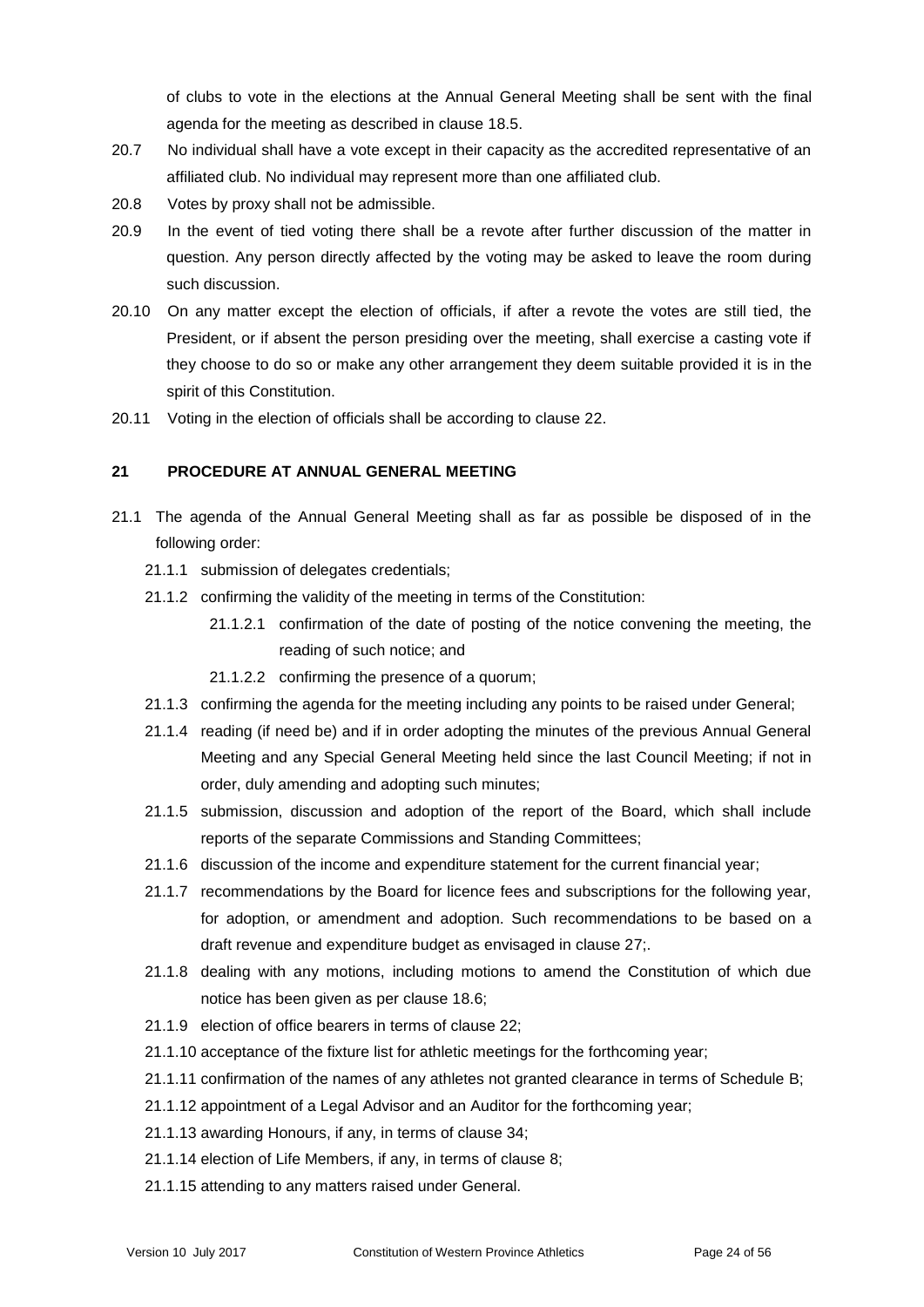of clubs to vote in the elections at the Annual General Meeting shall be sent with the final agenda for the meeting as described in clause 18.5.

20.7 No individual shall have a vote except in their capacity as the accredited representative of an affiliated club. No individual may represent more than one affiliated club.

20.8 Votes by proxy shall not be admissible.

20.9 In the event of tied voting there shall be a revote after further discussion of the matter in question. Any person directly affected by the voting may be asked to leave the room during such discussion.

20.10 On any matter except the election of officials, if after a revote the votes are still tied, the President, or if absent the person presiding over the meeting, shall exercise a casting vote if they choose to do so or make any other arrangement they deem suitable provided it is in the spirit of this Constitution.

20.11 Voting in the election of officials shall be according to clause 22.

## 21 PROCEDURE AT ANNUAL GENERAL MEETING

21.1 The agenda of the Annual General Meeting shall as far as possible be disposed of in the following order:

- 21.1.1 submission of delegates credentials;
- 21.1.2 confirming the validity of the meeting in terms of the Constitution:
  - 21.1.2.1 confirmation of the date of posting of the notice convening the meeting, the reading of such notice; and
  - 21.1.2.2 confirming the presence of a quorum;
- 21.1.3 confirming the agenda for the meeting including any points to be raised under General;
- 21.1.4 reading (if need be) and if in order adopting the minutes of the previous Annual General Meeting and any Special General Meeting held since the last Council Meeting; if not in order, duly amending and adopting such minutes;
- 21.1.5 submission, discussion and adoption of the report of the Board, which shall include reports of the separate Commissions and Standing Committees;
- 21.1.6 discussion of the income and expenditure statement for the current financial year;
- 21.1.7 recommendations by the Board for licence fees and subscriptions for the following year, for adoption, or amendment and adoption. Such recommendations to be based on a draft revenue and expenditure budget as envisaged in clause 27;.
- 21.1.8 dealing with any motions, including motions to amend the Constitution of which due notice has been given as per clause 18.6;
- 21.1.9 election of office bearers in terms of clause 22;
- 21.1.10 acceptance of the fixture list for athletic meetings for the forthcoming year;
- 21.1.11 confirmation of the names of any athletes not granted clearance in terms of Schedule B;
- 21.1.12 appointment of a Legal Advisor and an Auditor for the forthcoming year;
- 21.1.13 awarding Honours, if any, in terms of clause 34;
- 21.1.14 election of Life Members, if any, in terms of clause 8;
- 21.1.15 attending to any matters raised under General.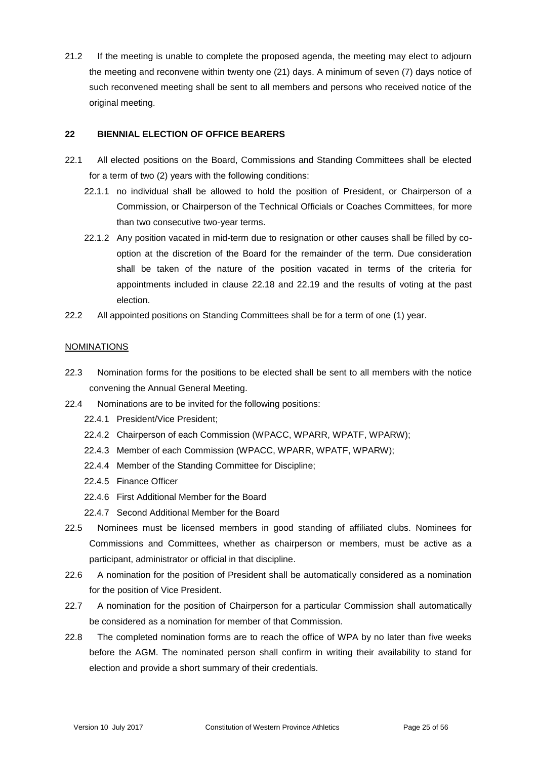21.2 If the meeting is unable to complete the proposed agenda, the meeting may elect to adjourn the meeting and reconvene within twenty one (21) days. A minimum of seven (7) days notice of such reconvened meeting shall be sent to all members and persons who received notice of the original meeting.

## 22 BIENNIAL ELECTION OF OFFICE BEARERS

22.1 All elected positions on the Board, Commissions and Standing Committees shall be elected for a term of two (2) years with the following conditions:

- 22.1.1 no individual shall be allowed to hold the position of President, or Chairperson of a Commission, or Chairperson of the Technical Officials or Coaches Committees, for more than two consecutive two-year terms.
- 22.1.2 Any position vacated in mid-term due to resignation or other causes shall be filled by co-option at the discretion of the Board for the remainder of the term. Due consideration shall be taken of the nature of the position vacated in terms of the criteria for appointments included in clause 22.18 and 22.19 and the results of voting at the past election.

22.2 All appointed positions on Standing Committees shall be for a term of one (1) year.

<u>NOMINATIONS</u>

22.3 Nomination forms for the positions to be elected shall be sent to all members with the notice convening the Annual General Meeting.

22.4 Nominations are to be invited for the following positions:

- 22.4.1 President/Vice President;
- 22.4.2 Chairperson of each Commission (WPACC, WPARR, WPATF, WPARW);
- 22.4.3 Member of each Commission (WPACC, WPARR, WPATF, WPARW);
- 22.4.4 Member of the Standing Committee for Discipline;
- 22.4.5 Finance Officer
- 22.4.6 First Additional Member for the Board
- 22.4.7 Second Additional Member for the Board

22.5 Nominees must be licensed members in good standing of affiliated clubs. Nominees for Commissions and Committees, whether as chairperson or members, must be active as a participant, administrator or official in that discipline.

22.6 A nomination for the position of President shall be automatically considered as a nomination for the position of Vice President.

22.7 A nomination for the position of Chairperson for a particular Commission shall automatically be considered as a nomination for member of that Commission.

22.8 The completed nomination forms are to reach the office of WPA by no later than five weeks before the AGM. The nominated person shall confirm in writing their availability to stand for election and provide a short summary of their credentials.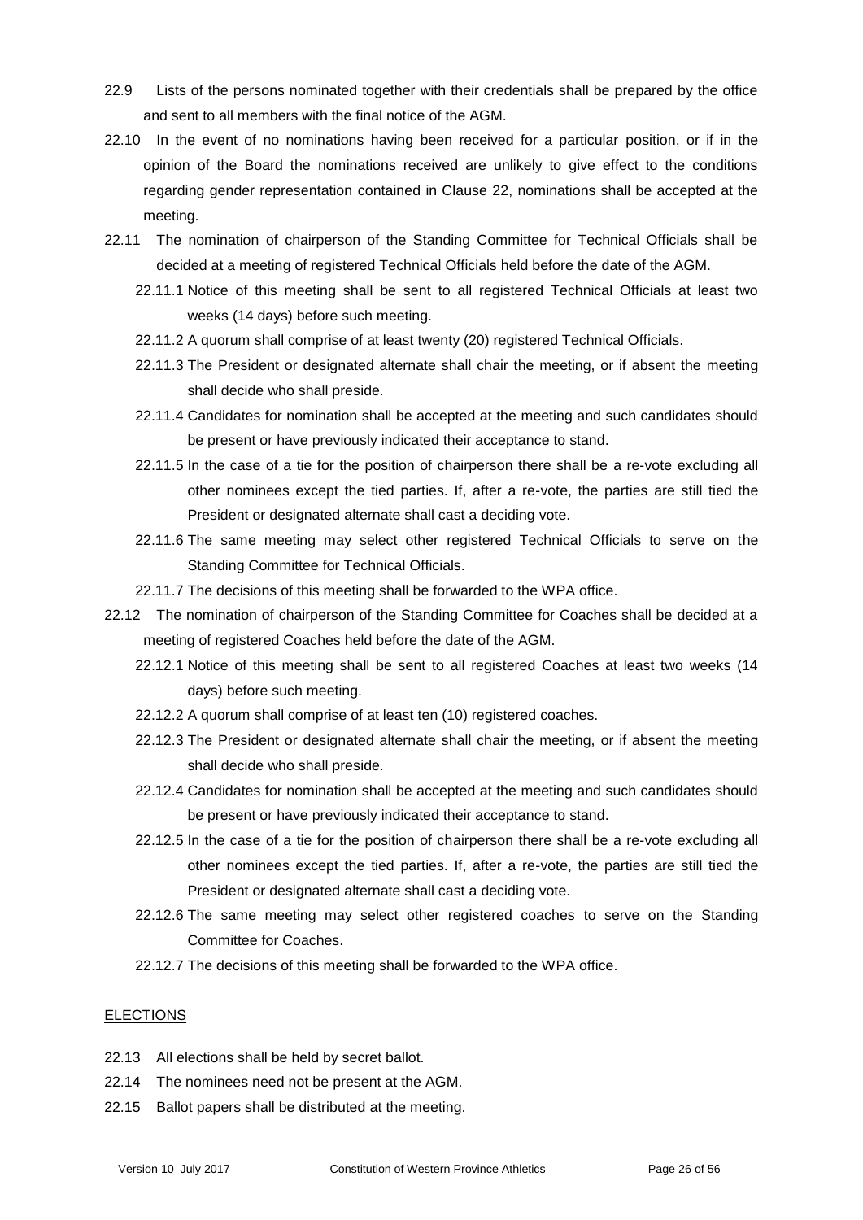22.9 Lists of the persons nominated together with their credentials shall be prepared by the office and sent to all members with the final notice of the AGM.

22.10 In the event of no nominations having been received for a particular position, or if in the opinion of the Board the nominations received are unlikely to give effect to the conditions regarding gender representation contained in Clause 22, nominations shall be accepted at the meeting.

22.11 The nomination of chairperson of the Standing Committee for Technical Officials shall be decided at a meeting of registered Technical Officials held before the date of the AGM.

- 22.11.1 Notice of this meeting shall be sent to all registered Technical Officials at least two weeks (14 days) before such meeting.
- 22.11.2 A quorum shall comprise of at least twenty (20) registered Technical Officials.
- 22.11.3 The President or designated alternate shall chair the meeting, or if absent the meeting shall decide who shall preside.
- 22.11.4 Candidates for nomination shall be accepted at the meeting and such candidates should be present or have previously indicated their acceptance to stand.
- 22.11.5 In the case of a tie for the position of chairperson there shall be a re-vote excluding all other nominees except the tied parties. If, after a re-vote, the parties are still tied the President or designated alternate shall cast a deciding vote.
- 22.11.6 The same meeting may select other registered Technical Officials to serve on the Standing Committee for Technical Officials.
- 22.11.7 The decisions of this meeting shall be forwarded to the WPA office.

22.12 The nomination of chairperson of the Standing Committee for Coaches shall be decided at a meeting of registered Coaches held before the date of the AGM.

- 22.12.1 Notice of this meeting shall be sent to all registered Coaches at least two weeks (14 days) before such meeting.
- 22.12.2 A quorum shall comprise of at least ten (10) registered coaches.
- 22.12.3 The President or designated alternate shall chair the meeting, or if absent the meeting shall decide who shall preside.
- 22.12.4 Candidates for nomination shall be accepted at the meeting and such candidates should be present or have previously indicated their acceptance to stand.
- 22.12.5 In the case of a tie for the position of chairperson there shall be a re-vote excluding all other nominees except the tied parties. If, after a re-vote, the parties are still tied the President or designated alternate shall cast a deciding vote.
- 22.12.6 The same meeting may select other registered coaches to serve on the Standing Committee for Coaches.
- 22.12.7 The decisions of this meeting shall be forwarded to the WPA office.

## ELECTIONS

22.13 All elections shall be held by secret ballot.

22.14 The nominees need not be present at the AGM.

22.15 Ballot papers shall be distributed at the meeting.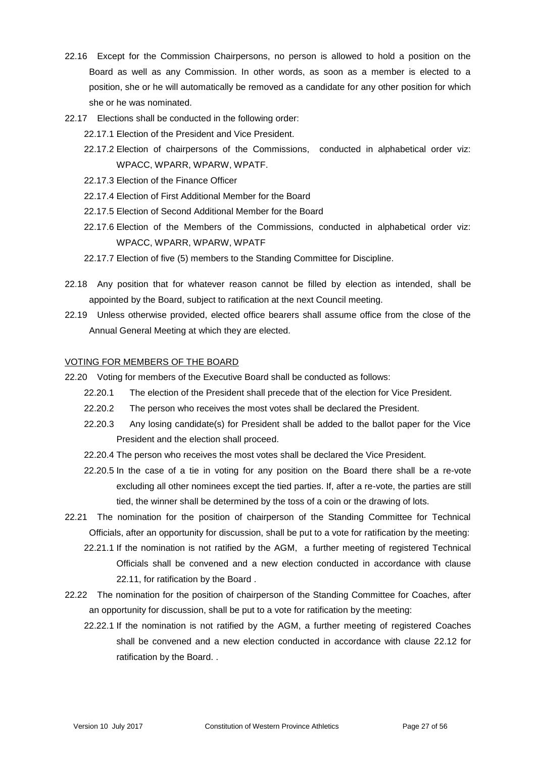22.16 Except for the Commission Chairpersons, no person is allowed to hold a position on the Board as well as any Commission. In other words, as soon as a member is elected to a position, she or he will automatically be removed as a candidate for any other position for which she or he was nominated.

22.17 Elections shall be conducted in the following order:

22.17.1 Election of the President and Vice President.

22.17.2 Election of chairpersons of the Commissions, conducted in alphabetical order viz: WPACC, WPARR, WPARW, WPATF.

22.17.3 Election of the Finance Officer

22.17.4 Election of First Additional Member for the Board

22.17.5 Election of Second Additional Member for the Board

22.17.6 Election of the Members of the Commissions, conducted in alphabetical order viz: WPACC, WPARR, WPARW, WPATF

22.17.7 Election of five (5) members to the Standing Committee for Discipline.

22.18 Any position that for whatever reason cannot be filled by election as intended, shall be appointed by the Board, subject to ratification at the next Council meeting.

22.19 Unless otherwise provided, elected office bearers shall assume office from the close of the Annual General Meeting at which they are elected.

VOTING FOR MEMBERS OF THE BOARD

22.20 Voting for members of the Executive Board shall be conducted as follows:

22.20.1 The election of the President shall precede that of the election for Vice President.

22.20.2 The person who receives the most votes shall be declared the President.

22.20.3 Any losing candidate(s) for President shall be added to the ballot paper for the Vice President and the election shall proceed.

22.20.4 The person who receives the most votes shall be declared the Vice President.

22.20.5 In the case of a tie in voting for any position on the Board there shall be a re-vote excluding all other nominees except the tied parties. If, after a re-vote, the parties are still tied, the winner shall be determined by the toss of a coin or the drawing of lots.

22.21 The nomination for the position of chairperson of the Standing Committee for Technical Officials, after an opportunity for discussion, shall be put to a vote for ratification by the meeting:

22.21.1 If the nomination is not ratified by the AGM, a further meeting of registered Technical Officials shall be convened and a new election conducted in accordance with clause 22.11, for ratification by the Board .

22.22 The nomination for the position of chairperson of the Standing Committee for Coaches, after an opportunity for discussion, shall be put to a vote for ratification by the meeting:

22.22.1 If the nomination is not ratified by the AGM, a further meeting of registered Coaches shall be convened and a new election conducted in accordance with clause 22.12 for ratification by the Board. .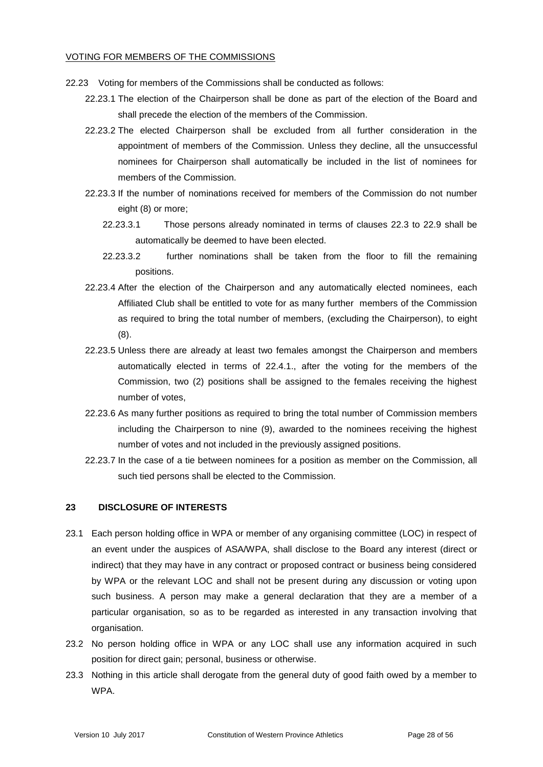VOTING FOR MEMBERS OF THE COMMISSIONS

22.23 Voting for members of the Commissions shall be conducted as follows:

22.23.1 The election of the Chairperson shall be done as part of the election of the Board and shall precede the election of the members of the Commission.

22.23.2 The elected Chairperson shall be excluded from all further consideration in the appointment of members of the Commission. Unless they decline, all the unsuccessful nominees for Chairperson shall automatically be included in the list of nominees for members of the Commission.

22.23.3 If the number of nominations received for members of the Commission do not number eight (8) or more;

22.23.3.1 Those persons already nominated in terms of clauses 22.3 to 22.9 shall be automatically be deemed to have been elected.

22.23.3.2 further nominations shall be taken from the floor to fill the remaining positions.

22.23.4 After the election of the Chairperson and any automatically elected nominees, each Affiliated Club shall be entitled to vote for as many further members of the Commission as required to bring the total number of members, (excluding the Chairperson), to eight (8).

22.23.5 Unless there are already at least two females amongst the Chairperson and members automatically elected in terms of 22.4.1., after the voting for the members of the Commission, two (2) positions shall be assigned to the females receiving the highest number of votes,

22.23.6 As many further positions as required to bring the total number of Commission members including the Chairperson to nine (9), awarded to the nominees receiving the highest number of votes and not included in the previously assigned positions.

22.23.7 In the case of a tie between nominees for a position as member on the Commission, all such tied persons shall be elected to the Commission.

## 23 DISCLOSURE OF INTERESTS

23.1 Each person holding office in WPA or member of any organising committee (LOC) in respect of an event under the auspices of ASA/WPA, shall disclose to the Board any interest (direct or indirect) that they may have in any contract or proposed contract or business being considered by WPA or the relevant LOC and shall not be present during any discussion or voting upon such business. A person may make a general declaration that they are a member of a particular organisation, so as to be regarded as interested in any transaction involving that organisation.

23.2 No person holding office in WPA or any LOC shall use any information acquired in such position for direct gain; personal, business or otherwise.

23.3 Nothing in this article shall derogate from the general duty of good faith owed by a member to WPA.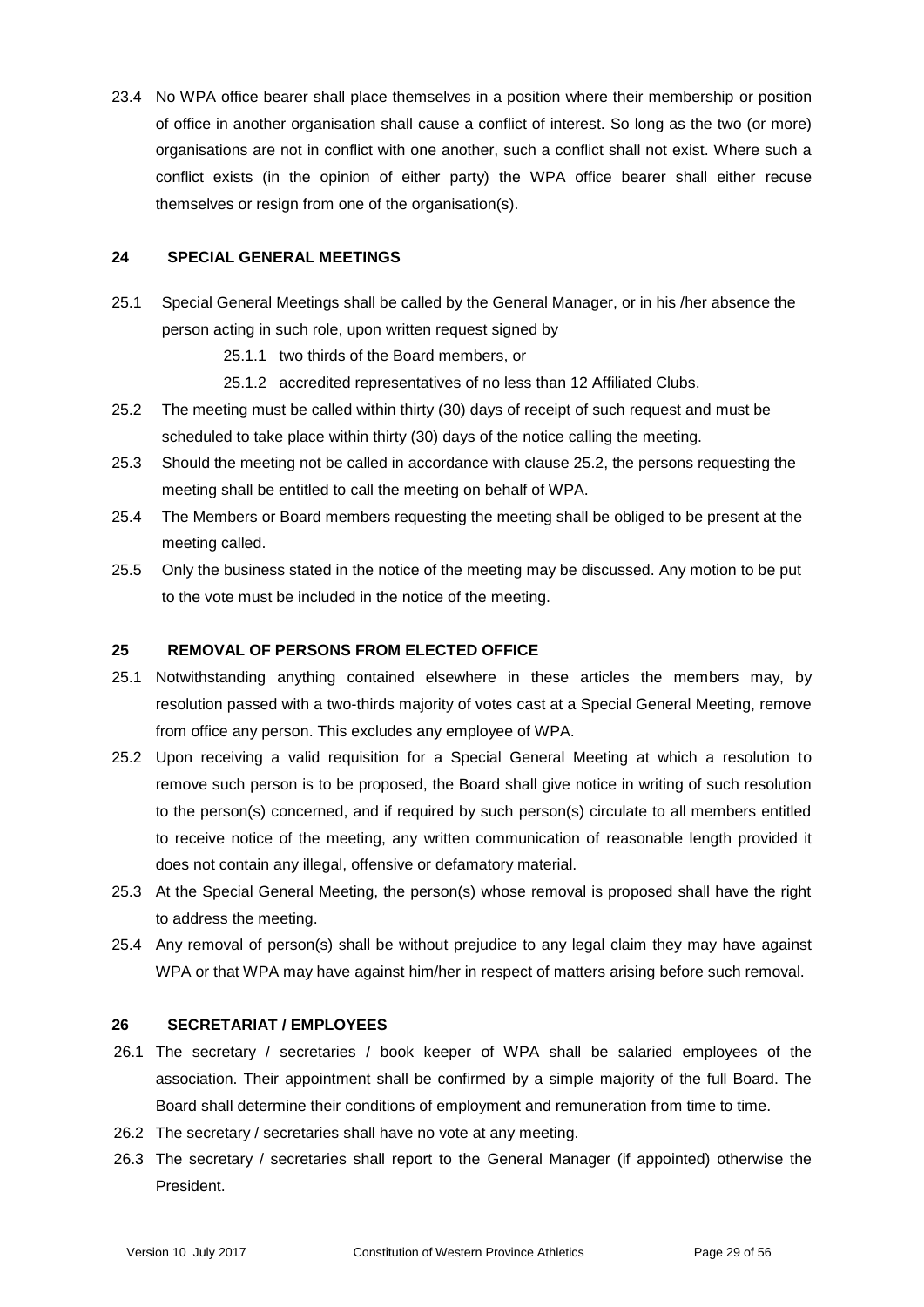23.4 No WPA office bearer shall place themselves in a position where their membership or position of office in another organisation shall cause a conflict of interest. So long as the two (or more) organisations are not in conflict with one another, such a conflict shall not exist. Where such a conflict exists (in the opinion of either party) the WPA office bearer shall either recuse themselves or resign from one of the organisation(s).

## 24 SPECIAL GENERAL MEETINGS

25.1 Special General Meetings shall be called by the General Manager, or in his /her absence the person acting in such role, upon written request signed by

- 25.1.1 two thirds of the Board members, or
- 25.1.2 accredited representatives of no less than 12 Affiliated Clubs.

25.2 The meeting must be called within thirty (30) days of receipt of such request and must be scheduled to take place within thirty (30) days of the notice calling the meeting.

25.3 Should the meeting not be called in accordance with clause 25.2, the persons requesting the meeting shall be entitled to call the meeting on behalf of WPA.

25.4 The Members or Board members requesting the meeting shall be obliged to be present at the meeting called.

25.5 Only the business stated in the notice of the meeting may be discussed. Any motion to be put to the vote must be included in the notice of the meeting.

## 25 REMOVAL OF PERSONS FROM ELECTED OFFICE

25.1 Notwithstanding anything contained elsewhere in these articles the members may, by resolution passed with a two-thirds majority of votes cast at a Special General Meeting, remove from office any person. This excludes any employee of WPA.

25.2 Upon receiving a valid requisition for a Special General Meeting at which a resolution to remove such person is to be proposed, the Board shall give notice in writing of such resolution to the person(s) concerned, and if required by such person(s) circulate to all members entitled to receive notice of the meeting, any written communication of reasonable length provided it does not contain any illegal, offensive or defamatory material.

25.3 At the Special General Meeting, the person(s) whose removal is proposed shall have the right to address the meeting.

25.4 Any removal of person(s) shall be without prejudice to any legal claim they may have against WPA or that WPA may have against him/her in respect of matters arising before such removal.

## 26 SECRETARIAT / EMPLOYEES

26.1 The secretary / secretaries / book keeper of WPA shall be salaried employees of the association. Their appointment shall be confirmed by a simple majority of the full Board. The Board shall determine their conditions of employment and remuneration from time to time.

26.2 The secretary / secretaries shall have no vote at any meeting.

26.3 The secretary / secretaries shall report to the General Manager (if appointed) otherwise the President.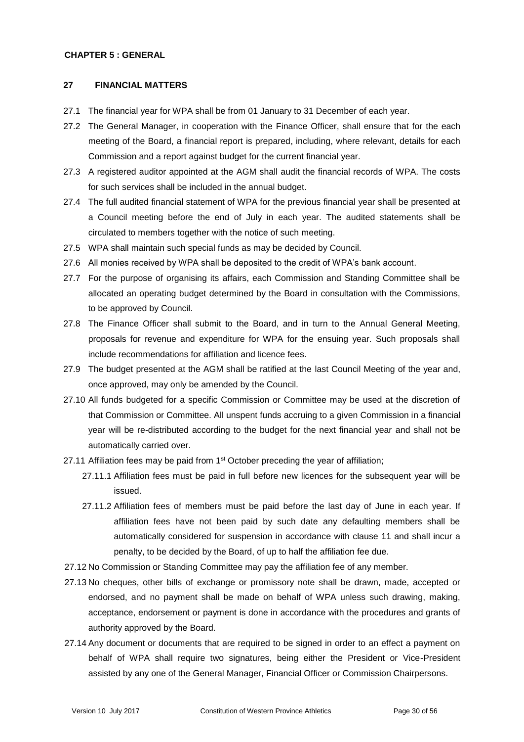## CHAPTER 5 : GENERAL

### 27 FINANCIAL MATTERS

27.1 The financial year for WPA shall be from 01 January to 31 December of each year.

27.2 The General Manager, in cooperation with the Finance Officer, shall ensure that for the each meeting of the Board, a financial report is prepared, including, where relevant, details for each Commission and a report against budget for the current financial year.

27.3 A registered auditor appointed at the AGM shall audit the financial records of WPA. The costs for such services shall be included in the annual budget.

27.4 The full audited financial statement of WPA for the previous financial year shall be presented at a Council meeting before the end of July in each year. The audited statements shall be circulated to members together with the notice of such meeting.

27.5 WPA shall maintain such special funds as may be decided by Council.

27.6 All monies received by WPA shall be deposited to the credit of WPA's bank account.

27.7 For the purpose of organising its affairs, each Commission and Standing Committee shall be allocated an operating budget determined by the Board in consultation with the Commissions, to be approved by Council.

27.8 The Finance Officer shall submit to the Board, and in turn to the Annual General Meeting, proposals for revenue and expenditure for WPA for the ensuing year. Such proposals shall include recommendations for affiliation and licence fees.

27.9 The budget presented at the AGM shall be ratified at the last Council Meeting of the year and, once approved, may only be amended by the Council.

27.10 All funds budgeted for a specific Commission or Committee may be used at the discretion of that Commission or Committee. All unspent funds accruing to a given Commission in a financial year will be re-distributed according to the budget for the next financial year and shall not be automatically carried over.

27.11 Affiliation fees may be paid from 1st October preceding the year of affiliation;

27.11.1 Affiliation fees must be paid in full before new licences for the subsequent year will be issued.

27.11.2 Affiliation fees of members must be paid before the last day of June in each year. If affiliation fees have not been paid by such date any defaulting members shall be automatically considered for suspension in accordance with clause 11 and shall incur a penalty, to be decided by the Board, of up to half the affiliation fee due.

27.12 No Commission or Standing Committee may pay the affiliation fee of any member.

27.13 No cheques, other bills of exchange or promissory note shall be drawn, made, accepted or endorsed, and no payment shall be made on behalf of WPA unless such drawing, making, acceptance, endorsement or payment is done in accordance with the procedures and grants of authority approved by the Board.

27.14 Any document or documents that are required to be signed in order to an effect a payment on behalf of WPA shall require two signatures, being either the President or Vice-President assisted by any one of the General Manager, Financial Officer or Commission Chairpersons.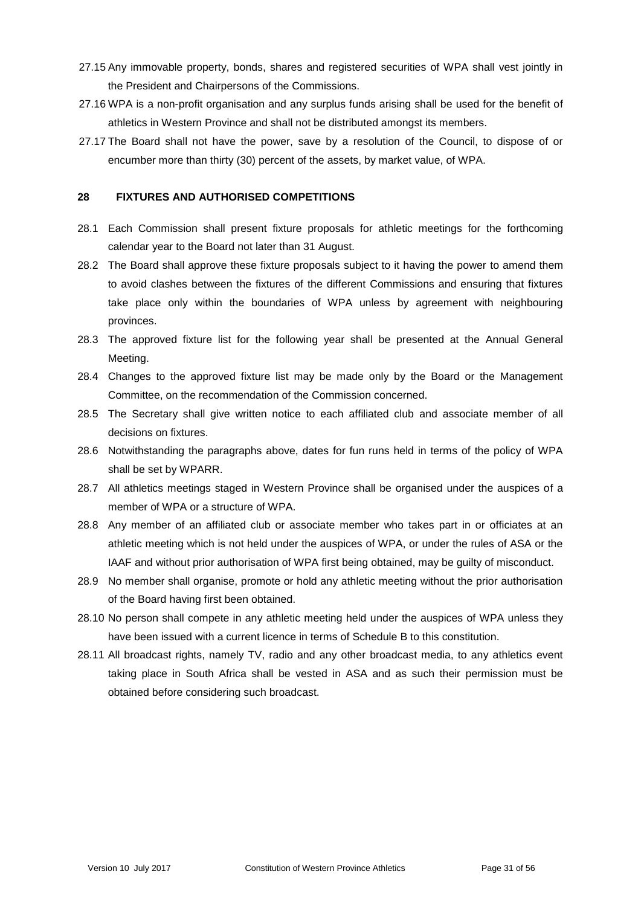27.15 Any immovable property, bonds, shares and registered securities of WPA shall vest jointly in the President and Chairpersons of the Commissions.

27.16 WPA is a non-profit organisation and any surplus funds arising shall be used for the benefit of athletics in Western Province and shall not be distributed amongst its members.

27.17 The Board shall not have the power, save by a resolution of the Council, to dispose of or encumber more than thirty (30) percent of the assets, by market value, of WPA.

## 28 FIXTURES AND AUTHORISED COMPETITIONS

28.1 Each Commission shall present fixture proposals for athletic meetings for the forthcoming calendar year to the Board not later than 31 August.

28.2 The Board shall approve these fixture proposals subject to it having the power to amend them to avoid clashes between the fixtures of the different Commissions and ensuring that fixtures take place only within the boundaries of WPA unless by agreement with neighbouring provinces.

28.3 The approved fixture list for the following year shall be presented at the Annual General Meeting.

28.4 Changes to the approved fixture list may be made only by the Board or the Management Committee, on the recommendation of the Commission concerned.

28.5 The Secretary shall give written notice to each affiliated club and associate member of all decisions on fixtures.

28.6 Notwithstanding the paragraphs above, dates for fun runs held in terms of the policy of WPA shall be set by WPARR.

28.7 All athletics meetings staged in Western Province shall be organised under the auspices of a member of WPA or a structure of WPA.

28.8 Any member of an affiliated club or associate member who takes part in or officiates at an athletic meeting which is not held under the auspices of WPA, or under the rules of ASA or the IAAF and without prior authorisation of WPA first being obtained, may be guilty of misconduct.

28.9 No member shall organise, promote or hold any athletic meeting without the prior authorisation of the Board having first been obtained.

28.10 No person shall compete in any athletic meeting held under the auspices of WPA unless they have been issued with a current licence in terms of Schedule B to this constitution.

28.11 All broadcast rights, namely TV, radio and any other broadcast media, to any athletics event taking place in South Africa shall be vested in ASA and as such their permission must be obtained before considering such broadcast.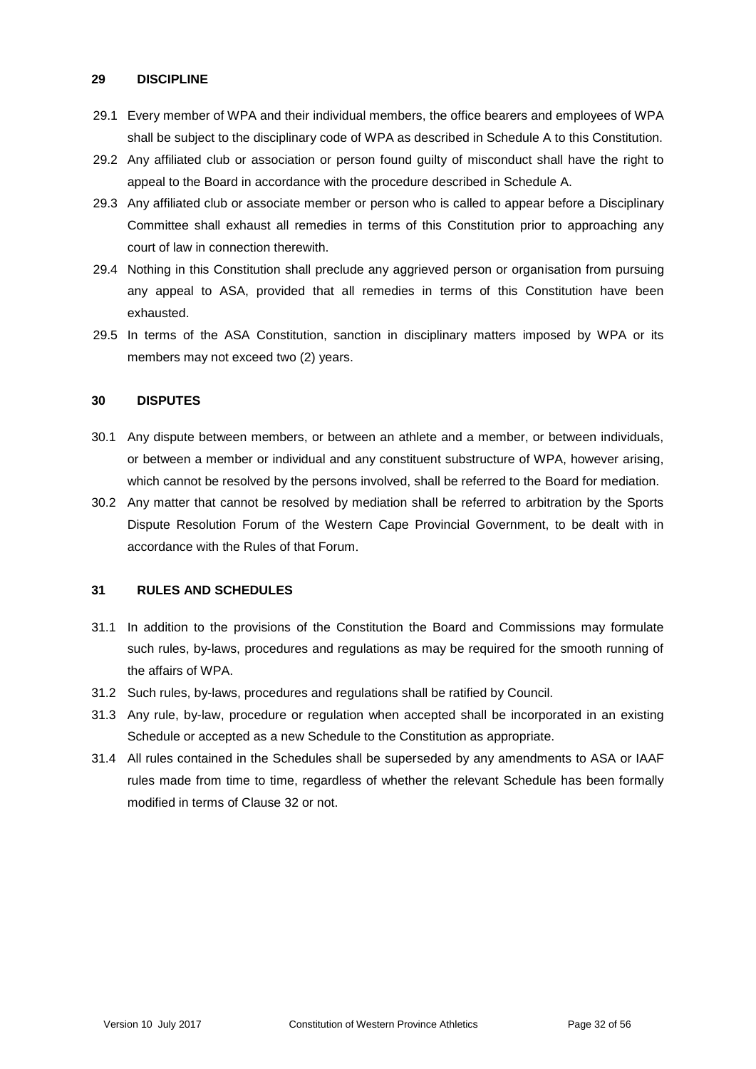## 29 DISCIPLINE

29.1 Every member of WPA and their individual members, the office bearers and employees of WPA shall be subject to the disciplinary code of WPA as described in Schedule A to this Constitution.

29.2 Any affiliated club or association or person found guilty of misconduct shall have the right to appeal to the Board in accordance with the procedure described in Schedule A.

29.3 Any affiliated club or associate member or person who is called to appear before a Disciplinary Committee shall exhaust all remedies in terms of this Constitution prior to approaching any court of law in connection therewith.

29.4 Nothing in this Constitution shall preclude any aggrieved person or organisation from pursuing any appeal to ASA, provided that all remedies in terms of this Constitution have been exhausted.

29.5 In terms of the ASA Constitution, sanction in disciplinary matters imposed by WPA or its members may not exceed two (2) years.

## 30 DISPUTES

30.1 Any dispute between members, or between an athlete and a member, or between individuals, or between a member or individual and any constituent substructure of WPA, however arising, which cannot be resolved by the persons involved, shall be referred to the Board for mediation.

30.2 Any matter that cannot be resolved by mediation shall be referred to arbitration by the Sports Dispute Resolution Forum of the Western Cape Provincial Government, to be dealt with in accordance with the Rules of that Forum.

## 31 RULES AND SCHEDULES

31.1 In addition to the provisions of the Constitution the Board and Commissions may formulate such rules, by-laws, procedures and regulations as may be required for the smooth running of the affairs of WPA.

31.2 Such rules, by-laws, procedures and regulations shall be ratified by Council.

31.3 Any rule, by-law, procedure or regulation when accepted shall be incorporated in an existing Schedule or accepted as a new Schedule to the Constitution as appropriate.

31.4 All rules contained in the Schedules shall be superseded by any amendments to ASA or IAAF rules made from time to time, regardless of whether the relevant Schedule has been formally modified in terms of Clause 32 or not.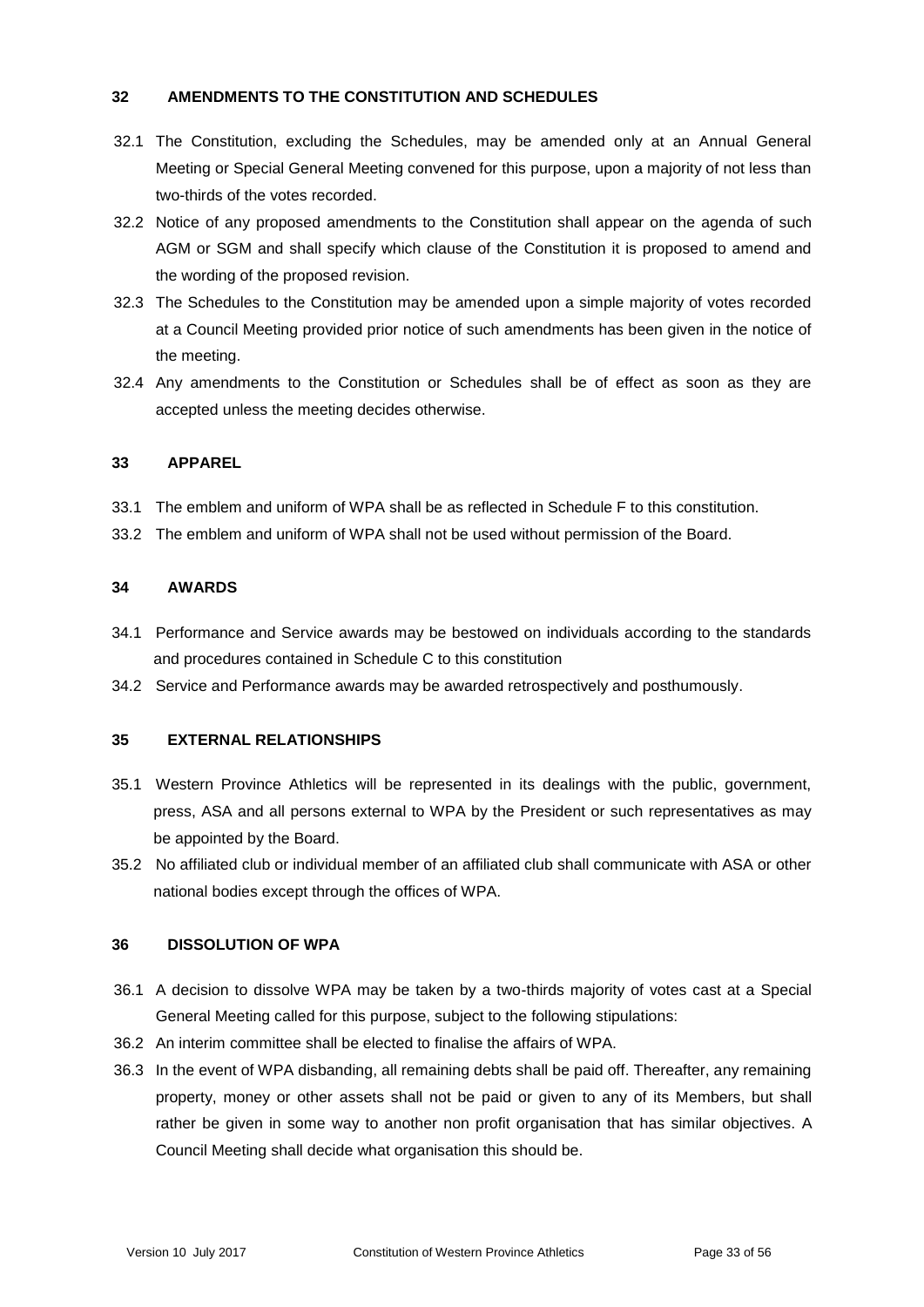## 32 AMENDMENTS TO THE CONSTITUTION AND SCHEDULES

32.1 The Constitution, excluding the Schedules, may be amended only at an Annual General Meeting or Special General Meeting convened for this purpose, upon a majority of not less than two-thirds of the votes recorded.

32.2 Notice of any proposed amendments to the Constitution shall appear on the agenda of such AGM or SGM and shall specify which clause of the Constitution it is proposed to amend and the wording of the proposed revision.

32.3 The Schedules to the Constitution may be amended upon a simple majority of votes recorded at a Council Meeting provided prior notice of such amendments has been given in the notice of the meeting.

32.4 Any amendments to the Constitution or Schedules shall be of effect as soon as they are accepted unless the meeting decides otherwise.

## 33 APPAREL

33.1 The emblem and uniform of WPA shall be as reflected in Schedule F to this constitution.

33.2 The emblem and uniform of WPA shall not be used without permission of the Board.

## 34 AWARDS

34.1 Performance and Service awards may be bestowed on individuals according to the standards and procedures contained in Schedule C to this constitution

34.2 Service and Performance awards may be awarded retrospectively and posthumously.

## 35 EXTERNAL RELATIONSHIPS

35.1 Western Province Athletics will be represented in its dealings with the public, government, press, ASA and all persons external to WPA by the President or such representatives as may be appointed by the Board.

35.2 No affiliated club or individual member of an affiliated club shall communicate with ASA or other national bodies except through the offices of WPA.

## 36 DISSOLUTION OF WPA

36.1 A decision to dissolve WPA may be taken by a two-thirds majority of votes cast at a Special General Meeting called for this purpose, subject to the following stipulations:

36.2 An interim committee shall be elected to finalise the affairs of WPA.

36.3 In the event of WPA disbanding, all remaining debts shall be paid off. Thereafter, any remaining property, money or other assets shall not be paid or given to any of its Members, but shall rather be given in some way to another non profit organisation that has similar objectives. A Council Meeting shall decide what organisation this should be.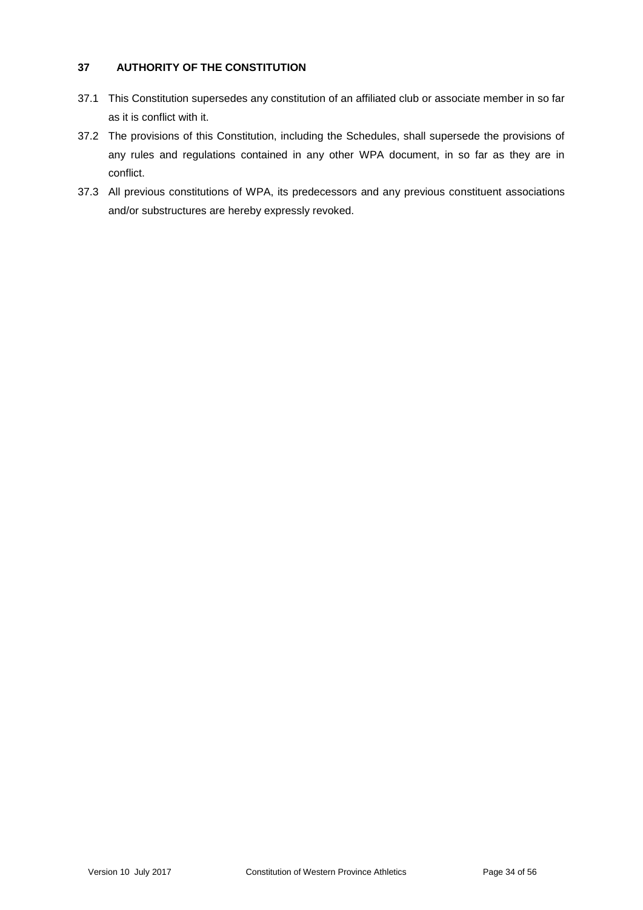## 37 AUTHORITY OF THE CONSTITUTION

37.1 This Constitution supersedes any constitution of an affiliated club or associate member in so far as it is conflict with it.

37.2 The provisions of this Constitution, including the Schedules, shall supersede the provisions of any rules and regulations contained in any other WPA document, in so far as they are in conflict.

37.3 All previous constitutions of WPA, its predecessors and any previous constituent associations and/or substructures are hereby expressly revoked.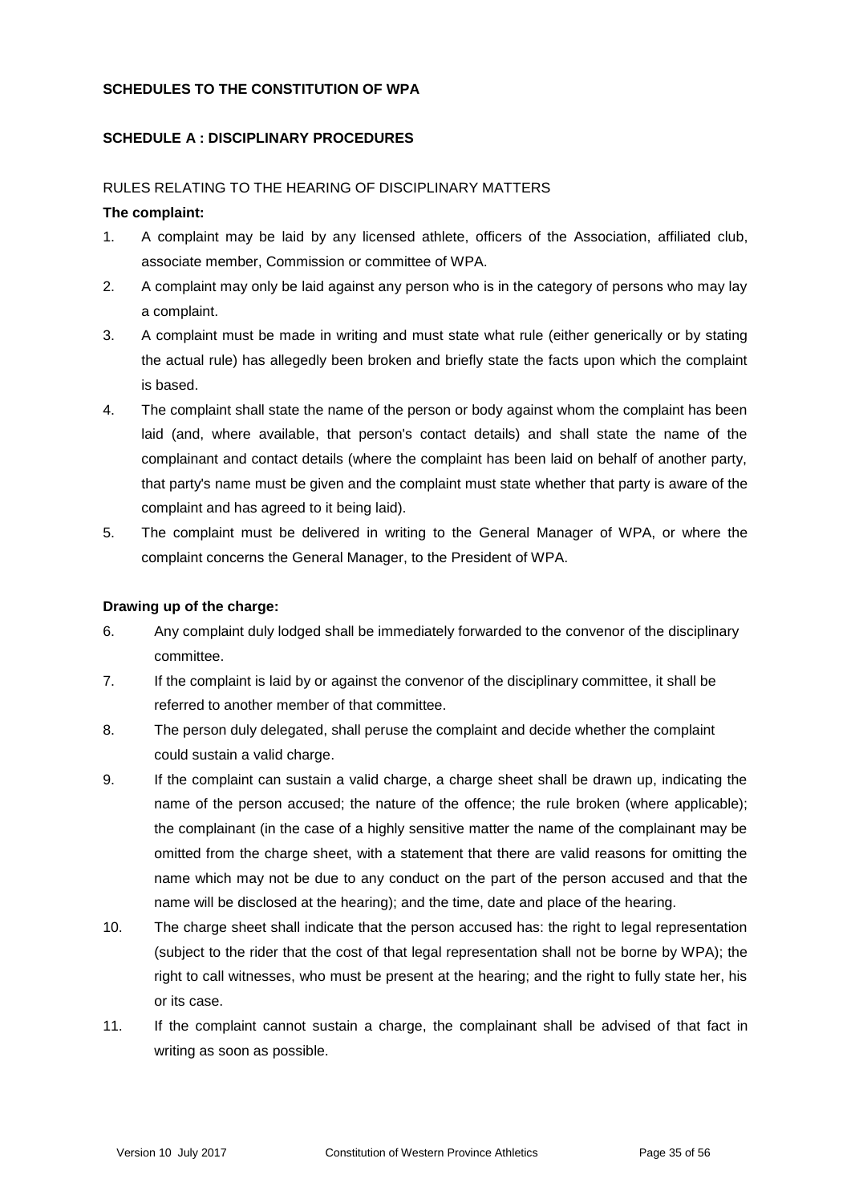## SCHEDULES TO THE CONSTITUTION OF WPA

### SCHEDULE A : DISCIPLINARY PROCEDURES

RULES RELATING TO THE HEARING OF DISCIPLINARY MATTERS

**The complaint:**

1. A complaint may be laid by any licensed athlete, officers of the Association, affiliated club, associate member, Commission or committee of WPA.
2. A complaint may only be laid against any person who is in the category of persons who may lay a complaint.
3. A complaint must be made in writing and must state what rule (either generically or by stating the actual rule) has allegedly been broken and briefly state the facts upon which the complaint is based.
4. The complaint shall state the name of the person or body against whom the complaint has been laid (and, where available, that person's contact details) and shall state the name of the complainant and contact details (where the complaint has been laid on behalf of another party, that party's name must be given and the complaint must state whether that party is aware of the complaint and has agreed to it being laid).
5. The complaint must be delivered in writing to the General Manager of WPA, or where the complaint concerns the General Manager, to the President of WPA.

**Drawing up of the charge:**

6. Any complaint duly lodged shall be immediately forwarded to the convenor of the disciplinary committee.
7. If the complaint is laid by or against the convenor of the disciplinary committee, it shall be referred to another member of that committee.
8. The person duly delegated, shall peruse the complaint and decide whether the complaint could sustain a valid charge.
9. If the complaint can sustain a valid charge, a charge sheet shall be drawn up, indicating the name of the person accused; the nature of the offence; the rule broken (where applicable); the complainant (in the case of a highly sensitive matter the name of the complainant may be omitted from the charge sheet, with a statement that there are valid reasons for omitting the name which may not be due to any conduct on the part of the person accused and that the name will be disclosed at the hearing); and the time, date and place of the hearing.
10. The charge sheet shall indicate that the person accused has: the right to legal representation (subject to the rider that the cost of that legal representation shall not be borne by WPA); the right to call witnesses, who must be present at the hearing; and the right to fully state her, his or its case.
11. If the complaint cannot sustain a charge, the complainant shall be advised of that fact in writing as soon as possible.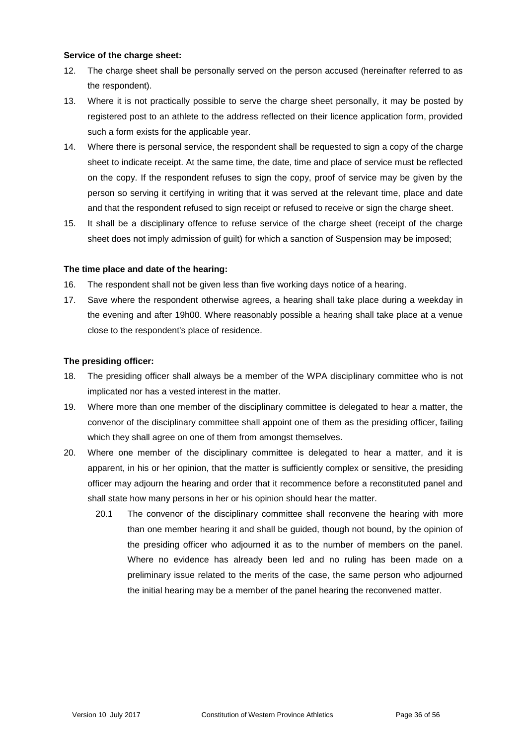**Service of the charge sheet:**

12. The charge sheet shall be personally served on the person accused (hereinafter referred to as the respondent).
13. Where it is not practically possible to serve the charge sheet personally, it may be posted by registered post to an athlete to the address reflected on their licence application form, provided such a form exists for the applicable year.
14. Where there is personal service, the respondent shall be requested to sign a copy of the charge sheet to indicate receipt. At the same time, the date, time and place of service must be reflected on the copy. If the respondent refuses to sign the copy, proof of service may be given by the person so serving it certifying in writing that it was served at the relevant time, place and date and that the respondent refused to sign receipt or refused to receive or sign the charge sheet.
15. It shall be a disciplinary offence to refuse service of the charge sheet (receipt of the charge sheet does not imply admission of guilt) for which a sanction of Suspension may be imposed;

**The time place and date of the hearing:**

16. The respondent shall not be given less than five working days notice of a hearing.
17. Save where the respondent otherwise agrees, a hearing shall take place during a weekday in the evening and after 19h00. Where reasonably possible a hearing shall take place at a venue close to the respondent's place of residence.

**The presiding officer:**

18. The presiding officer shall always be a member of the WPA disciplinary committee who is not implicated nor has a vested interest in the matter.
19. Where more than one member of the disciplinary committee is delegated to hear a matter, the convenor of the disciplinary committee shall appoint one of them as the presiding officer, failing which they shall agree on one of them from amongst themselves.
20. Where one member of the disciplinary committee is delegated to hear a matter, and it is apparent, in his or her opinion, that the matter is sufficiently complex or sensitive, the presiding officer may adjourn the hearing and order that it recommence before a reconstituted panel and shall state how many persons in her or his opinion should hear the matter.
    20.1 The convenor of the disciplinary committee shall reconvene the hearing with more than one member hearing it and shall be guided, though not bound, by the opinion of the presiding officer who adjourned it as to the number of members on the panel. Where no evidence has already been led and no ruling has been made on a preliminary issue related to the merits of the case, the same person who adjourned the initial hearing may be a member of the panel hearing the reconvened matter.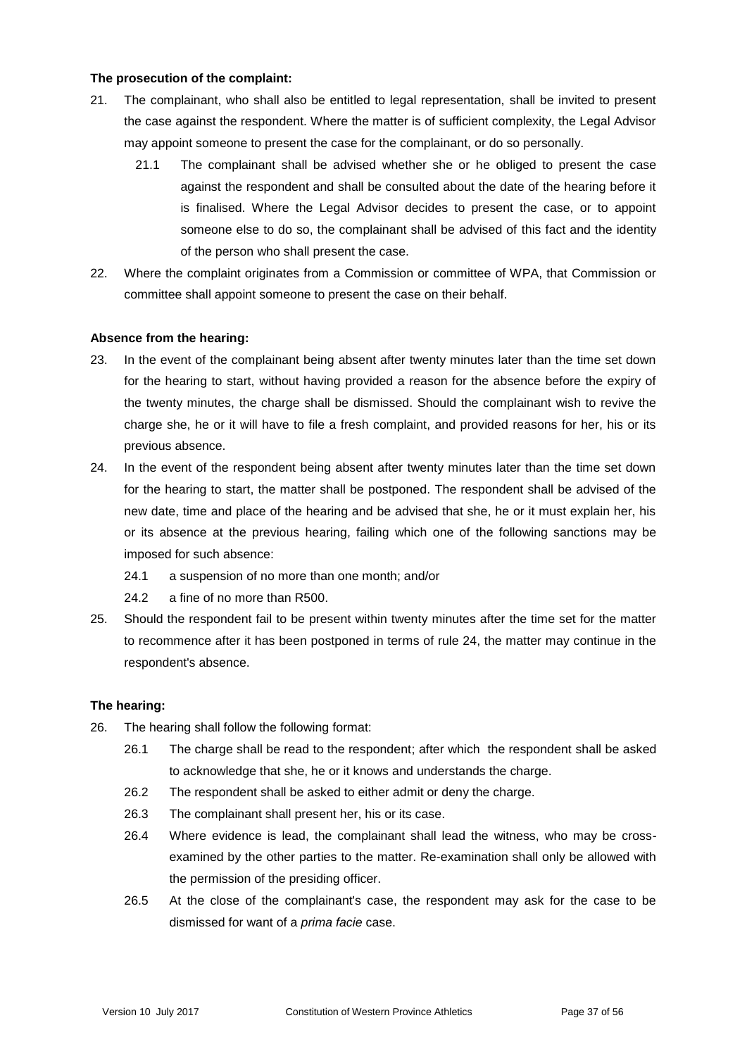**The prosecution of the complaint:**

21. The complainant, who shall also be entitled to legal representation, shall be invited to present the case against the respondent. Where the matter is of sufficient complexity, the Legal Advisor may appoint someone to present the case for the complainant, or do so personally.
    21.1 The complainant shall be advised whether she or he obliged to present the case against the respondent and shall be consulted about the date of the hearing before it is finalised. Where the Legal Advisor decides to present the case, or to appoint someone else to do so, the complainant shall be advised of this fact and the identity of the person who shall present the case.
22. Where the complaint originates from a Commission or committee of WPA, that Commission or committee shall appoint someone to present the case on their behalf.

**Absence from the hearing:**

23. In the event of the complainant being absent after twenty minutes later than the time set down for the hearing to start, without having provided a reason for the absence before the expiry of the twenty minutes, the charge shall be dismissed. Should the complainant wish to revive the charge she, he or it will have to file a fresh complaint, and provided reasons for her, his or its previous absence.
24. In the event of the respondent being absent after twenty minutes later than the time set down for the hearing to start, the matter shall be postponed. The respondent shall be advised of the new date, time and place of the hearing and be advised that she, he or it must explain her, his or its absence at the previous hearing, failing which one of the following sanctions may be imposed for such absence:
    24.1 a suspension of no more than one month; and/or
    24.2 a fine of no more than R500.
25. Should the respondent fail to be present within twenty minutes after the time set for the matter to recommence after it has been postponed in terms of rule 24, the matter may continue in the respondent's absence.

**The hearing:**

26. The hearing shall follow the following format:
    26.1 The charge shall be read to the respondent; after which the respondent shall be asked to acknowledge that she, he or it knows and understands the charge.
    26.2 The respondent shall be asked to either admit or deny the charge.
    26.3 The complainant shall present her, his or its case.
    26.4 Where evidence is lead, the complainant shall lead the witness, who may be cross-examined by the other parties to the matter. Re-examination shall only be allowed with the permission of the presiding officer.
    26.5 At the close of the complainant's case, the respondent may ask for the case to be dismissed for want of a *prima facie* case.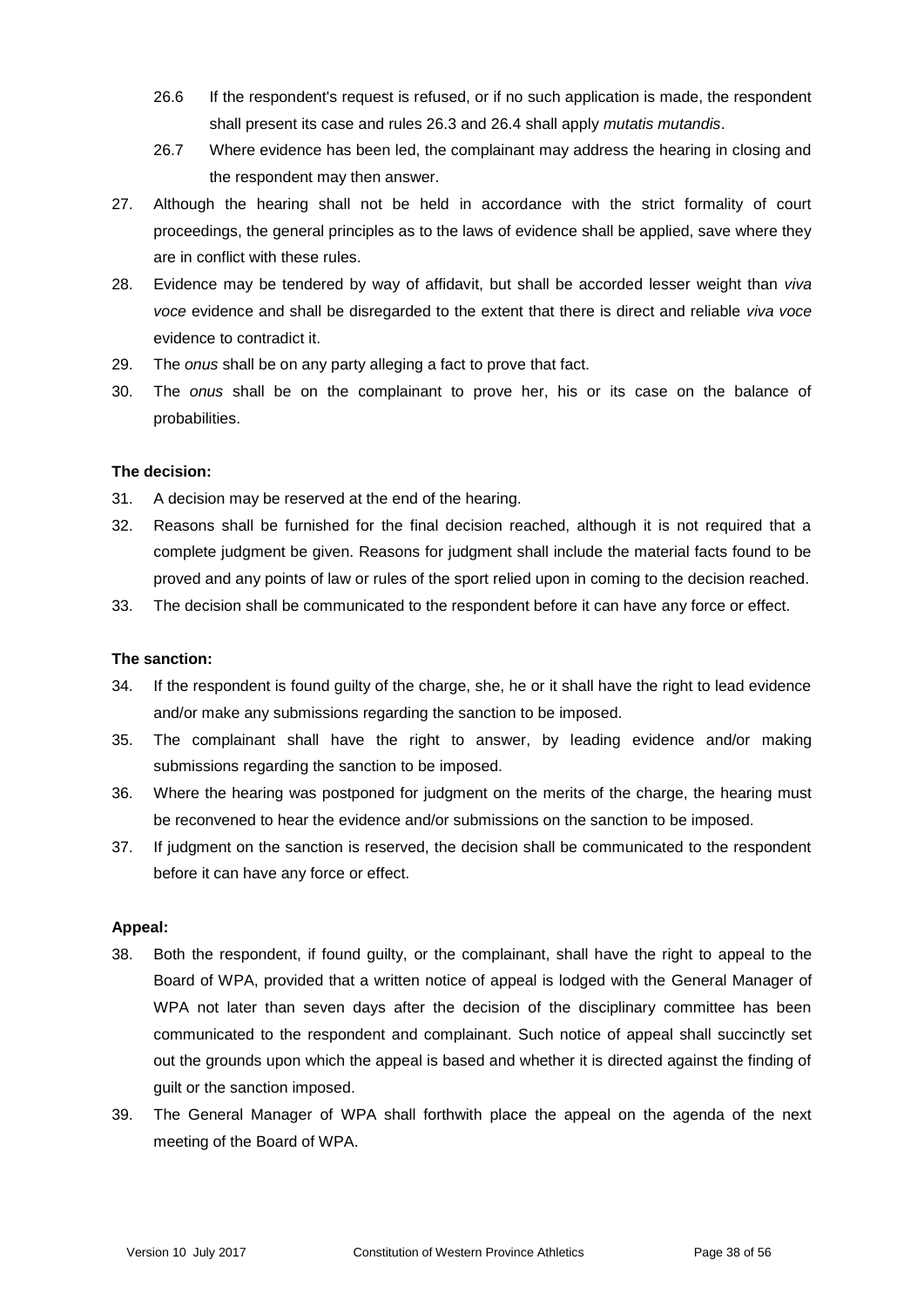26.6 If the respondent's request is refused, or if no such application is made, the respondent shall present its case and rules 26.3 and 26.4 shall apply *mutatis mutandis*.

26.7 Where evidence has been led, the complainant may address the hearing in closing and the respondent may then answer.

27. Although the hearing shall not be held in accordance with the strict formality of court proceedings, the general principles as to the laws of evidence shall be applied, save where they are in conflict with these rules.

28. Evidence may be tendered by way of affidavit, but shall be accorded lesser weight than *viva voce* evidence and shall be disregarded to the extent that there is direct and reliable *viva voce* evidence to contradict it.

29. The *onus* shall be on any party alleging a fact to prove that fact.

30. The *onus* shall be on the complainant to prove her, his or its case on the balance of probabilities.

**The decision:**

31. A decision may be reserved at the end of the hearing.

32. Reasons shall be furnished for the final decision reached, although it is not required that a complete judgment be given. Reasons for judgment shall include the material facts found to be proved and any points of law or rules of the sport relied upon in coming to the decision reached.

33. The decision shall be communicated to the respondent before it can have any force or effect.

**The sanction:**

34. If the respondent is found guilty of the charge, she, he or it shall have the right to lead evidence and/or make any submissions regarding the sanction to be imposed.

35. The complainant shall have the right to answer, by leading evidence and/or making submissions regarding the sanction to be imposed.

36. Where the hearing was postponed for judgment on the merits of the charge, the hearing must be reconvened to hear the evidence and/or submissions on the sanction to be imposed.

37. If judgment on the sanction is reserved, the decision shall be communicated to the respondent before it can have any force or effect.

**Appeal:**

38. Both the respondent, if found guilty, or the complainant, shall have the right to appeal to the Board of WPA, provided that a written notice of appeal is lodged with the General Manager of WPA not later than seven days after the decision of the disciplinary committee has been communicated to the respondent and complainant. Such notice of appeal shall succinctly set out the grounds upon which the appeal is based and whether it is directed against the finding of guilt or the sanction imposed.

39. The General Manager of WPA shall forthwith place the appeal on the agenda of the next meeting of the Board of WPA.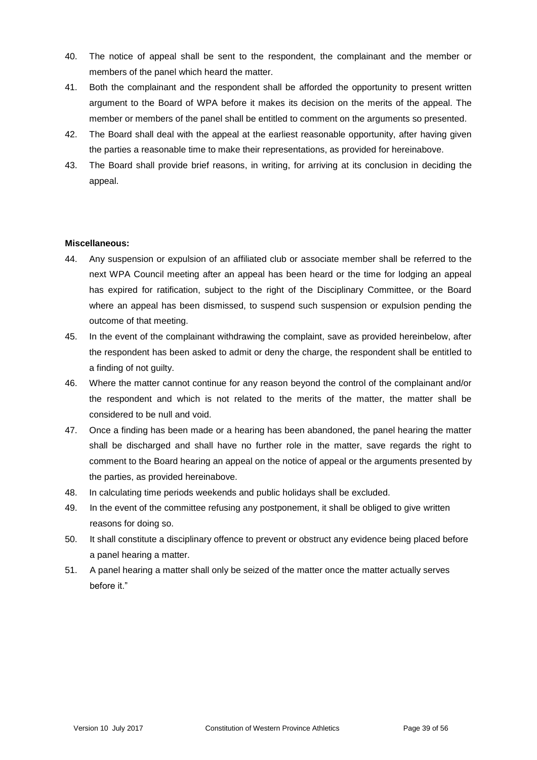40. The notice of appeal shall be sent to the respondent, the complainant and the member or members of the panel which heard the matter.
41. Both the complainant and the respondent shall be afforded the opportunity to present written argument to the Board of WPA before it makes its decision on the merits of the appeal. The member or members of the panel shall be entitled to comment on the arguments so presented.
42. The Board shall deal with the appeal at the earliest reasonable opportunity, after having given the parties a reasonable time to make their representations, as provided for hereinabove.
43. The Board shall provide brief reasons, in writing, for arriving at its conclusion in deciding the appeal.

**Miscellaneous:**

44. Any suspension or expulsion of an affiliated club or associate member shall be referred to the next WPA Council meeting after an appeal has been heard or the time for lodging an appeal has expired for ratification, subject to the right of the Disciplinary Committee, or the Board where an appeal has been dismissed, to suspend such suspension or expulsion pending the outcome of that meeting.
45. In the event of the complainant withdrawing the complaint, save as provided hereinbelow, after the respondent has been asked to admit or deny the charge, the respondent shall be entitled to a finding of not guilty.
46. Where the matter cannot continue for any reason beyond the control of the complainant and/or the respondent and which is not related to the merits of the matter, the matter shall be considered to be null and void.
47. Once a finding has been made or a hearing has been abandoned, the panel hearing the matter shall be discharged and shall have no further role in the matter, save regards the right to comment to the Board hearing an appeal on the notice of appeal or the arguments presented by the parties, as provided hereinabove.
48. In calculating time periods weekends and public holidays shall be excluded.
49. In the event of the committee refusing any postponement, it shall be obliged to give written reasons for doing so.
50. It shall constitute a disciplinary offence to prevent or obstruct any evidence being placed before a panel hearing a matter.
51. A panel hearing a matter shall only be seized of the matter once the matter actually serves before it."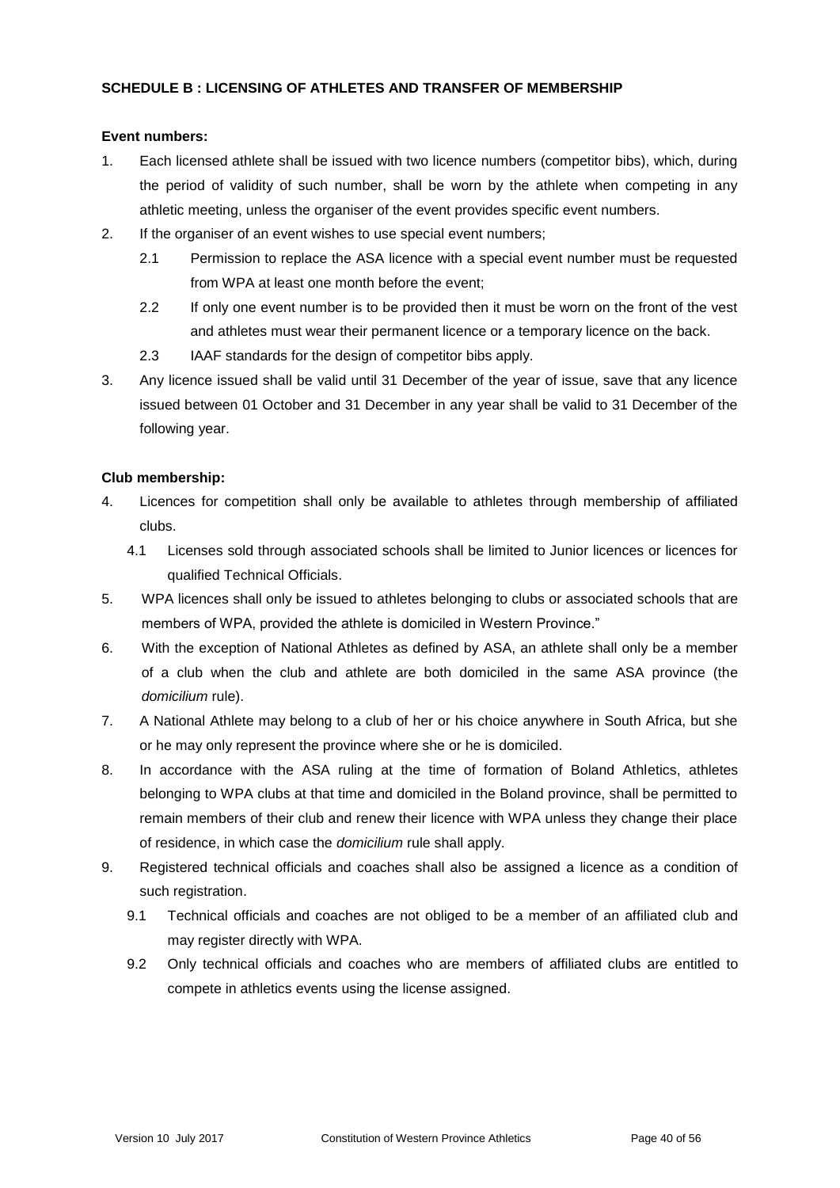## SCHEDULE B : LICENSING OF ATHLETES AND TRANSFER OF MEMBERSHIP

**Event numbers:**

1. Each licensed athlete shall be issued with two licence numbers (competitor bibs), which, during the period of validity of such number, shall be worn by the athlete when competing in any athletic meeting, unless the organiser of the event provides specific event numbers.
2. If the organiser of an event wishes to use special event numbers;
   - 2.1 Permission to replace the ASA licence with a special event number must be requested from WPA at least one month before the event;
   - 2.2 If only one event number is to be provided then it must be worn on the front of the vest and athletes must wear their permanent licence or a temporary licence on the back.
   - 2.3 IAAF standards for the design of competitor bibs apply.
3. Any licence issued shall be valid until 31 December of the year of issue, save that any licence issued between 01 October and 31 December in any year shall be valid to 31 December of the following year.

**Club membership:**

4. Licences for competition shall only be available to athletes through membership of affiliated clubs.
   - 4.1 Licenses sold through associated schools shall be limited to Junior licences or licences for qualified Technical Officials.
5. WPA licences shall only be issued to athletes belonging to clubs or associated schools that are members of WPA, provided the athlete is domiciled in Western Province."
6. With the exception of National Athletes as defined by ASA, an athlete shall only be a member of a club when the club and athlete are both domiciled in the same ASA province (the *domicilium* rule).
7. A National Athlete may belong to a club of her or his choice anywhere in South Africa, but she or he may only represent the province where she or he is domiciled.
8. In accordance with the ASA ruling at the time of formation of Boland Athletics, athletes belonging to WPA clubs at that time and domiciled in the Boland province, shall be permitted to remain members of their club and renew their licence with WPA unless they change their place of residence, in which case the *domicilium* rule shall apply.
9. Registered technical officials and coaches shall also be assigned a licence as a condition of such registration.
   - 9.1 Technical officials and coaches are not obliged to be a member of an affiliated club and may register directly with WPA.
   - 9.2 Only technical officials and coaches who are members of affiliated clubs are entitled to compete in athletics events using the license assigned.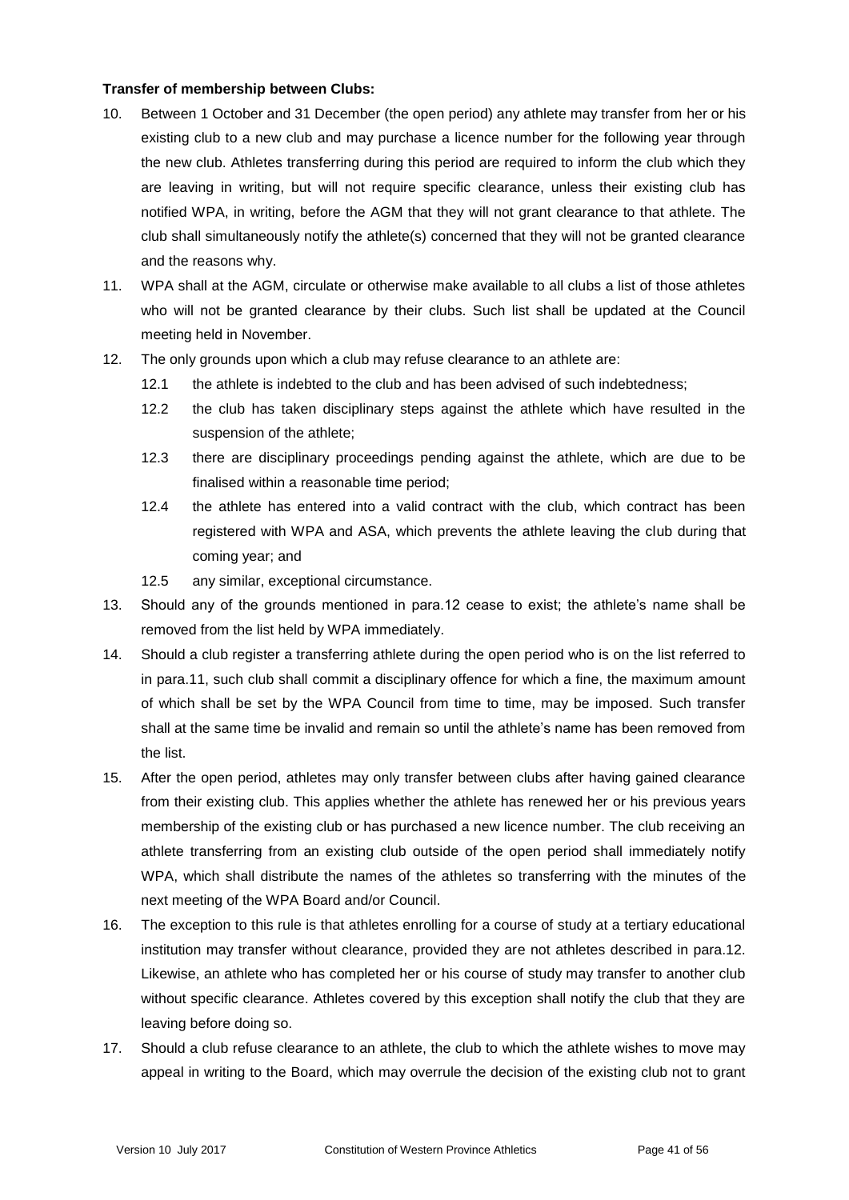**Transfer of membership between Clubs:**

10. Between 1 October and 31 December (the open period) any athlete may transfer from her or his existing club to a new club and may purchase a licence number for the following year through the new club. Athletes transferring during this period are required to inform the club which they are leaving in writing, but will not require specific clearance, unless their existing club has notified WPA, in writing, before the AGM that they will not grant clearance to that athlete. The club shall simultaneously notify the athlete(s) concerned that they will not be granted clearance and the reasons why.
11. WPA shall at the AGM, circulate or otherwise make available to all clubs a list of those athletes who will not be granted clearance by their clubs. Such list shall be updated at the Council meeting held in November.
12. The only grounds upon which a club may refuse clearance to an athlete are:
    - 12.1 the athlete is indebted to the club and has been advised of such indebtedness;
    - 12.2 the club has taken disciplinary steps against the athlete which have resulted in the suspension of the athlete;
    - 12.3 there are disciplinary proceedings pending against the athlete, which are due to be finalised within a reasonable time period;
    - 12.4 the athlete has entered into a valid contract with the club, which contract has been registered with WPA and ASA, which prevents the athlete leaving the club during that coming year; and
    - 12.5 any similar, exceptional circumstance.
13. Should any of the grounds mentioned in para.12 cease to exist; the athlete's name shall be removed from the list held by WPA immediately.
14. Should a club register a transferring athlete during the open period who is on the list referred to in para.11, such club shall commit a disciplinary offence for which a fine, the maximum amount of which shall be set by the WPA Council from time to time, may be imposed. Such transfer shall at the same time be invalid and remain so until the athlete's name has been removed from the list.
15. After the open period, athletes may only transfer between clubs after having gained clearance from their existing club. This applies whether the athlete has renewed her or his previous years membership of the existing club or has purchased a new licence number. The club receiving an athlete transferring from an existing club outside of the open period shall immediately notify WPA, which shall distribute the names of the athletes so transferring with the minutes of the next meeting of the WPA Board and/or Council.
16. The exception to this rule is that athletes enrolling for a course of study at a tertiary educational institution may transfer without clearance, provided they are not athletes described in para.12. Likewise, an athlete who has completed her or his course of study may transfer to another club without specific clearance. Athletes covered by this exception shall notify the club that they are leaving before doing so.
17. Should a club refuse clearance to an athlete, the club to which the athlete wishes to move may appeal in writing to the Board, which may overrule the decision of the existing club not to grant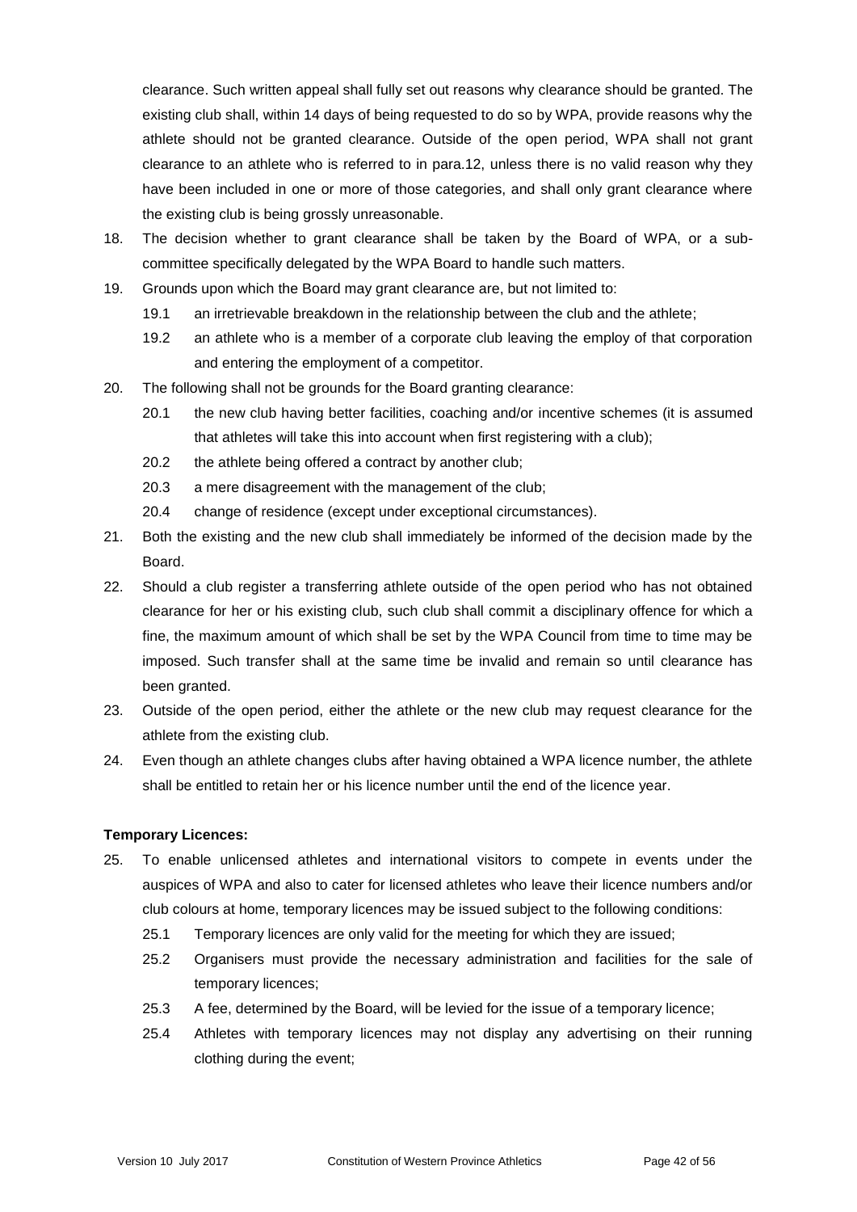clearance. Such written appeal shall fully set out reasons why clearance should be granted. The existing club shall, within 14 days of being requested to do so by WPA, provide reasons why the athlete should not be granted clearance. Outside of the open period, WPA shall not grant clearance to an athlete who is referred to in para.12, unless there is no valid reason why they have been included in one or more of those categories, and shall only grant clearance where the existing club is being grossly unreasonable.

18. The decision whether to grant clearance shall be taken by the Board of WPA, or a sub-committee specifically delegated by the WPA Board to handle such matters.

19. Grounds upon which the Board may grant clearance are, but not limited to:
    - 19.1 an irretrievable breakdown in the relationship between the club and the athlete;
    - 19.2 an athlete who is a member of a corporate club leaving the employ of that corporation and entering the employment of a competitor.

20. The following shall not be grounds for the Board granting clearance:
    - 20.1 the new club having better facilities, coaching and/or incentive schemes (it is assumed that athletes will take this into account when first registering with a club);
    - 20.2 the athlete being offered a contract by another club;
    - 20.3 a mere disagreement with the management of the club;
    - 20.4 change of residence (except under exceptional circumstances).

21. Both the existing and the new club shall immediately be informed of the decision made by the Board.

22. Should a club register a transferring athlete outside of the open period who has not obtained clearance for her or his existing club, such club shall commit a disciplinary offence for which a fine, the maximum amount of which shall be set by the WPA Council from time to time may be imposed. Such transfer shall at the same time be invalid and remain so until clearance has been granted.

23. Outside of the open period, either the athlete or the new club may request clearance for the athlete from the existing club.

24. Even though an athlete changes clubs after having obtained a WPA licence number, the athlete shall be entitled to retain her or his licence number until the end of the licence year.

**Temporary Licences:**

25. To enable unlicensed athletes and international visitors to compete in events under the auspices of WPA and also to cater for licensed athletes who leave their licence numbers and/or club colours at home, temporary licences may be issued subject to the following conditions:
    - 25.1 Temporary licences are only valid for the meeting for which they are issued;
    - 25.2 Organisers must provide the necessary administration and facilities for the sale of temporary licences;
    - 25.3 A fee, determined by the Board, will be levied for the issue of a temporary licence;
    - 25.4 Athletes with temporary licences may not display any advertising on their running clothing during the event;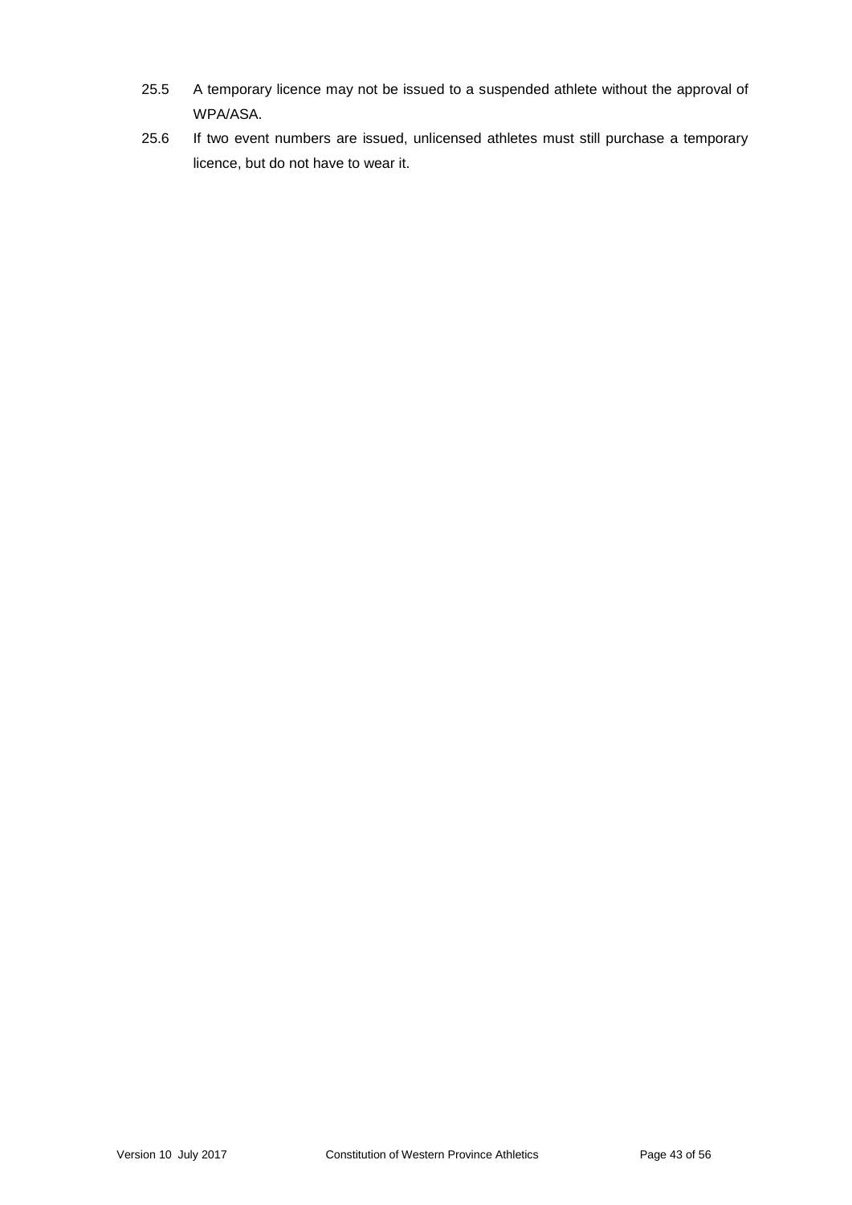25.5 A temporary licence may not be issued to a suspended athlete without the approval of WPA/ASA.

25.6 If two event numbers are issued, unlicensed athletes must still purchase a temporary licence, but do not have to wear it.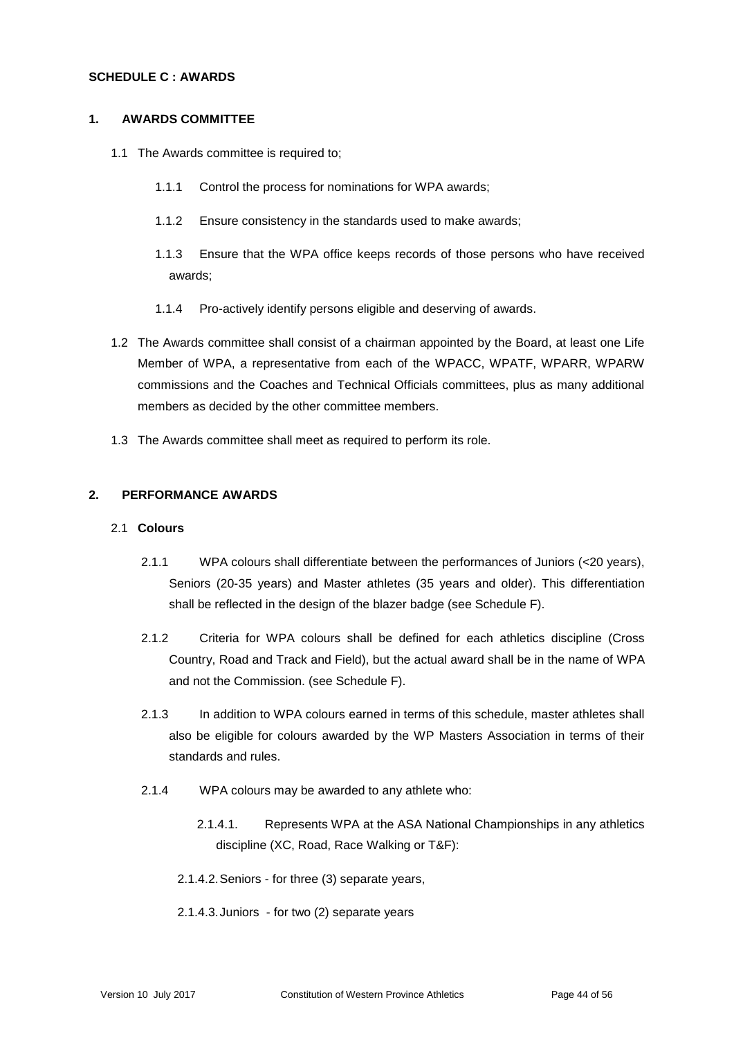**SCHEDULE C : AWARDS**

**1. AWARDS COMMITTEE**

1.1 The Awards committee is required to;

1.1.1 Control the process for nominations for WPA awards;

1.1.2 Ensure consistency in the standards used to make awards;

1.1.3 Ensure that the WPA office keeps records of those persons who have received awards;

1.1.4 Pro-actively identify persons eligible and deserving of awards.

1.2 The Awards committee shall consist of a chairman appointed by the Board, at least one Life Member of WPA, a representative from each of the WPACC, WPATF, WPARR, WPARW commissions and the Coaches and Technical Officials committees, plus as many additional members as decided by the other committee members.

1.3 The Awards committee shall meet as required to perform its role.

**2. PERFORMANCE AWARDS**

2.1 **Colours**

2.1.1 WPA colours shall differentiate between the performances of Juniors (<20 years), Seniors (20-35 years) and Master athletes (35 years and older). This differentiation shall be reflected in the design of the blazer badge (see Schedule F).

2.1.2 Criteria for WPA colours shall be defined for each athletics discipline (Cross Country, Road and Track and Field), but the actual award shall be in the name of WPA and not the Commission. (see Schedule F).

2.1.3 In addition to WPA colours earned in terms of this schedule, master athletes shall also be eligible for colours awarded by the WP Masters Association in terms of their standards and rules.

2.1.4 WPA colours may be awarded to any athlete who:

2.1.4.1. Represents WPA at the ASA National Championships in any athletics discipline (XC, Road, Race Walking or T&F):

2.1.4.2. Seniors - for three (3) separate years,

2.1.4.3. Juniors - for two (2) separate years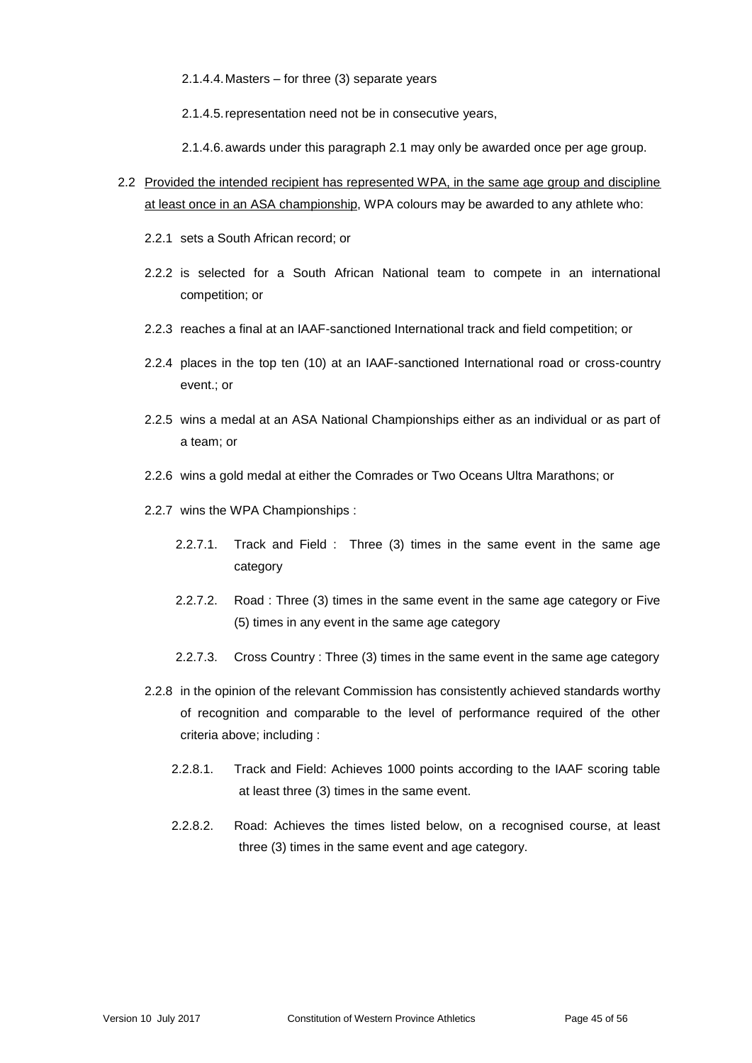2.1.4.4. Masters – for three (3) separate years

2.1.4.5. representation need not be in consecutive years,

2.1.4.6. awards under this paragraph 2.1 may only be awarded once per age group.

2.2 Provided the intended recipient has represented WPA, in the same age group and discipline at least once in an ASA championship, WPA colours may be awarded to any athlete who:

2.2.1 sets a South African record; or

2.2.2 is selected for a South African National team to compete in an international competition; or

2.2.3 reaches a final at an IAAF-sanctioned International track and field competition; or

2.2.4 places in the top ten (10) at an IAAF-sanctioned International road or cross-country event.; or

2.2.5 wins a medal at an ASA National Championships either as an individual or as part of a team; or

2.2.6 wins a gold medal at either the Comrades or Two Oceans Ultra Marathons; or

2.2.7 wins the WPA Championships :

2.2.7.1. Track and Field : Three (3) times in the same event in the same age category

2.2.7.2. Road : Three (3) times in the same event in the same age category or Five (5) times in any event in the same age category

2.2.7.3. Cross Country : Three (3) times in the same event in the same age category

2.2.8 in the opinion of the relevant Commission has consistently achieved standards worthy of recognition and comparable to the level of performance required of the other criteria above; including :

2.2.8.1. Track and Field: Achieves 1000 points according to the IAAF scoring table at least three (3) times in the same event.

2.2.8.2. Road: Achieves the times listed below, on a recognised course, at least three (3) times in the same event and age category.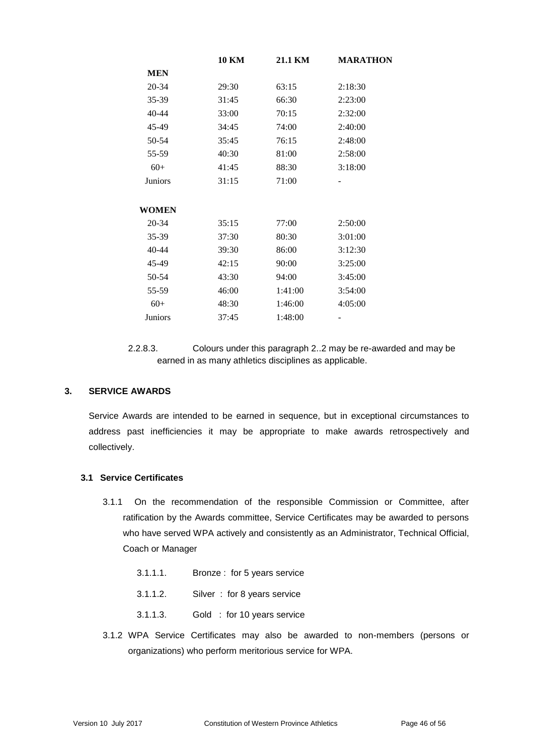| | 10 KM | 21.1 KM | MARATHON |
|---|---|---|---|
| **MEN** | | | |
| 20-34 | 29:30 | 63:15 | 2:18:30 |
| 35-39 | 31:45 | 66:30 | 2:23:00 |
| 40-44 | 33:00 | 70:15 | 2:32:00 |
| 45-49 | 34:45 | 74:00 | 2:40:00 |
| 50-54 | 35:45 | 76:15 | 2:48:00 |
| 55-59 | 40:30 | 81:00 | 2:58:00 |
| 60+ | 41:45 | 88:30 | 3:18:00 |
| Juniors | 31:15 | 71:00 | - |
| **WOMEN** | | | |
| 20-34 | 35:15 | 77:00 | 2:50:00 |
| 35-39 | 37:30 | 80:30 | 3:01:00 |
| 40-44 | 39:30 | 86:00 | 3:12:30 |
| 45-49 | 42:15 | 90:00 | 3:25:00 |
| 50-54 | 43:30 | 94:00 | 3:45:00 |
| 55-59 | 46:00 | 1:41:00 | 3:54:00 |
| 60+ | 48:30 | 1:46:00 | 4:05:00 |
| Juniors | 37:45 | 1:48:00 | - |

2.2.8.3. Colours under this paragraph 2..2 may be re-awarded and may be earned in as many athletics disciplines as applicable.

## 3. SERVICE AWARDS

Service Awards are intended to be earned in sequence, but in exceptional circumstances to address past inefficiencies it may be appropriate to make awards retrospectively and collectively.

### 3.1 Service Certificates

3.1.1 On the recommendation of the responsible Commission or Committee, after ratification by the Awards committee, Service Certificates may be awarded to persons who have served WPA actively and consistently as an Administrator, Technical Official, Coach or Manager

- 3.1.1.1. Bronze : for 5 years service
- 3.1.1.2. Silver : for 8 years service
- 3.1.1.3. Gold : for 10 years service

3.1.2 WPA Service Certificates may also be awarded to non-members (persons or organizations) who perform meritorious service for WPA.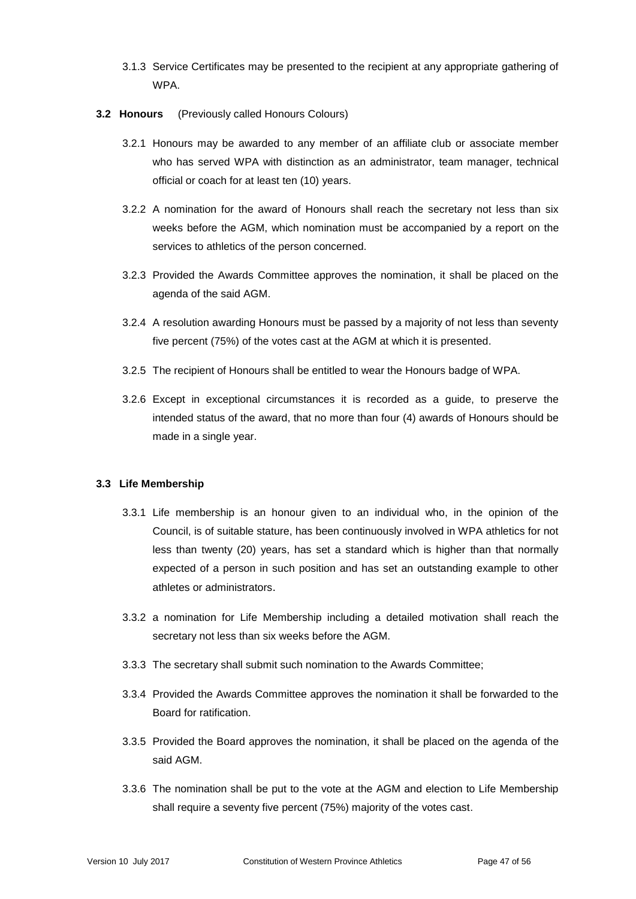3.1.3 Service Certificates may be presented to the recipient at any appropriate gathering of WPA.

**3.2 Honours** (Previously called Honours Colours)

3.2.1 Honours may be awarded to any member of an affiliate club or associate member who has served WPA with distinction as an administrator, team manager, technical official or coach for at least ten (10) years.

3.2.2 A nomination for the award of Honours shall reach the secretary not less than six weeks before the AGM, which nomination must be accompanied by a report on the services to athletics of the person concerned.

3.2.3 Provided the Awards Committee approves the nomination, it shall be placed on the agenda of the said AGM.

3.2.4 A resolution awarding Honours must be passed by a majority of not less than seventy five percent (75%) of the votes cast at the AGM at which it is presented.

3.2.5 The recipient of Honours shall be entitled to wear the Honours badge of WPA.

3.2.6 Except in exceptional circumstances it is recorded as a guide, to preserve the intended status of the award, that no more than four (4) awards of Honours should be made in a single year.

**3.3 Life Membership**

3.3.1 Life membership is an honour given to an individual who, in the opinion of the Council, is of suitable stature, has been continuously involved in WPA athletics for not less than twenty (20) years, has set a standard which is higher than that normally expected of a person in such position and has set an outstanding example to other athletes or administrators.

3.3.2 a nomination for Life Membership including a detailed motivation shall reach the secretary not less than six weeks before the AGM.

3.3.3 The secretary shall submit such nomination to the Awards Committee;

3.3.4 Provided the Awards Committee approves the nomination it shall be forwarded to the Board for ratification.

3.3.5 Provided the Board approves the nomination, it shall be placed on the agenda of the said AGM.

3.3.6 The nomination shall be put to the vote at the AGM and election to Life Membership shall require a seventy five percent (75%) majority of the votes cast.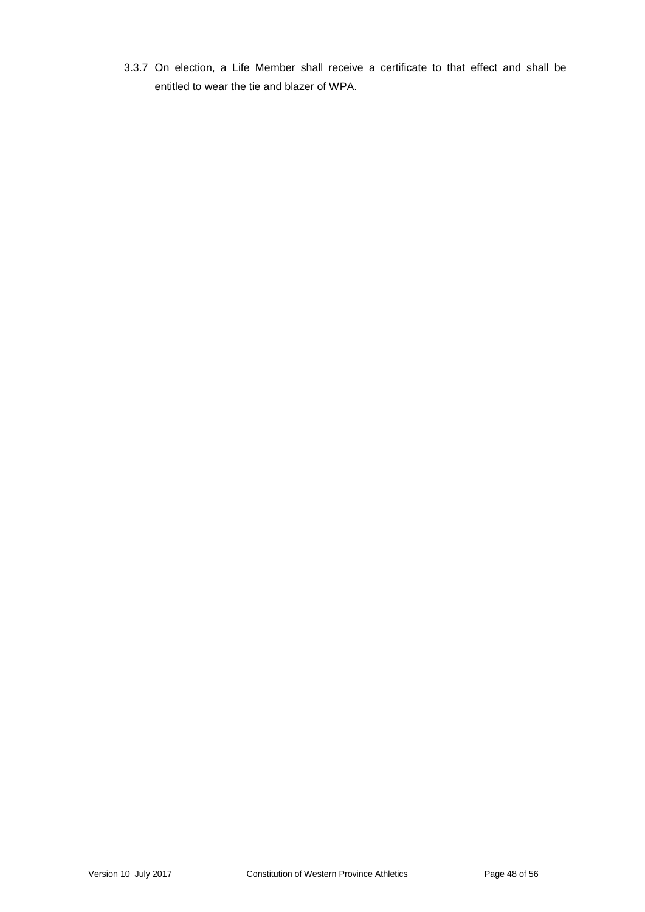3.3.7 On election, a Life Member shall receive a certificate to that effect and shall be entitled to wear the tie and blazer of WPA.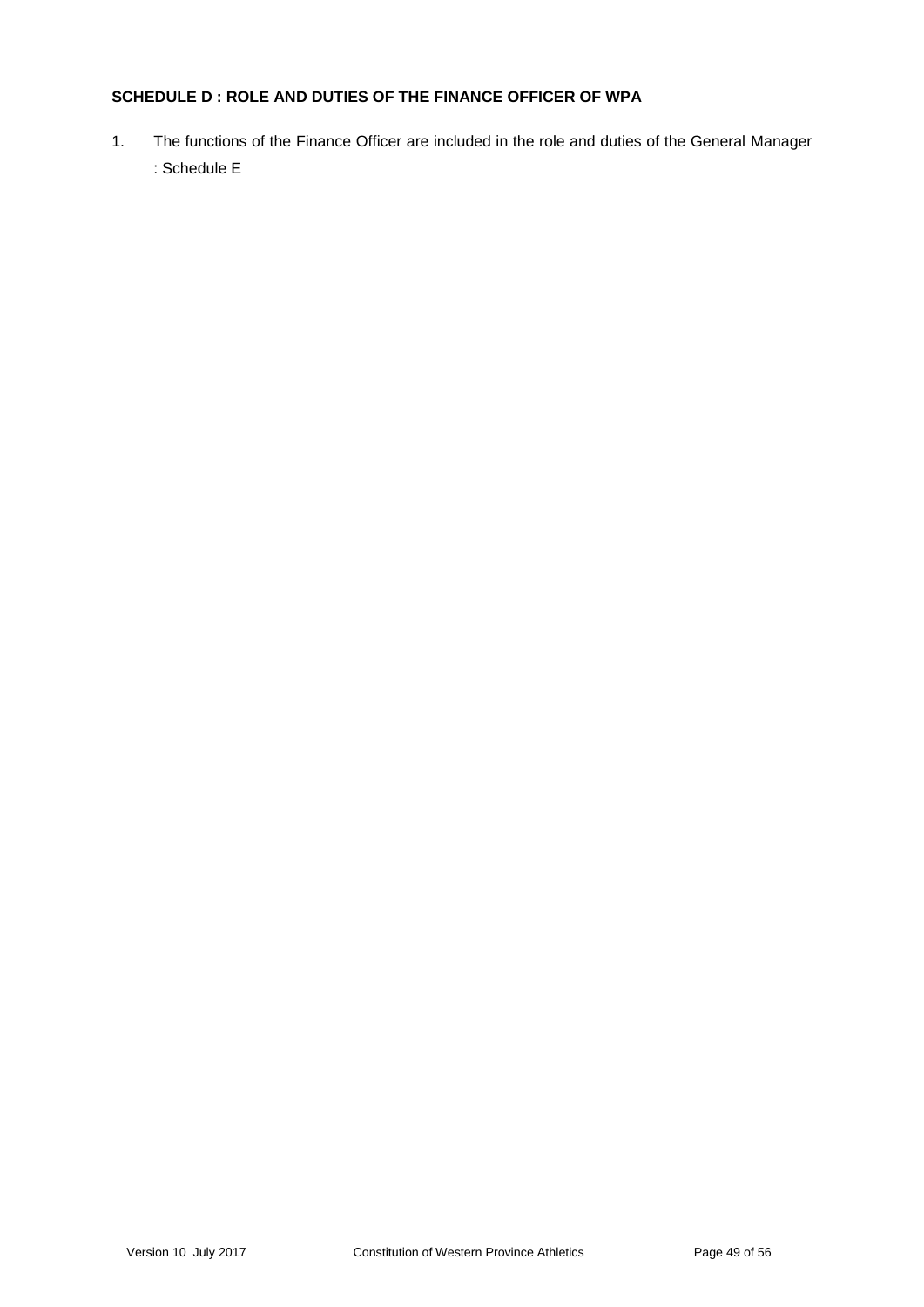**SCHEDULE D : ROLE AND DUTIES OF THE FINANCE OFFICER OF WPA**

1. The functions of the Finance Officer are included in the role and duties of the General Manager : Schedule E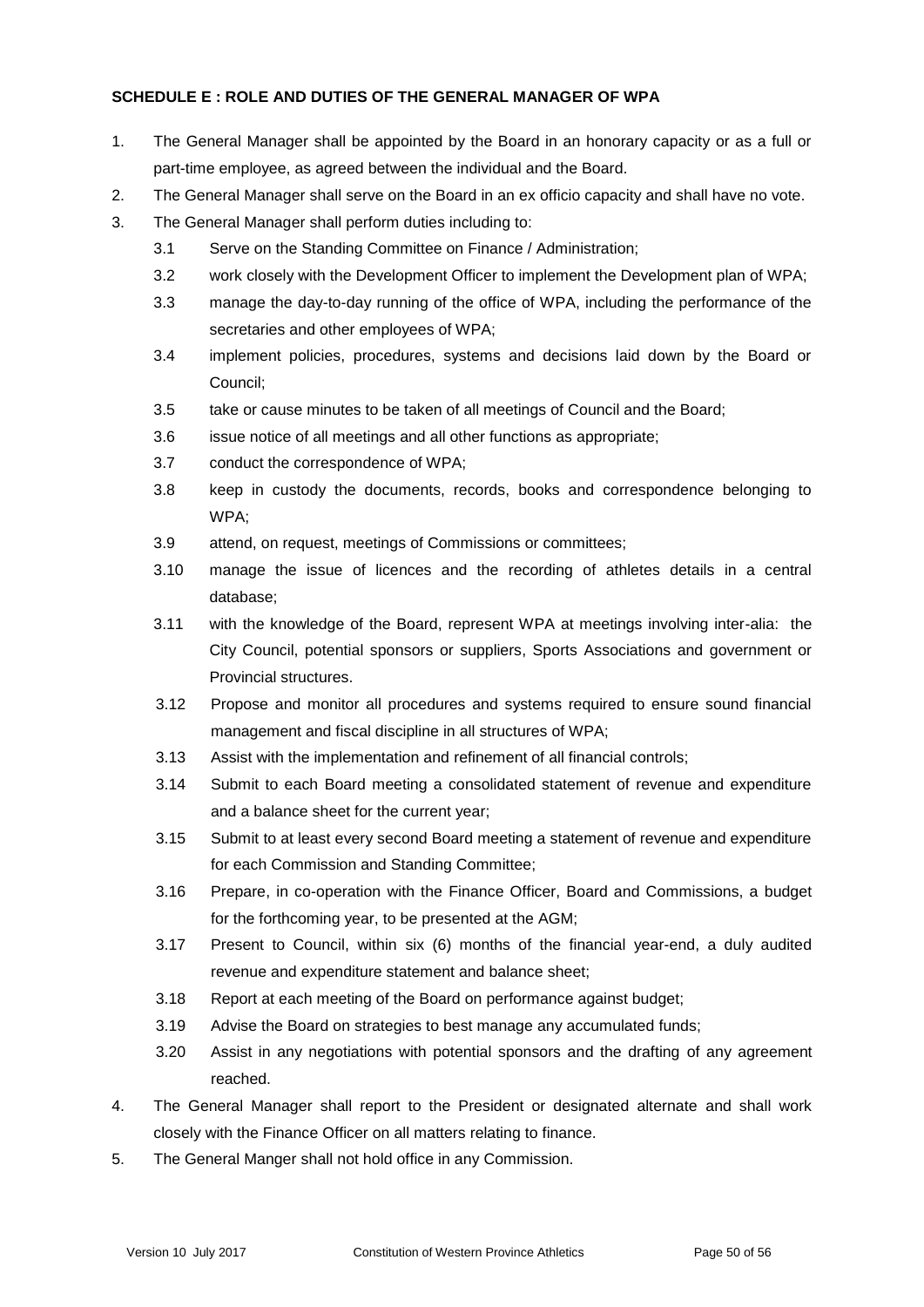**SCHEDULE E : ROLE AND DUTIES OF THE GENERAL MANAGER OF WPA**

1. The General Manager shall be appointed by the Board in an honorary capacity or as a full or part-time employee, as agreed between the individual and the Board.
2. The General Manager shall serve on the Board in an ex officio capacity and shall have no vote.
3. The General Manager shall perform duties including to:
   - 3.1 Serve on the Standing Committee on Finance / Administration;
   - 3.2 work closely with the Development Officer to implement the Development plan of WPA;
   - 3.3 manage the day-to-day running of the office of WPA, including the performance of the secretaries and other employees of WPA;
   - 3.4 implement policies, procedures, systems and decisions laid down by the Board or Council;
   - 3.5 take or cause minutes to be taken of all meetings of Council and the Board;
   - 3.6 issue notice of all meetings and all other functions as appropriate;
   - 3.7 conduct the correspondence of WPA;
   - 3.8 keep in custody the documents, records, books and correspondence belonging to WPA;
   - 3.9 attend, on request, meetings of Commissions or committees;
   - 3.10 manage the issue of licences and the recording of athletes details in a central database;
   - 3.11 with the knowledge of the Board, represent WPA at meetings involving inter-alia: the City Council, potential sponsors or suppliers, Sports Associations and government or Provincial structures.
   - 3.12 Propose and monitor all procedures and systems required to ensure sound financial management and fiscal discipline in all structures of WPA;
   - 3.13 Assist with the implementation and refinement of all financial controls;
   - 3.14 Submit to each Board meeting a consolidated statement of revenue and expenditure and a balance sheet for the current year;
   - 3.15 Submit to at least every second Board meeting a statement of revenue and expenditure for each Commission and Standing Committee;
   - 3.16 Prepare, in co-operation with the Finance Officer, Board and Commissions, a budget for the forthcoming year, to be presented at the AGM;
   - 3.17 Present to Council, within six (6) months of the financial year-end, a duly audited revenue and expenditure statement and balance sheet;
   - 3.18 Report at each meeting of the Board on performance against budget;
   - 3.19 Advise the Board on strategies to best manage any accumulated funds;
   - 3.20 Assist in any negotiations with potential sponsors and the drafting of any agreement reached.
4. The General Manager shall report to the President or designated alternate and shall work closely with the Finance Officer on all matters relating to finance.
5. The General Manger shall not hold office in any Commission.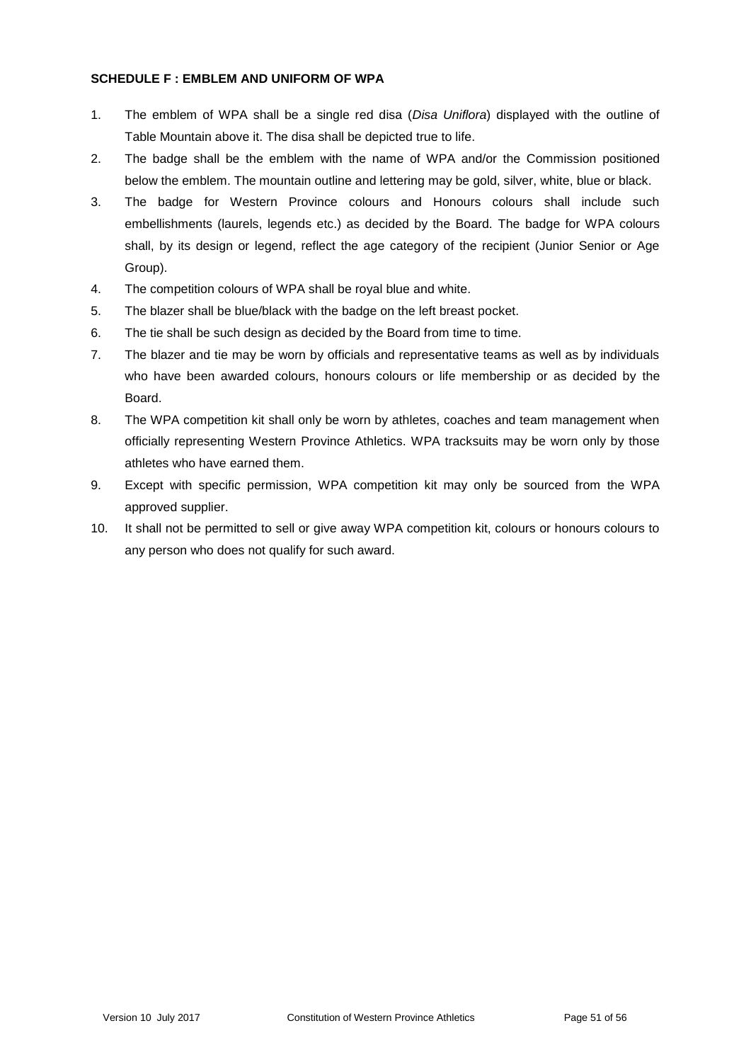**SCHEDULE F : EMBLEM AND UNIFORM OF WPA**

1. The emblem of WPA shall be a single red disa (*Disa Uniflora*) displayed with the outline of Table Mountain above it. The disa shall be depicted true to life.
2. The badge shall be the emblem with the name of WPA and/or the Commission positioned below the emblem. The mountain outline and lettering may be gold, silver, white, blue or black.
3. The badge for Western Province colours and Honours colours shall include such embellishments (laurels, legends etc.) as decided by the Board. The badge for WPA colours shall, by its design or legend, reflect the age category of the recipient (Junior Senior or Age Group).
4. The competition colours of WPA shall be royal blue and white.
5. The blazer shall be blue/black with the badge on the left breast pocket.
6. The tie shall be such design as decided by the Board from time to time.
7. The blazer and tie may be worn by officials and representative teams as well as by individuals who have been awarded colours, honours colours or life membership or as decided by the Board.
8. The WPA competition kit shall only be worn by athletes, coaches and team management when officially representing Western Province Athletics. WPA tracksuits may be worn only by those athletes who have earned them.
9. Except with specific permission, WPA competition kit may only be sourced from the WPA approved supplier.
10. It shall not be permitted to sell or give away WPA competition kit, colours or honours colours to any person who does not qualify for such award.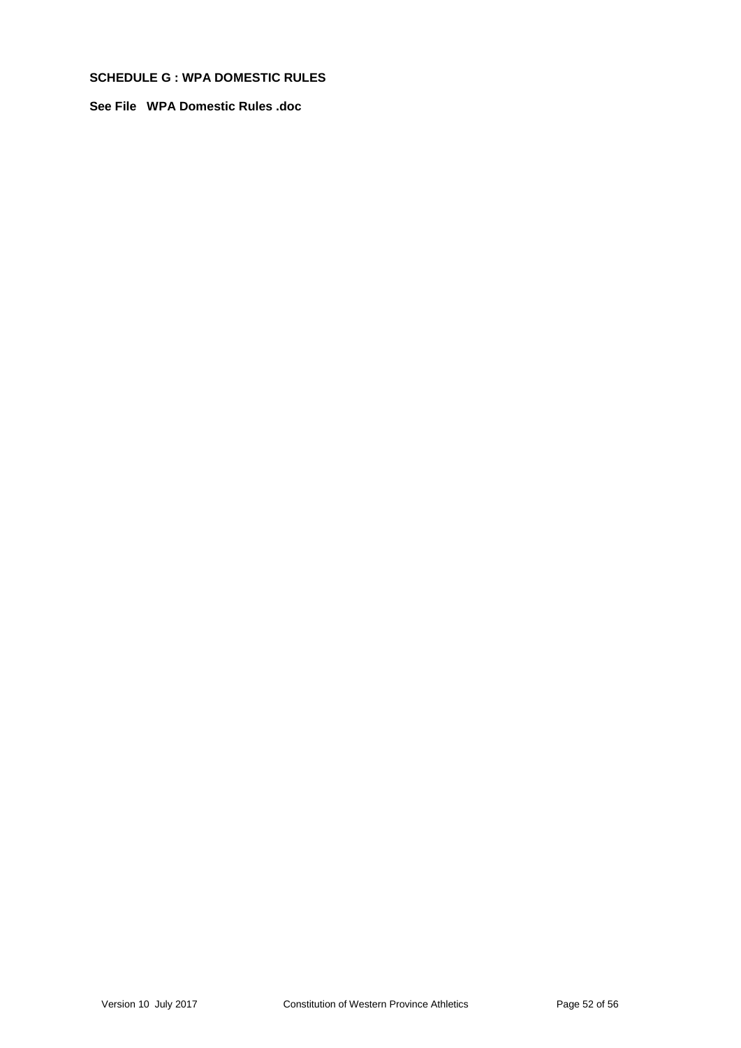**SCHEDULE G : WPA DOMESTIC RULES**

**See File WPA Domestic Rules .doc**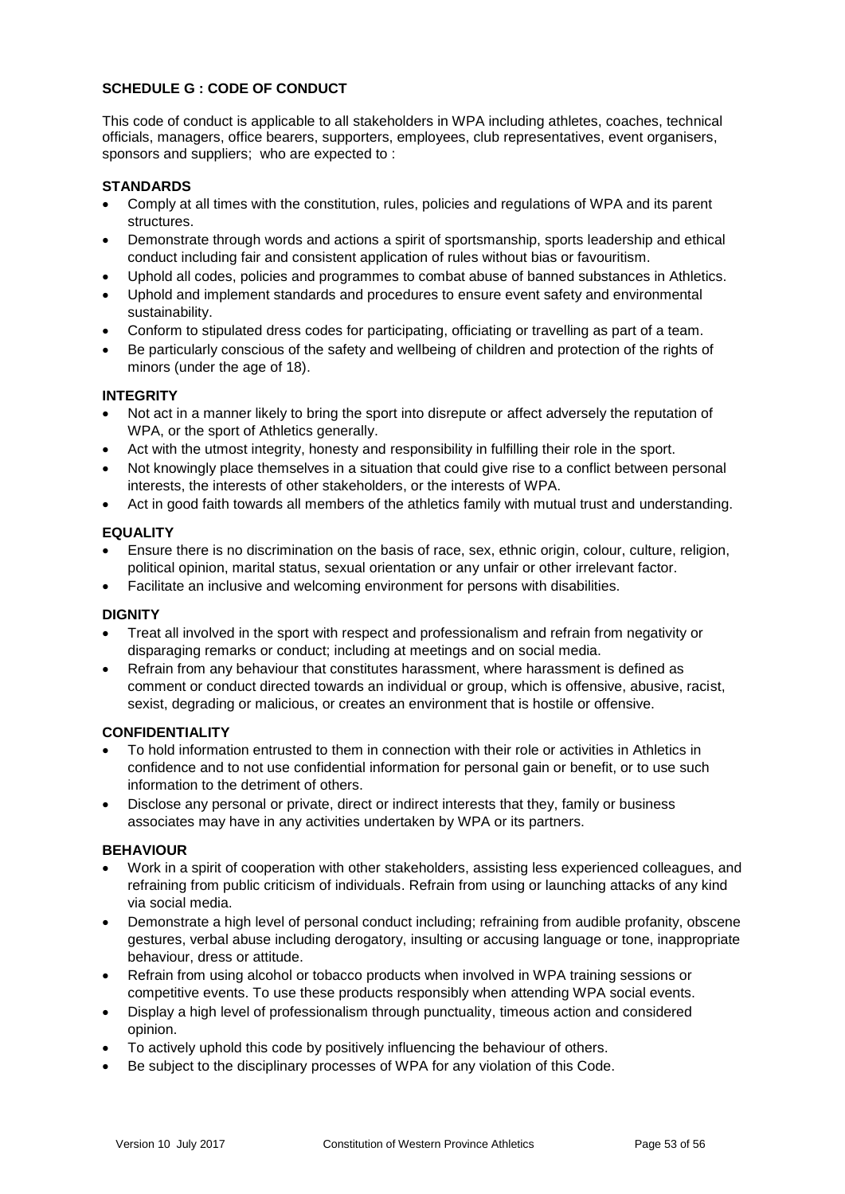## SCHEDULE G : CODE OF CONDUCT

This code of conduct is applicable to all stakeholders in WPA including athletes, coaches, technical officials, managers, office bearers, supporters, employees, club representatives, event organisers, sponsors and suppliers; who are expected to :

### STANDARDS

- Comply at all times with the constitution, rules, policies and regulations of WPA and its parent structures.
- Demonstrate through words and actions a spirit of sportsmanship, sports leadership and ethical conduct including fair and consistent application of rules without bias or favouritism.
- Uphold all codes, policies and programmes to combat abuse of banned substances in Athletics.
- Uphold and implement standards and procedures to ensure event safety and environmental sustainability.
- Conform to stipulated dress codes for participating, officiating or travelling as part of a team.
- Be particularly conscious of the safety and wellbeing of children and protection of the rights of minors (under the age of 18).

### INTEGRITY

- Not act in a manner likely to bring the sport into disrepute or affect adversely the reputation of WPA, or the sport of Athletics generally.
- Act with the utmost integrity, honesty and responsibility in fulfilling their role in the sport.
- Not knowingly place themselves in a situation that could give rise to a conflict between personal interests, the interests of other stakeholders, or the interests of WPA.
- Act in good faith towards all members of the athletics family with mutual trust and understanding.

### EQUALITY

- Ensure there is no discrimination on the basis of race, sex, ethnic origin, colour, culture, religion, political opinion, marital status, sexual orientation or any unfair or other irrelevant factor.
- Facilitate an inclusive and welcoming environment for persons with disabilities.

### DIGNITY

- Treat all involved in the sport with respect and professionalism and refrain from negativity or disparaging remarks or conduct; including at meetings and on social media.
- Refrain from any behaviour that constitutes harassment, where harassment is defined as comment or conduct directed towards an individual or group, which is offensive, abusive, racist, sexist, degrading or malicious, or creates an environment that is hostile or offensive.

### CONFIDENTIALITY

- To hold information entrusted to them in connection with their role or activities in Athletics in confidence and to not use confidential information for personal gain or benefit, or to use such information to the detriment of others.
- Disclose any personal or private, direct or indirect interests that they, family or business associates may have in any activities undertaken by WPA or its partners.

### BEHAVIOUR

- Work in a spirit of cooperation with other stakeholders, assisting less experienced colleagues, and refraining from public criticism of individuals. Refrain from using or launching attacks of any kind via social media.
- Demonstrate a high level of personal conduct including; refraining from audible profanity, obscene gestures, verbal abuse including derogatory, insulting or accusing language or tone, inappropriate behaviour, dress or attitude.
- Refrain from using alcohol or tobacco products when involved in WPA training sessions or competitive events. To use these products responsibly when attending WPA social events.
- Display a high level of professionalism through punctuality, timeous action and considered opinion.
- To actively uphold this code by positively influencing the behaviour of others.
- Be subject to the disciplinary processes of WPA for any violation of this Code.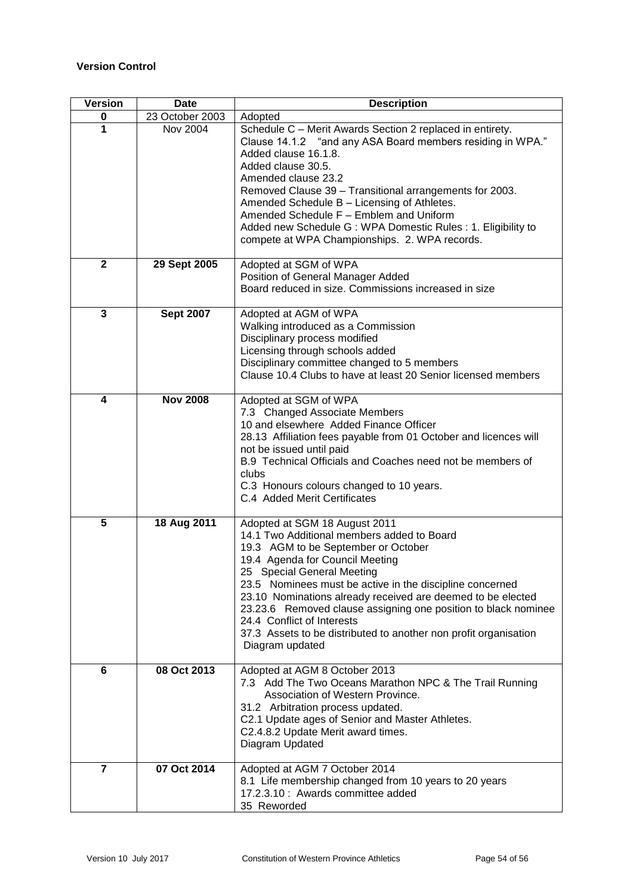**Version Control**

| Version | Date | Description |
|---|---|---|
| 0 | 23 October 2003 | Adopted |
| 1 | Nov 2004 | Schedule C – Merit Awards Section 2 replaced in entirety.<br>Clause 14.1.2 "and any ASA Board members residing in WPA."<br>Added clause 16.1.8.<br>Added clause 30.5.<br>Amended clause 23.2<br>Removed Clause 39 – Transitional arrangements for 2003.<br>Amended Schedule B – Licensing of Athletes.<br>Amended Schedule F – Emblem and Uniform<br>Added new Schedule G : WPA Domestic Rules : 1. Eligibility to compete at WPA Championships. 2. WPA records. |
| **2** | **29 Sept 2005** | Adopted at SGM of WPA<br>Position of General Manager Added<br>Board reduced in size. Commissions increased in size |
| **3** | **Sept 2007** | Adopted at AGM of WPA<br>Walking introduced as a Commission<br>Disciplinary process modified<br>Licensing through schools added<br>Disciplinary committee changed to 5 members<br>Clause 10.4 Clubs to have at least 20 Senior licensed members |
| **4** | **Nov 2008** | Adopted at SGM of WPA<br>7.3 Changed Associate Members<br>10 and elsewhere Added Finance Officer<br>28.13 Affiliation fees payable from 01 October and licences will not be issued until paid<br>B.9 Technical Officials and Coaches need not be members of clubs<br>C.3 Honours colours changed to 10 years.<br>C.4 Added Merit Certificates |
| **5** | **18 Aug 2011** | Adopted at SGM 18 August 2011<br>14.1 Two Additional members added to Board<br>19.3 AGM to be September or October<br>19.4 Agenda for Council Meeting<br>25 Special General Meeting<br>23.5 Nominees must be active in the discipline concerned<br>23.10 Nominations already received are deemed to be elected<br>23.23.6 Removed clause assigning one position to black nominee<br>24.4 Conflict of Interests<br>37.3 Assets to be distributed to another non profit organisation<br>Diagram updated |
| **6** | **08 Oct 2013** | Adopted at AGM 8 October 2013<br>7.3 Add The Two Oceans Marathon NPC & The Trail Running Association of Western Province.<br>31.2 Arbitration process updated.<br>C2.1 Update ages of Senior and Master Athletes.<br>C2.4.8.2 Update Merit award times.<br>Diagram Updated |
| **7** | **07 Oct 2014** | Adopted at AGM 7 October 2014<br>8.1 Life membership changed from 10 years to 20 years<br>17.2.3.10 : Awards committee added<br>35 Reworded |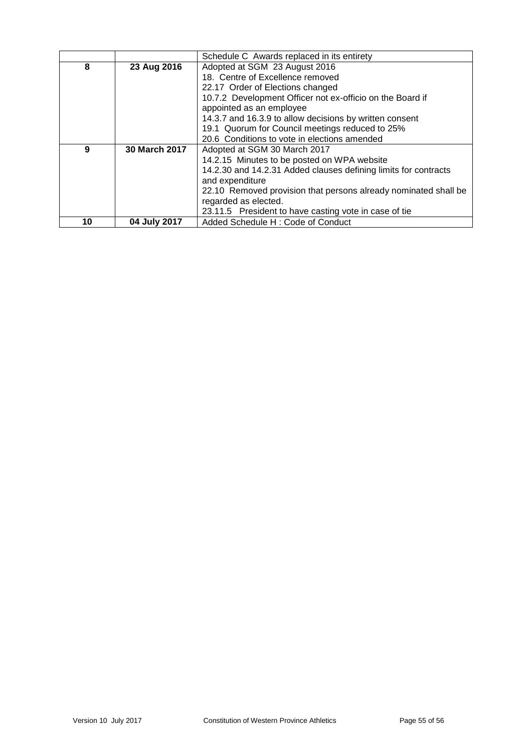| | | |
|---|---|---|
| | | Schedule C Awards replaced in its entirety |
| **8** | **23 Aug 2016** | Adopted at SGM 23 August 2016<br>18. Centre of Excellence removed<br>22.17 Order of Elections changed<br>10.7.2 Development Officer not ex-officio on the Board if appointed as an employee<br>14.3.7 and 16.3.9 to allow decisions by written consent<br>19.1 Quorum for Council meetings reduced to 25%<br>20.6 Conditions to vote in elections amended |
| **9** | **30 March 2017** | Adopted at SGM 30 March 2017<br>14.2.15 Minutes to be posted on WPA website<br>14.2.30 and 14.2.31 Added clauses defining limits for contracts and expenditure<br>22.10 Removed provision that persons already nominated shall be regarded as elected.<br>23.11.5 President to have casting vote in case of tie |
| **10** | **04 July 2017** | Added Schedule H : Code of Conduct |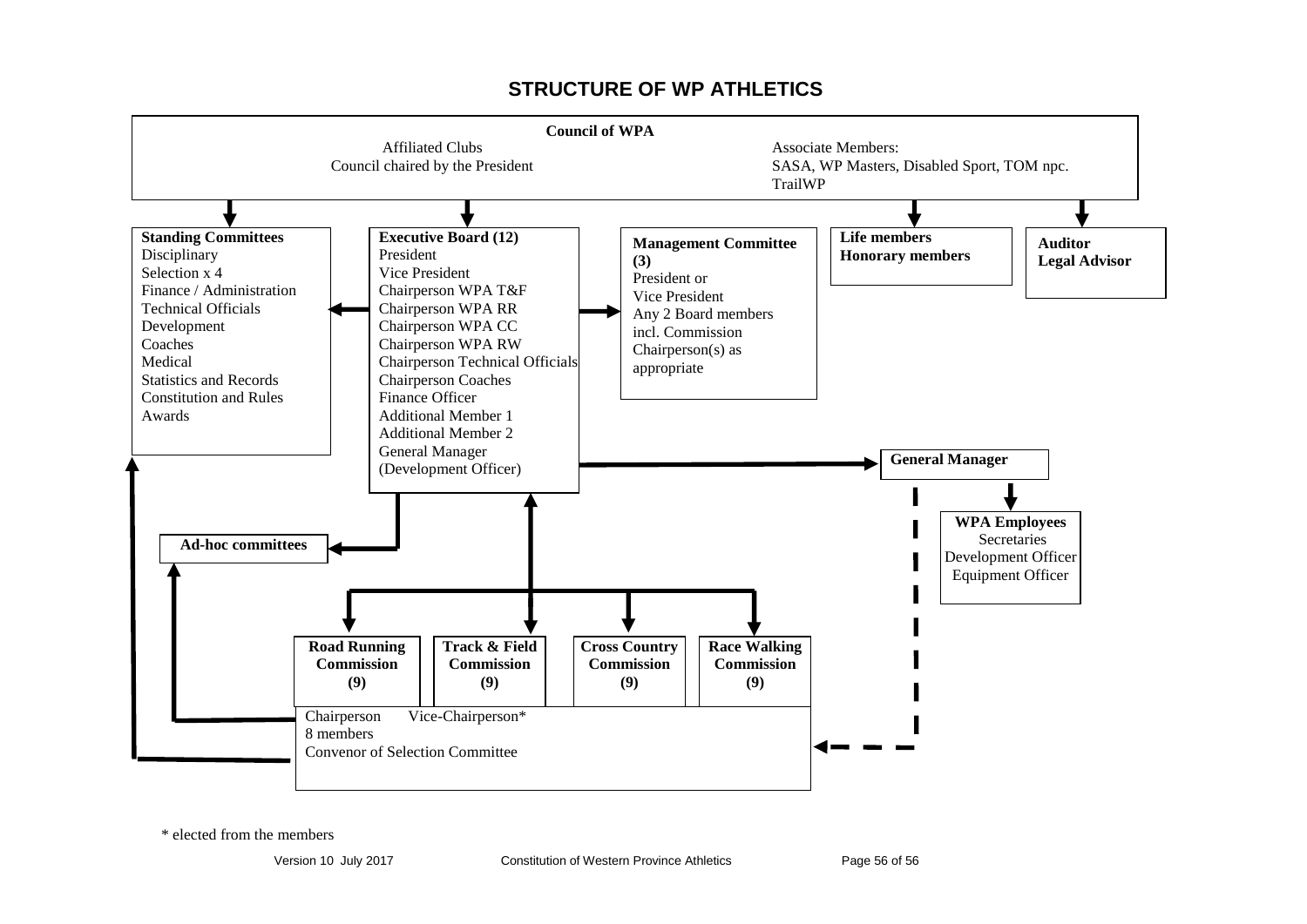## STRUCTURE OF WP ATHLETICS

**Council of WPA**

Affiliated Clubs
Council chaired by the President

Associate Members:
SASA, WP Masters, Disabled Sport, TOM npc.
TrailWP

**Standing Committees**
Disciplinary
Selection x 4
Finance / Administration
Technical Officials
Development
Coaches
Medical
Statistics and Records
Constitution and Rules
Awards

**Executive Board (12)**
President
Vice President
Chairperson WPA T&F
Chairperson WPA RR
Chairperson WPA CC
Chairperson WPA RW
Chairperson Technical Officials
Chairperson Coaches
Finance Officer
Additional Member 1
Additional Member 2
General Manager
(Development Officer)

**Management Committee (3)**
President or
Vice President
Any 2 Board members
incl. Commission
Chairperson(s) as
appropriate

**Life members**
**Honorary members**

**Auditor**
**Legal Advisor**

**General Manager**

**WPA Employees**
Secretaries
Development Officer
Equipment Officer

**Ad-hoc committees**

**Road Running Commission (9)**

**Track & Field Commission (9)**

**Cross Country Commission (9)**

**Race Walking Commission (9)**

Chairperson Vice-Chairperson*
8 members
Convenor of Selection Committee

\* elected from the members